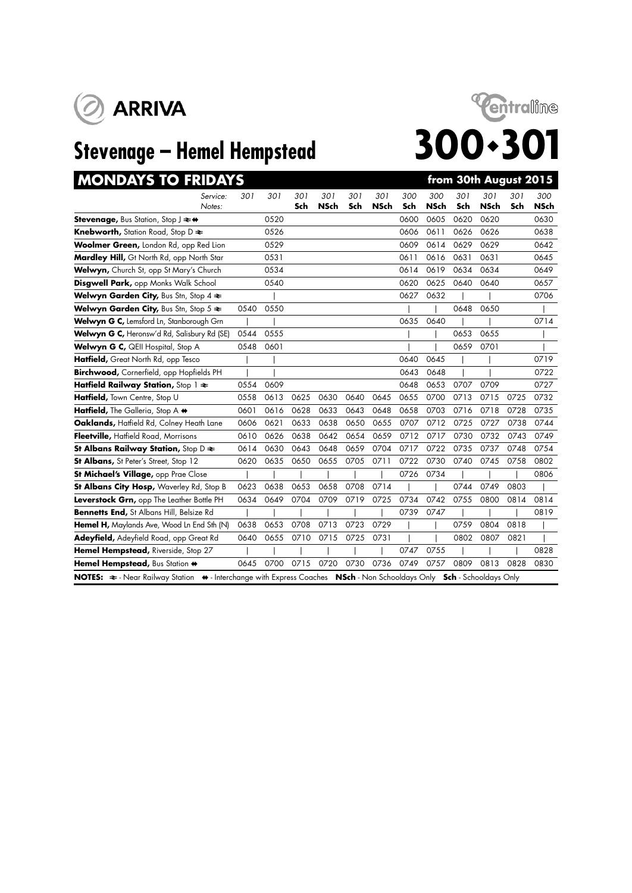ARRIVA

# Stevenage – Hemel Hempstead

Centraline

# 300•301

## MONDAYS TO FRIDAYS — from 30th August 2015

| Service: / Notes: | 301 | 301 | 301 Sch | 301 NSch | 301 Sch | 301 NSch | 300 Sch | 300 NSch | 301 Sch | 301 NSch | 301 Sch | 300 NSch |
|---|---|---|---|---|---|---|---|---|---|---|---|---|
| **Stevenage,** Bus Station, Stop J ⇌ ⇼ | | 0520 | | | | | 0600 | 0605 | 0620 | 0620 | | 0630 |
| **Knebworth,** Station Road, Stop D ⇌ | | 0526 | | | | | 0606 | 0611 | 0626 | 0626 | | 0638 |
| **Woolmer Green,** London Rd, opp Red Lion | | 0529 | | | | | 0609 | 0614 | 0629 | 0629 | | 0642 |
| **Mardley Hill,** Gt North Rd, opp North Star | | 0531 | | | | | 0611 | 0616 | 0631 | 0631 | | 0645 |
| **Welwyn,** Church St, opp St Mary's Church | | 0534 | | | | | 0614 | 0619 | 0634 | 0634 | | 0649 |
| **Disgwell Park,** opp Monks Walk School | | 0540 | | | | | 0620 | 0625 | 0640 | 0640 | | 0657 |
| **Welwyn Garden City,** Bus Stn, Stop 4 ⇌ | | \| | | | | | 0627 | 0632 | \| | \| | | 0706 |
| **Welwyn Garden City,** Bus Stn, Stop 5 ⇌ | 0540 | 0550 | | | | | \| | \| | 0648 | 0650 | | \| |
| **Welwyn G C,** Lemsford Ln, Stanborough Grn | \| | \| | | | | | 0635 | 0640 | \| | \| | | 0714 |
| **Welwyn G C,** Heronsw'd Rd, Salisbury Rd (SE) | 0544 | 0555 | | | | | \| | \| | 0653 | 0655 | | \| |
| **Welwyn G C,** QEII Hospital, Stop A | 0548 | 0601 | | | | | \| | \| | 0659 | 0701 | | \| |
| **Hatfield,** Great North Rd, opp Tesco | \| | \| | | | | | 0640 | 0645 | \| | \| | | 0719 |
| **Birchwood,** Cornerfield, opp Hopfields PH | \| | \| | | | | | 0643 | 0648 | \| | \| | | 0722 |
| **Hatfield Railway Station,** Stop 1 ⇌ | 0554 | 0609 | | | | | 0648 | 0653 | 0707 | 0709 | | 0727 |
| **Hatfield,** Town Centre, Stop U | 0558 | 0613 | 0625 | 0630 | 0640 | 0645 | 0655 | 0700 | 0713 | 0715 | 0725 | 0732 |
| **Hatfield,** The Galleria, Stop A ⇼ | 0601 | 0616 | 0628 | 0633 | 0643 | 0648 | 0658 | 0703 | 0716 | 0718 | 0728 | 0735 |
| **Oaklands,** Hatfield Rd, Colney Heath Lane | 0606 | 0621 | 0633 | 0638 | 0650 | 0655 | 0707 | 0712 | 0725 | 0727 | 0738 | 0744 |
| **Fleetville,** Hatfield Road, Morrisons | 0610 | 0626 | 0638 | 0642 | 0654 | 0659 | 0712 | 0717 | 0730 | 0732 | 0743 | 0749 |
| **St Albans Railway Station,** Stop D ⇌ | 0614 | 0630 | 0643 | 0648 | 0659 | 0704 | 0717 | 0722 | 0735 | 0737 | 0748 | 0754 |
| **St Albans,** St Peter's Street, Stop 12 | 0620 | 0635 | 0650 | 0655 | 0705 | 0711 | 0722 | 0730 | 0740 | 0745 | 0758 | 0802 |
| **St Michael's Village,** opp Prae Close | \| | \| | \| | \| | \| | \| | 0726 | 0734 | \| | \| | \| | 0806 |
| **St Albans City Hosp,** Waverley Rd, Stop B | 0623 | 0638 | 0653 | 0658 | 0708 | 0714 | \| | \| | 0744 | 0749 | 0803 | \| |
| **Leverstock Grn,** opp The Leather Bottle PH | 0634 | 0649 | 0704 | 0709 | 0719 | 0725 | 0734 | 0742 | 0755 | 0800 | 0814 | 0814 |
| **Bennetts End,** St Albans Hill, Belsize Rd | \| | \| | \| | \| | \| | \| | 0739 | 0747 | \| | \| | \| | 0819 |
| **Hemel H,** Maylands Ave, Wood Ln End Sth (N) | 0638 | 0653 | 0708 | 0713 | 0723 | 0729 | \| | \| | 0759 | 0804 | 0818 | \| |
| **Adeyfield,** Adeyfield Road, opp Great Rd | 0640 | 0655 | 0710 | 0715 | 0725 | 0731 | \| | \| | 0802 | 0807 | 0821 | \| |
| **Hemel Hempstead,** Riverside, Stop 27 | \| | \| | \| | \| | \| | \| | 0747 | 0755 | \| | \| | \| | 0828 |
| **Hemel Hempstead,** Bus Station ⇼ | 0645 | 0700 | 0715 | 0720 | 0730 | 0736 | 0749 | 0757 | 0809 | 0813 | 0828 | 0830 |

**NOTES:** ⇌ - Near Railway Station ⇼ - Interchange with Express Coaches **NSch** - Non Schooldays Only **Sch** - Schooldays Only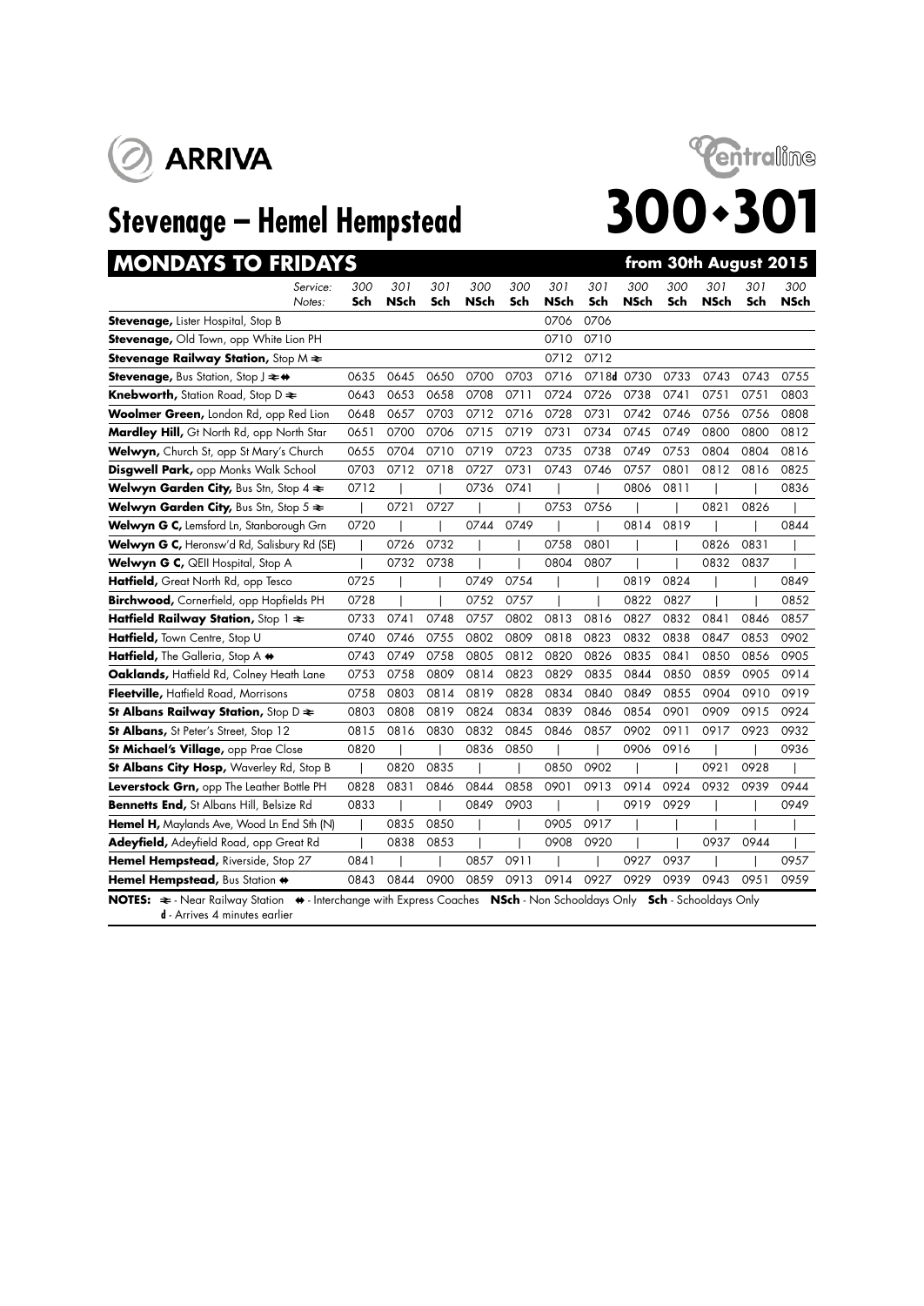# Stevenage – Hemel Hempstead

# 300•301

## MONDAYS TO FRIDAYS — from 30th August 2015

| Service: | 300 | 301 | 301 | 300 | 300 | 301 | 301 | 300 | 300 | 301 | 301 | 300 |
|---|---|---|---|---|---|---|---|---|---|---|---|---|
| Notes: | Sch | NSch | Sch | NSch | Sch | NSch | Sch | NSch | Sch | NSch | Sch | NSch |
| **Stevenage,** Lister Hospital, Stop B | | | | | | 0706 | 0706 | | | | | |
| **Stevenage,** Old Town, opp White Lion PH | | | | | | 0710 | 0710 | | | | | |
| **Stevenage Railway Station,** Stop M ≋ | | | | | | 0712 | 0712 | | | | | |
| **Stevenage,** Bus Station, Stop J ≋ ⇼ | 0635 | 0645 | 0650 | 0700 | 0703 | 0716 | 0718d | 0730 | 0733 | 0743 | 0743 | 0755 |
| **Knebworth,** Station Road, Stop D ≋ | 0643 | 0653 | 0658 | 0708 | 0711 | 0724 | 0726 | 0738 | 0741 | 0751 | 0751 | 0803 |
| **Woolmer Green,** London Rd, opp Red Lion | 0648 | 0657 | 0703 | 0712 | 0716 | 0728 | 0731 | 0742 | 0746 | 0756 | 0756 | 0808 |
| **Mardley Hill,** Gt North Rd, opp North Star | 0651 | 0700 | 0706 | 0715 | 0719 | 0731 | 0734 | 0745 | 0749 | 0800 | 0800 | 0812 |
| **Welwyn,** Church St, opp St Mary's Church | 0655 | 0704 | 0710 | 0719 | 0723 | 0735 | 0738 | 0749 | 0753 | 0804 | 0804 | 0816 |
| **Disgwell Park,** opp Monks Walk School | 0703 | 0712 | 0718 | 0727 | 0731 | 0743 | 0746 | 0757 | 0801 | 0812 | 0816 | 0825 |
| **Welwyn Garden City,** Bus Stn, Stop 4 ≋ | 0712 | \| | \| | 0736 | 0741 | \| | \| | 0806 | 0811 | \| | \| | 0836 |
| **Welwyn Garden City,** Bus Stn, Stop 5 ≋ | \| | 0721 | 0727 | \| | \| | 0753 | 0756 | \| | \| | 0821 | 0826 | \| |
| **Welwyn G C,** Lemsford Ln, Stanborough Grn | 0720 | \| | \| | 0744 | 0749 | \| | \| | 0814 | 0819 | \| | \| | 0844 |
| **Welwyn G C,** Heronsw'd Rd, Salisbury Rd (SE) | \| | 0726 | 0732 | \| | \| | 0758 | 0801 | \| | \| | 0826 | 0831 | \| |
| **Welwyn G C,** QEII Hospital, Stop A | \| | 0732 | 0738 | \| | \| | 0804 | 0807 | \| | \| | 0832 | 0837 | \| |
| **Hatfield,** Great North Rd, opp Tesco | 0725 | \| | \| | 0749 | 0754 | \| | \| | 0819 | 0824 | \| | \| | 0849 |
| **Birchwood,** Cornerfield, opp Hopfields PH | 0728 | \| | \| | 0752 | 0757 | \| | \| | 0822 | 0827 | \| | \| | 0852 |
| **Hatfield Railway Station,** Stop 1 ≋ | 0733 | 0741 | 0748 | 0757 | 0802 | 0813 | 0816 | 0827 | 0832 | 0841 | 0846 | 0857 |
| **Hatfield,** Town Centre, Stop U | 0740 | 0746 | 0755 | 0802 | 0809 | 0818 | 0823 | 0832 | 0838 | 0847 | 0853 | 0902 |
| **Hatfield,** The Galleria, Stop A ⇼ | 0743 | 0749 | 0758 | 0805 | 0812 | 0820 | 0826 | 0835 | 0841 | 0850 | 0856 | 0905 |
| **Oaklands,** Hatfield Rd, Colney Heath Lane | 0753 | 0758 | 0809 | 0814 | 0823 | 0829 | 0835 | 0844 | 0850 | 0859 | 0905 | 0914 |
| **Fleetville,** Hatfield Road, Morrisons | 0758 | 0803 | 0814 | 0819 | 0828 | 0834 | 0840 | 0849 | 0855 | 0904 | 0910 | 0919 |
| **St Albans Railway Station,** Stop D ≋ | 0803 | 0808 | 0819 | 0824 | 0834 | 0839 | 0846 | 0854 | 0901 | 0909 | 0915 | 0924 |
| **St Albans,** St Peter's Street, Stop 12 | 0815 | 0816 | 0830 | 0832 | 0845 | 0846 | 0857 | 0902 | 0911 | 0917 | 0923 | 0932 |
| **St Michael's Village,** opp Prae Close | 0820 | \| | \| | 0836 | 0850 | \| | \| | 0906 | 0916 | \| | \| | 0936 |
| **St Albans City Hosp,** Waverley Rd, Stop B | \| | 0820 | 0835 | \| | \| | 0850 | 0902 | \| | \| | 0921 | 0928 | \| |
| **Leverstock Grn,** opp The Leather Bottle PH | 0828 | 0831 | 0846 | 0844 | 0858 | 0901 | 0913 | 0914 | 0924 | 0932 | 0939 | 0944 |
| **Bennetts End,** St Albans Hill, Belsize Rd | 0833 | \| | \| | 0849 | 0903 | \| | \| | 0919 | 0929 | \| | \| | 0949 |
| **Hemel H,** Maylands Ave, Wood Ln End Sth (N) | \| | 0835 | 0850 | \| | \| | 0905 | 0917 | \| | \| | \| | \| | \| |
| **Adeyfield,** Adeyfield Road, opp Great Rd | \| | 0838 | 0853 | \| | \| | 0908 | 0920 | \| | \| | 0937 | 0944 | \| |
| **Hemel Hempstead,** Riverside, Stop 27 | 0841 | \| | \| | 0857 | 0911 | \| | \| | 0927 | 0937 | \| | \| | 0957 |
| **Hemel Hempstead,** Bus Station ⇼ | 0843 | 0844 | 0900 | 0859 | 0913 | 0914 | 0927 | 0929 | 0939 | 0943 | 0951 | 0959 |

**NOTES:** ≋ - Near Railway Station ⇼ - Interchange with Express Coaches **NSch** - Non Schooldays Only **Sch** - Schooldays Only
**d** - Arrives 4 minutes earlier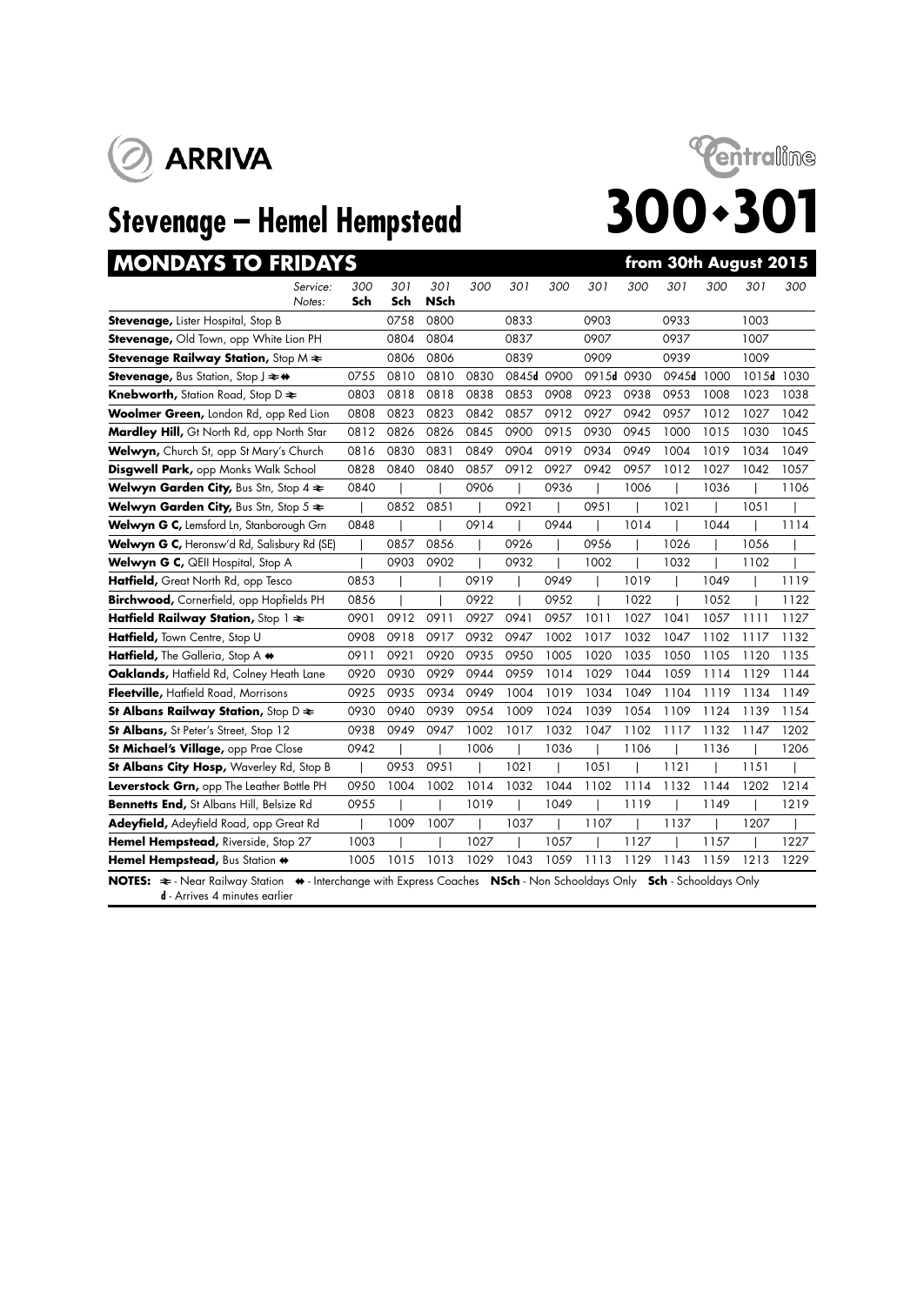ARRIVA

Centraline

# Stevenage – Hemel Hempstead

# 300•301

## MONDAYS TO FRIDAYS

**from 30th August 2015**

| Service: | 300 | 301 | 301 | 300 | 301 | 300 | 301 | 300 | 301 | 300 | 301 | 300 |
|---|---|---|---|---|---|---|---|---|---|---|---|---|
| Notes: | **Sch** | **Sch** | **NSch** | | | | | | | | | |
| **Stevenage,** Lister Hospital, Stop B | | 0758 | 0800 | | 0833 | | 0903 | | 0933 | | 1003 | |
| **Stevenage,** Old Town, opp White Lion PH | | 0804 | 0804 | | 0837 | | 0907 | | 0937 | | 1007 | |
| **Stevenage Railway Station,** Stop M ≋ | | 0806 | 0806 | | 0839 | | 0909 | | 0939 | | 1009 | |
| **Stevenage,** Bus Station, Stop J ≋ ⇹ | 0755 | 0810 | 0810 | 0830 | 0845**d** | 0900 | 0915**d** | 0930 | 0945**d** | 1000 | 1015**d** | 1030 |
| **Knebworth,** Station Road, Stop D ≋ | 0803 | 0818 | 0818 | 0838 | 0853 | 0908 | 0923 | 0938 | 0953 | 1008 | 1023 | 1038 |
| **Woolmer Green,** London Rd, opp Red Lion | 0808 | 0823 | 0823 | 0842 | 0857 | 0912 | 0927 | 0942 | 0957 | 1012 | 1027 | 1042 |
| **Mardley Hill,** Gt North Rd, opp North Star | 0812 | 0826 | 0826 | 0845 | 0900 | 0915 | 0930 | 0945 | 1000 | 1015 | 1030 | 1045 |
| **Welwyn,** Church St, opp St Mary's Church | 0816 | 0830 | 0831 | 0849 | 0904 | 0919 | 0934 | 0949 | 1004 | 1019 | 1034 | 1049 |
| **Disgwell Park,** opp Monks Walk School | 0828 | 0840 | 0840 | 0857 | 0912 | 0927 | 0942 | 0957 | 1012 | 1027 | 1042 | 1057 |
| **Welwyn Garden City,** Bus Stn, Stop 4 ≋ | 0840 | \| | \| | 0906 | \| | 0936 | \| | 1006 | \| | 1036 | \| | 1106 |
| **Welwyn Garden City,** Bus Stn, Stop 5 ≋ | \| | 0852 | 0851 | \| | 0921 | \| | 0951 | \| | 1021 | \| | 1051 | \| |
| **Welwyn G C,** Lemsford Ln, Stanborough Grn | 0848 | \| | \| | 0914 | \| | 0944 | \| | 1014 | \| | 1044 | \| | 1114 |
| **Welwyn G C,** Heronsw'd Rd, Salisbury Rd (SE) | \| | 0857 | 0856 | \| | 0926 | \| | 0956 | \| | 1026 | \| | 1056 | \| |
| **Welwyn G C,** QEII Hospital, Stop A | \| | 0903 | 0902 | \| | 0932 | \| | 1002 | \| | 1032 | \| | 1102 | \| |
| **Hatfield,** Great North Rd, opp Tesco | 0853 | \| | \| | 0919 | \| | 0949 | \| | 1019 | \| | 1049 | \| | 1119 |
| **Birchwood,** Cornerfield, opp Hopfields PH | 0856 | \| | \| | 0922 | \| | 0952 | \| | 1022 | \| | 1052 | \| | 1122 |
| **Hatfield Railway Station,** Stop 1 ≋ | 0901 | 0912 | 0911 | 0927 | 0941 | 0957 | 1011 | 1027 | 1041 | 1057 | 1111 | 1127 |
| **Hatfield,** Town Centre, Stop U | 0908 | 0918 | 0917 | 0932 | 0947 | 1002 | 1017 | 1032 | 1047 | 1102 | 1117 | 1132 |
| **Hatfield,** The Galleria, Stop A ⇹ | 0911 | 0921 | 0920 | 0935 | 0950 | 1005 | 1020 | 1035 | 1050 | 1105 | 1120 | 1135 |
| **Oaklands,** Hatfield Rd, Colney Heath Lane | 0920 | 0930 | 0929 | 0944 | 0959 | 1014 | 1029 | 1044 | 1059 | 1114 | 1129 | 1144 |
| **Fleetville,** Hatfield Road, Morrisons | 0925 | 0935 | 0934 | 0949 | 1004 | 1019 | 1034 | 1049 | 1104 | 1119 | 1134 | 1149 |
| **St Albans Railway Station,** Stop D ≋ | 0930 | 0940 | 0939 | 0954 | 1009 | 1024 | 1039 | 1054 | 1109 | 1124 | 1139 | 1154 |
| **St Albans,** St Peter's Street, Stop 12 | 0938 | 0949 | 0947 | 1002 | 1017 | 1032 | 1047 | 1102 | 1117 | 1132 | 1147 | 1202 |
| **St Michael's Village,** opp Prae Close | 0942 | \| | \| | 1006 | \| | 1036 | \| | 1106 | \| | 1136 | \| | 1206 |
| **St Albans City Hosp,** Waverley Rd, Stop B | \| | 0953 | 0951 | \| | 1021 | \| | 1051 | \| | 1121 | \| | 1151 | \| |
| **Leverstock Grn,** opp The Leather Bottle PH | 0950 | 1004 | 1002 | 1014 | 1032 | 1044 | 1102 | 1114 | 1132 | 1144 | 1202 | 1214 |
| **Bennetts End,** St Albans Hill, Belsize Rd | 0955 | \| | \| | 1019 | \| | 1049 | \| | 1119 | \| | 1149 | \| | 1219 |
| **Adeyfield,** Adeyfield Road, opp Great Rd | \| | 1009 | 1007 | \| | 1037 | \| | 1107 | \| | 1137 | \| | 1207 | \| |
| **Hemel Hempstead,** Riverside, Stop 27 | 1003 | \| | \| | 1027 | \| | 1057 | \| | 1127 | \| | 1157 | \| | 1227 |
| **Hemel Hempstead,** Bus Station ⇹ | 1005 | 1015 | 1013 | 1029 | 1043 | 1059 | 1113 | 1129 | 1143 | 1159 | 1213 | 1229 |

**NOTES:** ≋ - Near Railway Station ⇹ - Interchange with Express Coaches **NSch** - Non Schooldays Only **Sch** - Schooldays Only
**d** - Arrives 4 minutes earlier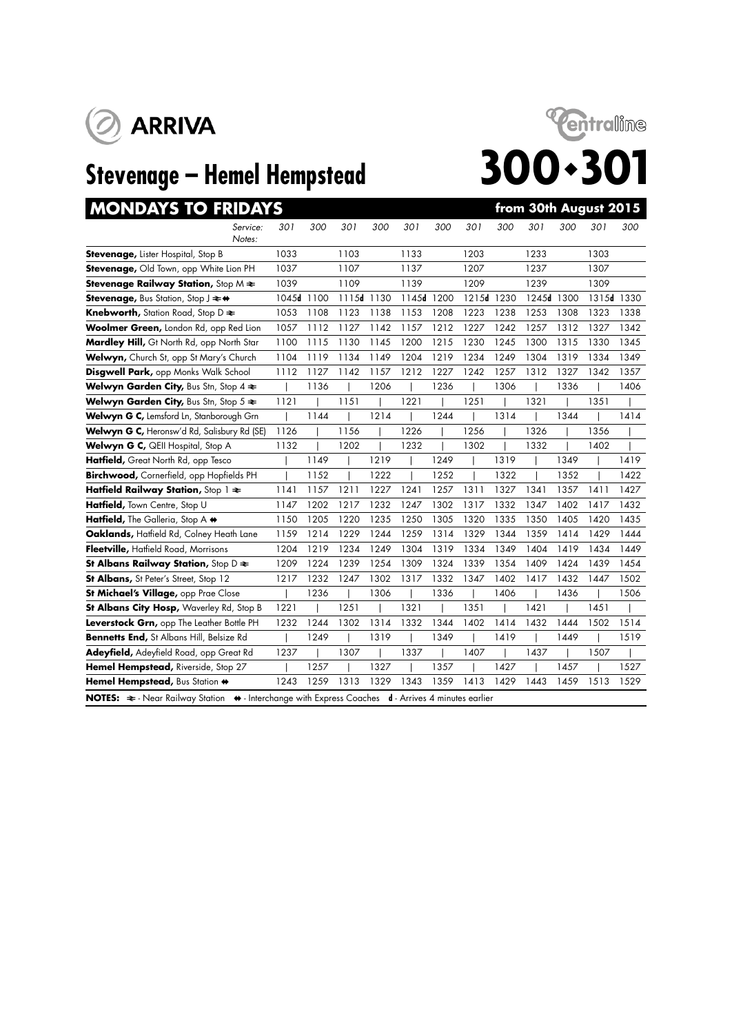ARRIVA

Centraline

# Stevenage – Hemel Hempstead

# 300•301

## MONDAYS TO FRIDAYS

**from 30th August 2015**

| Service: | 301 | 300 | 301 | 300 | 301 | 300 | 301 | 300 | 301 | 300 | 301 | 300 |
|---|---|---|---|---|---|---|---|---|---|---|---|---|
| Notes: | | | | | | | | | | | | |
| **Stevenage,** Lister Hospital, Stop B | 1033 | | 1103 | | 1133 | | 1203 | | 1233 | | 1303 | |
| **Stevenage,** Old Town, opp White Lion PH | 1037 | | 1107 | | 1137 | | 1207 | | 1237 | | 1307 | |
| **Stevenage Railway Station,** Stop M ≈ | 1039 | | 1109 | | 1139 | | 1209 | | 1239 | | 1309 | |
| **Stevenage,** Bus Station, Stop J ≈ ⇔ | 1045d | 1100 | 1115d | 1130 | 1145d | 1200 | 1215d | 1230 | 1245d | 1300 | 1315d | 1330 |
| **Knebworth,** Station Road, Stop D ≈ | 1053 | 1108 | 1123 | 1138 | 1153 | 1208 | 1223 | 1238 | 1253 | 1308 | 1323 | 1338 |
| **Woolmer Green,** London Rd, opp Red Lion | 1057 | 1112 | 1127 | 1142 | 1157 | 1212 | 1227 | 1242 | 1257 | 1312 | 1327 | 1342 |
| **Mardley Hill,** Gt North Rd, opp North Star | 1100 | 1115 | 1130 | 1145 | 1200 | 1215 | 1230 | 1245 | 1300 | 1315 | 1330 | 1345 |
| **Welwyn,** Church St, opp St Mary's Church | 1104 | 1119 | 1134 | 1149 | 1204 | 1219 | 1234 | 1249 | 1304 | 1319 | 1334 | 1349 |
| **Digswell Park,** opp Monks Walk School | 1112 | 1127 | 1142 | 1157 | 1212 | 1227 | 1242 | 1257 | 1312 | 1327 | 1342 | 1357 |
| **Welwyn Garden City,** Bus Stn, Stop 4 ≈ | \| | 1136 | \| | 1206 | \| | 1236 | \| | 1306 | \| | 1336 | \| | 1406 |
| **Welwyn Garden City,** Bus Stn, Stop 5 ≈ | 1121 | \| | 1151 | \| | 1221 | \| | 1251 | \| | 1321 | \| | 1351 | \| |
| **Welwyn G C,** Lemsford Ln, Stanborough Grn | \| | 1144 | \| | 1214 | \| | 1244 | \| | 1314 | \| | 1344 | \| | 1414 |
| **Welwyn G C,** Heronsw'd Rd, Salisbury Rd (SE) | 1126 | \| | 1156 | \| | 1226 | \| | 1256 | \| | 1326 | \| | 1356 | \| |
| **Welwyn G C,** QEII Hospital, Stop A | 1132 | \| | 1202 | \| | 1232 | \| | 1302 | \| | 1332 | \| | 1402 | \| |
| **Hatfield,** Great North Rd, opp Tesco | \| | 1149 | \| | 1219 | \| | 1249 | \| | 1319 | \| | 1349 | \| | 1419 |
| **Birchwood,** Cornerfield, opp Hopfields PH | \| | 1152 | \| | 1222 | \| | 1252 | \| | 1322 | \| | 1352 | \| | 1422 |
| **Hatfield Railway Station,** Stop 1 ≈ | 1141 | 1157 | 1211 | 1227 | 1241 | 1257 | 1311 | 1327 | 1341 | 1357 | 1411 | 1427 |
| **Hatfield,** Town Centre, Stop U | 1147 | 1202 | 1217 | 1232 | 1247 | 1302 | 1317 | 1332 | 1347 | 1402 | 1417 | 1432 |
| **Hatfield,** The Galleria, Stop A ⇔ | 1150 | 1205 | 1220 | 1235 | 1250 | 1305 | 1320 | 1335 | 1350 | 1405 | 1420 | 1435 |
| **Oaklands,** Hatfield Rd, Colney Heath Lane | 1159 | 1214 | 1229 | 1244 | 1259 | 1314 | 1329 | 1344 | 1359 | 1414 | 1429 | 1444 |
| **Fleetville,** Hatfield Road, Morrisons | 1204 | 1219 | 1234 | 1249 | 1304 | 1319 | 1334 | 1349 | 1404 | 1419 | 1434 | 1449 |
| **St Albans Railway Station,** Stop D ≈ | 1209 | 1224 | 1239 | 1254 | 1309 | 1324 | 1339 | 1354 | 1409 | 1424 | 1439 | 1454 |
| **St Albans,** St Peter's Street, Stop 12 | 1217 | 1232 | 1247 | 1302 | 1317 | 1332 | 1347 | 1402 | 1417 | 1432 | 1447 | 1502 |
| **St Michael's Village,** opp Prae Close | \| | 1236 | \| | 1306 | \| | 1336 | \| | 1406 | \| | 1436 | \| | 1506 |
| **St Albans City Hosp,** Waverley Rd, Stop B | 1221 | \| | 1251 | \| | 1321 | \| | 1351 | \| | 1421 | \| | 1451 | \| |
| **Leverstock Grn,** opp The Leather Bottle PH | 1232 | 1244 | 1302 | 1314 | 1332 | 1344 | 1402 | 1414 | 1432 | 1444 | 1502 | 1514 |
| **Bennetts End,** St Albans Hill, Belsize Rd | \| | 1249 | \| | 1319 | \| | 1349 | \| | 1419 | \| | 1449 | \| | 1519 |
| **Adeyfield,** Adeyfield Road, opp Great Rd | 1237 | \| | 1307 | \| | 1337 | \| | 1407 | \| | 1437 | \| | 1507 | \| |
| **Hemel Hempstead,** Riverside, Stop 27 | \| | 1257 | \| | 1327 | \| | 1357 | \| | 1427 | \| | 1457 | \| | 1527 |
| **Hemel Hempstead,** Bus Station ⇔ | 1243 | 1259 | 1313 | 1329 | 1343 | 1359 | 1413 | 1429 | 1443 | 1459 | 1513 | 1529 |

**NOTES:** ≈ - Near Railway Station ⇔ - Interchange with Express Coaches **d** - Arrives 4 minutes earlier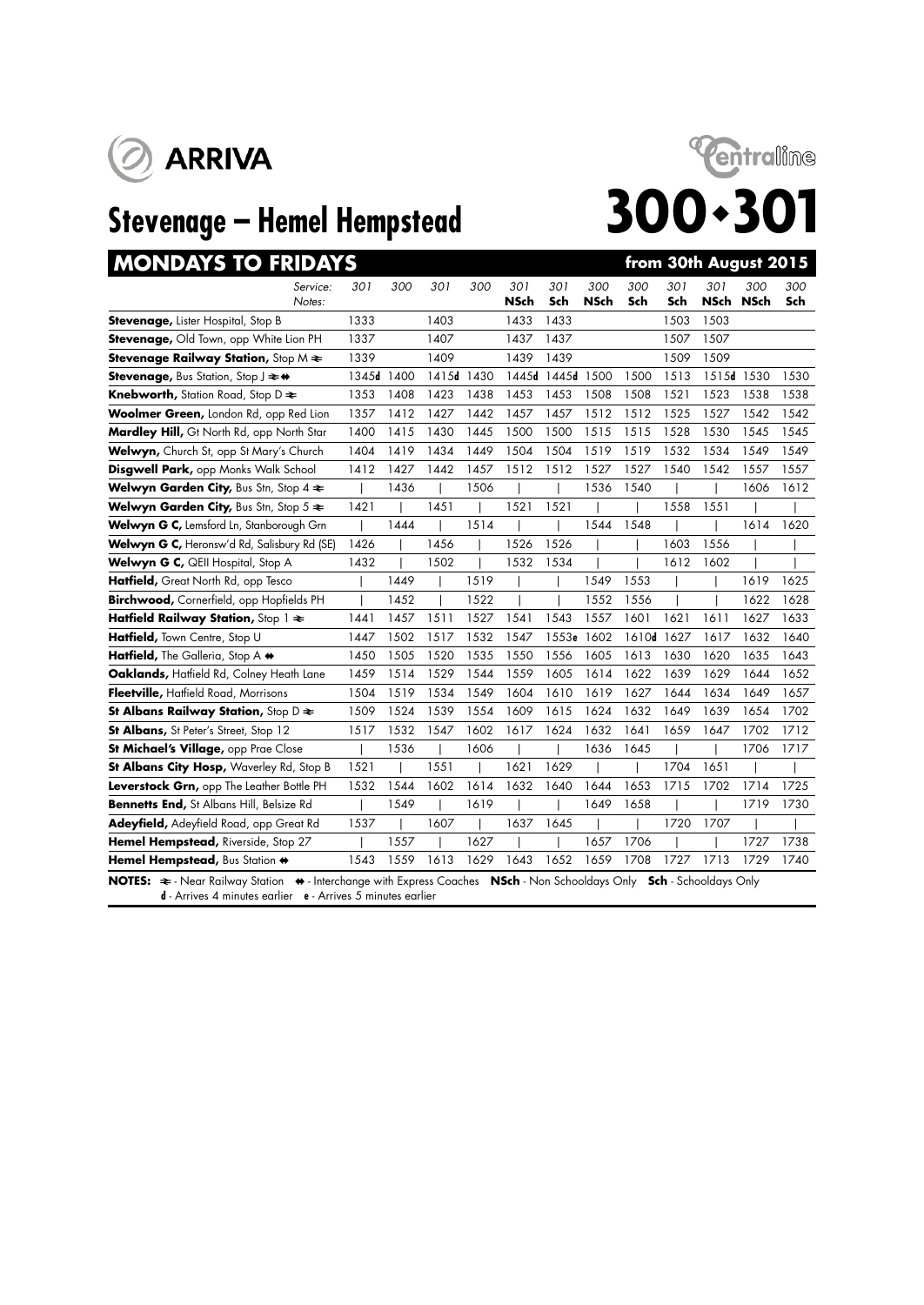ARRIVA

Centraline

# Stevenage – Hemel Hempstead

# 300•301

## MONDAYS TO FRIDAYS — from 30th August 2015

| Service: | 301 | 300 | 301 | 300 | 301 | 301 | 300 | 300 | 301 | 301 | 300 | 300 |
|---|---|---|---|---|---|---|---|---|---|---|---|---|
| Notes: | | | | | NSch | Sch | NSch | Sch | Sch | NSch | NSch | Sch |
| **Stevenage,** Lister Hospital, Stop B | 1333 | | 1403 | | 1433 | 1433 | | | 1503 | 1503 | | |
| **Stevenage,** Old Town, opp White Lion PH | 1337 | | 1407 | | 1437 | 1437 | | | 1507 | 1507 | | |
| **Stevenage Railway Station,** Stop M ≋ | 1339 | | 1409 | | 1439 | 1439 | | | 1509 | 1509 | | |
| **Stevenage,** Bus Station, Stop J ≋ ⇔ | 1345d | 1400 | 1415d | 1430 | 1445d | 1445d | 1500 | 1500 | 1513 | 1515d | 1530 | 1530 |
| **Knebworth,** Station Road, Stop D ≋ | 1353 | 1408 | 1423 | 1438 | 1453 | 1453 | 1508 | 1508 | 1521 | 1523 | 1538 | 1538 |
| **Woolmer Green,** London Rd, opp Red Lion | 1357 | 1412 | 1427 | 1442 | 1457 | 1457 | 1512 | 1512 | 1525 | 1527 | 1542 | 1542 |
| **Mardley Hill,** Gt North Rd, opp North Star | 1400 | 1415 | 1430 | 1445 | 1500 | 1500 | 1515 | 1515 | 1528 | 1530 | 1545 | 1545 |
| **Welwyn,** Church St, opp St Mary's Church | 1404 | 1419 | 1434 | 1449 | 1504 | 1504 | 1519 | 1519 | 1532 | 1534 | 1549 | 1549 |
| **Digswell Park,** opp Monks Walk School | 1412 | 1427 | 1442 | 1457 | 1512 | 1512 | 1527 | 1527 | 1540 | 1542 | 1557 | 1557 |
| **Welwyn Garden City,** Bus Stn, Stop 4 ≋ | \| | 1436 | \| | 1506 | \| | \| | 1536 | 1540 | \| | \| | 1606 | 1612 |
| **Welwyn Garden City,** Bus Stn, Stop 5 ≋ | 1421 | \| | 1451 | \| | 1521 | 1521 | \| | \| | 1558 | 1551 | \| | \| |
| **Welwyn G C,** Lemsford Ln, Stanborough Grn | \| | 1444 | \| | 1514 | \| | \| | 1544 | 1548 | \| | \| | 1614 | 1620 |
| **Welwyn G C,** Heronsw'd Rd, Salisbury Rd (SE) | 1426 | \| | 1456 | \| | 1526 | 1526 | \| | \| | 1603 | 1556 | \| | \| |
| **Welwyn G C,** QEII Hospital, Stop A | 1432 | \| | 1502 | \| | 1532 | 1534 | \| | \| | 1612 | 1602 | \| | \| |
| **Hatfield,** Great North Rd, opp Tesco | \| | 1449 | \| | 1519 | \| | \| | 1549 | 1553 | \| | \| | 1619 | 1625 |
| **Birchwood,** Cornerfield, opp Hopfields PH | \| | 1452 | \| | 1522 | \| | \| | 1552 | 1556 | \| | \| | 1622 | 1628 |
| **Hatfield Railway Station,** Stop 1 ≋ | 1441 | 1457 | 1511 | 1527 | 1541 | 1543 | 1557 | 1601 | 1621 | 1611 | 1627 | 1633 |
| **Hatfield,** Town Centre, Stop U | 1447 | 1502 | 1517 | 1532 | 1547 | 1553e | 1602 | 1610d | 1627 | 1617 | 1632 | 1640 |
| **Hatfield,** The Galleria, Stop A ⇔ | 1450 | 1505 | 1520 | 1535 | 1550 | 1556 | 1605 | 1613 | 1630 | 1620 | 1635 | 1643 |
| **Oaklands,** Hatfield Rd, Colney Heath Lane | 1459 | 1514 | 1529 | 1544 | 1559 | 1605 | 1614 | 1622 | 1639 | 1629 | 1644 | 1652 |
| **Fleetville,** Hatfield Road, Morrisons | 1504 | 1519 | 1534 | 1549 | 1604 | 1610 | 1619 | 1627 | 1644 | 1634 | 1649 | 1657 |
| **St Albans Railway Station,** Stop D ≋ | 1509 | 1524 | 1539 | 1554 | 1609 | 1615 | 1624 | 1632 | 1649 | 1639 | 1654 | 1702 |
| **St Albans,** St Peter's Street, Stop 12 | 1517 | 1532 | 1547 | 1602 | 1617 | 1624 | 1632 | 1641 | 1659 | 1647 | 1702 | 1712 |
| **St Michael's Village,** opp Prae Close | \| | 1536 | \| | 1606 | \| | \| | 1636 | 1645 | \| | \| | 1706 | 1717 |
| **St Albans City Hosp,** Waverley Rd, Stop B | 1521 | \| | 1551 | \| | 1621 | 1629 | \| | \| | 1704 | 1651 | \| | \| |
| **Leverstock Grn,** opp The Leather Bottle PH | 1532 | 1544 | 1602 | 1614 | 1632 | 1640 | 1644 | 1653 | 1715 | 1702 | 1714 | 1725 |
| **Bennetts End,** St Albans Hill, Belsize Rd | \| | 1549 | \| | 1619 | \| | \| | 1649 | 1658 | \| | \| | 1719 | 1730 |
| **Adeyfield,** Adeyfield Road, opp Great Rd | 1537 | \| | 1607 | \| | 1637 | 1645 | \| | \| | 1720 | 1707 | \| | \| |
| **Hemel Hempstead,** Riverside, Stop 27 | \| | 1557 | \| | 1627 | \| | \| | 1657 | 1706 | \| | \| | 1727 | 1738 |
| **Hemel Hempstead,** Bus Station ⇔ | 1543 | 1559 | 1613 | 1629 | 1643 | 1652 | 1659 | 1708 | 1727 | 1713 | 1729 | 1740 |

**NOTES:** ≋ - Near Railway Station ⇔ - Interchange with Express Coaches **NSch** - Non Schooldays Only **Sch** - Schooldays Only
**d** - Arrives 4 minutes earlier **e** - Arrives 5 minutes earlier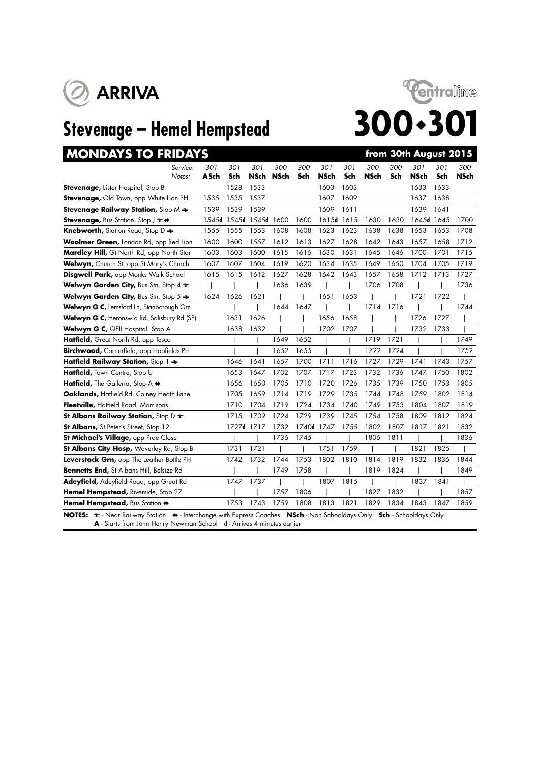ARRIVA

Centraline

# Stevenage – Hemel Hempstead

# 300•301

## MONDAYS TO FRIDAYS — from 30th August 2015

| Service: | 301 | 301 | 301 | 300 | 300 | 301 | 301 | 300 | 300 | 301 | 301 | 300 |
|---|---|---|---|---|---|---|---|---|---|---|---|---|
| Notes: | ASch | Sch | NSch | NSch | Sch | NSch | Sch | NSch | Sch | NSch | Sch | NSch |
| **Stevenage,** Lister Hospital, Stop B | | 1528 | 1533 | | | 1603 | 1603 | | | 1633 | 1633 | |
| **Stevenage,** Old Town, opp White Lion PH | 1535 | 1535 | 1537 | | | 1607 | 1609 | | | 1637 | 1638 | |
| **Stevenage Railway Station,** Stop M ≋ | 1539 | 1539 | 1539 | | | 1609 | 1611 | | | 1639 | 1641 | |
| **Stevenage,** Bus Station, Stop J ≋ ⇹ | 1545d | 1545d | 1545d | 1600 | 1600 | 1615d | 1615 | 1630 | 1630 | 1645d | 1645 | 1700 |
| **Knebworth,** Station Road, Stop D ≋ | 1555 | 1555 | 1553 | 1608 | 1608 | 1623 | 1623 | 1638 | 1638 | 1653 | 1653 | 1708 |
| **Woolmer Green,** London Rd, opp Red Lion | 1600 | 1600 | 1557 | 1612 | 1613 | 1627 | 1628 | 1642 | 1643 | 1657 | 1658 | 1712 |
| **Mardley Hill,** Gt North Rd, opp North Star | 1603 | 1603 | 1600 | 1615 | 1616 | 1630 | 1631 | 1645 | 1646 | 1700 | 1701 | 1715 |
| **Welwyn,** Church St, opp St Mary's Church | 1607 | 1607 | 1604 | 1619 | 1620 | 1634 | 1635 | 1649 | 1650 | 1704 | 1705 | 1719 |
| **Disgwell Park,** opp Monks Walk School | 1615 | 1615 | 1612 | 1627 | 1628 | 1642 | 1643 | 1657 | 1658 | 1712 | 1713 | 1727 |
| **Welwyn Garden City,** Bus Stn, Stop 4 ≋ | \| | \| | \| | 1636 | 1639 | \| | \| | 1706 | 1708 | \| | \| | 1736 |
| **Welwyn Garden City,** Bus Stn, Stop 5 ≋ | 1624 | 1626 | 1621 | \| | \| | 1651 | 1653 | \| | \| | 1721 | 1722 | \| |
| **Welwyn G C,** Lemsford Ln, Stanborough Grn | | \| | \| | 1644 | 1647 | \| | \| | 1714 | 1716 | \| | \| | 1744 |
| **Welwyn G C,** Heronsw'd Rd, Salisbury Rd (SE) | | 1631 | 1626 | \| | \| | 1656 | 1658 | \| | \| | 1726 | 1727 | \| |
| **Welwyn G C,** QEII Hospital, Stop A | | 1638 | 1632 | \| | \| | 1702 | 1707 | \| | \| | 1732 | 1733 | \| |
| **Hatfield,** Great North Rd, opp Tesco | | \| | \| | 1649 | 1652 | \| | \| | 1719 | 1721 | \| | \| | 1749 |
| **Birchwood,** Cornerfield, opp Hopfields PH | | \| | \| | 1652 | 1655 | \| | \| | 1722 | 1724 | \| | \| | 1752 |
| **Hatfield Railway Station,** Stop 1 ≋ | | 1646 | 1641 | 1657 | 1700 | 1711 | 1716 | 1727 | 1729 | 1741 | 1743 | 1757 |
| **Hatfield,** Town Centre, Stop U | | 1653 | 1647 | 1702 | 1707 | 1717 | 1723 | 1732 | 1736 | 1747 | 1750 | 1802 |
| **Hatfield,** The Galleria, Stop A ⇹ | | 1656 | 1650 | 1705 | 1710 | 1720 | 1726 | 1735 | 1739 | 1750 | 1753 | 1805 |
| **Oaklands,** Hatfield Rd, Colney Heath Lane | | 1705 | 1659 | 1714 | 1719 | 1729 | 1735 | 1744 | 1748 | 1759 | 1802 | 1814 |
| **Fleetville,** Hatfield Road, Morrisons | | 1710 | 1704 | 1719 | 1724 | 1734 | 1740 | 1749 | 1753 | 1804 | 1807 | 1819 |
| **St Albans Railway Station,** Stop D ≋ | | 1715 | 1709 | 1724 | 1729 | 1739 | 1745 | 1754 | 1758 | 1809 | 1812 | 1824 |
| **St Albans,** St Peter's Street, Stop 12 | | 1727d | 1717 | 1732 | 1740d | 1747 | 1755 | 1802 | 1807 | 1817 | 1821 | 1832 |
| **St Michael's Village,** opp Prae Close | | \| | \| | 1736 | 1745 | \| | \| | 1806 | 1811 | \| | \| | 1836 |
| **St Albans City Hosp,** Waverley Rd, Stop B | | 1731 | 1721 | \| | \| | 1751 | 1759 | \| | \| | 1821 | 1825 | \| |
| **Leverstock Grn,** opp The Leather Bottle PH | | 1742 | 1732 | 1744 | 1753 | 1802 | 1810 | 1814 | 1819 | 1832 | 1836 | 1844 |
| **Bennetts End,** St Albans Hill, Belsize Rd | | \| | \| | 1749 | 1758 | \| | \| | 1819 | 1824 | \| | \| | 1849 |
| **Adeyfield,** Adeyfield Road, opp Great Rd | | 1747 | 1737 | \| | \| | 1807 | 1815 | \| | \| | 1837 | 1841 | \| |
| **Hemel Hempstead,** Riverside, Stop 27 | | \| | \| | 1757 | 1806 | \| | \| | 1827 | 1832 | \| | \| | 1857 |
| **Hemel Hempstead,** Bus Station ⇹ | | 1753 | 1743 | 1759 | 1808 | 1813 | 1821 | 1829 | 1834 | 1843 | 1847 | 1859 |

**NOTES:** ≋ - Near Railway Station ⇹ - Interchange with Express Coaches **NSch** - Non Schooldays Only **Sch** - Schooldays Only
**A** - Starts from John Henry Newman School **d** - Arrives 4 minutes earlier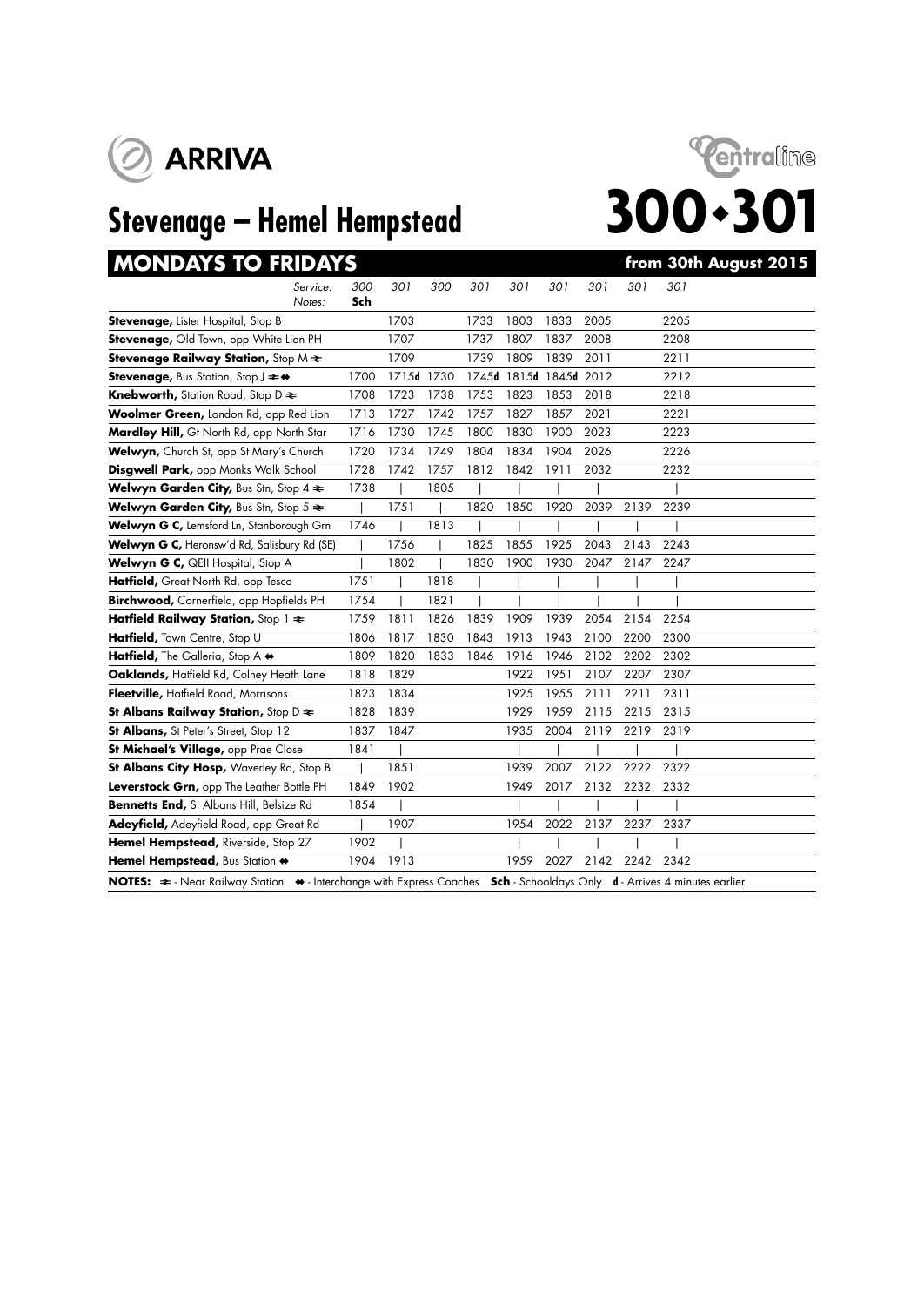ARRIVA

Centraline

# Stevenage – Hemel Hempstead

# 300•301

## MONDAYS TO FRIDAYS — from 30th August 2015

| Service: | 300 | 301 | 300 | 301 | 301 | 301 | 301 | 301 | 301 |
|---|---|---|---|---|---|---|---|---|---|
| Notes: | Sch | | | | | | | | |
| **Stevenage,** Lister Hospital, Stop B | | 1703 | | 1733 | 1803 | 1833 | 2005 | | 2205 |
| **Stevenage,** Old Town, opp White Lion PH | | 1707 | | 1737 | 1807 | 1837 | 2008 | | 2208 |
| **Stevenage Railway Station,** Stop M ≉ | | 1709 | | 1739 | 1809 | 1839 | 2011 | | 2211 |
| **Stevenage,** Bus Station, Stop J ≉ ⇹ | 1700 | 1715**d** | 1730 | 1745**d** | 1815**d** | 1845**d** | 2012 | | 2212 |
| **Knebworth,** Station Road, Stop D ≉ | 1708 | 1723 | 1738 | 1753 | 1823 | 1853 | 2018 | | 2218 |
| **Woolmer Green,** London Rd, opp Red Lion | 1713 | 1727 | 1742 | 1757 | 1827 | 1857 | 2021 | | 2221 |
| **Mardley Hill,** Gt North Rd, opp North Star | 1716 | 1730 | 1745 | 1800 | 1830 | 1900 | 2023 | | 2223 |
| **Welwyn,** Church St, opp St Mary's Church | 1720 | 1734 | 1749 | 1804 | 1834 | 1904 | 2026 | | 2226 |
| **Digswell Park,** opp Monks Walk School | 1728 | 1742 | 1757 | 1812 | 1842 | 1911 | 2032 | | 2232 |
| **Welwyn Garden City,** Bus Stn, Stop 4 ≉ | 1738 | \| | 1805 | \| | \| | \| | \| | | \| |
| **Welwyn Garden City,** Bus Stn, Stop 5 ≉ | \| | 1751 | \| | 1820 | 1850 | 1920 | 2039 | 2139 | 2239 |
| **Welwyn G C,** Lemsford Ln, Stanborough Grn | 1746 | \| | 1813 | \| | \| | \| | \| | \| | \| |
| **Welwyn G C,** Heronsw'd Rd, Salisbury Rd (SE) | \| | 1756 | \| | 1825 | 1855 | 1925 | 2043 | 2143 | 2243 |
| **Welwyn G C,** QEII Hospital, Stop A | \| | 1802 | \| | 1830 | 1900 | 1930 | 2047 | 2147 | 2247 |
| **Hatfield,** Great North Rd, opp Tesco | 1751 | \| | 1818 | \| | \| | \| | \| | \| | \| |
| **Birchwood,** Cornerfield, opp Hopfields PH | 1754 | \| | 1821 | \| | \| | \| | \| | \| | \| |
| **Hatfield Railway Station,** Stop 1 ≉ | 1759 | 1811 | 1826 | 1839 | 1909 | 1939 | 2054 | 2154 | 2254 |
| **Hatfield,** Town Centre, Stop U | 1806 | 1817 | 1830 | 1843 | 1913 | 1943 | 2100 | 2200 | 2300 |
| **Hatfield,** The Galleria, Stop A ⇹ | 1809 | 1820 | 1833 | 1846 | 1916 | 1946 | 2102 | 2202 | 2302 |
| **Oaklands,** Hatfield Rd, Colney Heath Lane | 1818 | 1829 | | | 1922 | 1951 | 2107 | 2207 | 2307 |
| **Fleetville,** Hatfield Road, Morrisons | 1823 | 1834 | | | 1925 | 1955 | 2111 | 2211 | 2311 |
| **St Albans Railway Station,** Stop D ≉ | 1828 | 1839 | | | 1929 | 1959 | 2115 | 2215 | 2315 |
| **St Albans,** St Peter's Street, Stop 12 | 1837 | 1847 | | | 1935 | 2004 | 2119 | 2219 | 2319 |
| **St Michael's Village,** opp Prae Close | 1841 | \| | | | \| | \| | \| | \| | \| |
| **St Albans City Hosp,** Waverley Rd, Stop B | \| | 1851 | | | 1939 | 2007 | 2122 | 2222 | 2322 |
| **Leverstock Grn,** opp The Leather Bottle PH | 1849 | 1902 | | | 1949 | 2017 | 2132 | 2232 | 2332 |
| **Bennetts End,** St Albans Hill, Belsize Rd | 1854 | \| | | | \| | \| | \| | \| | \| |
| **Adeyfield,** Adeyfield Road, opp Great Rd | \| | 1907 | | | 1954 | 2022 | 2137 | 2237 | 2337 |
| **Hemel Hempstead,** Riverside, Stop 27 | 1902 | \| | | | \| | \| | \| | \| | \| |
| **Hemel Hempstead,** Bus Station ⇹ | 1904 | 1913 | | | 1959 | 2027 | 2142 | 2242 | 2342 |

**NOTES:** ≉ - Near Railway Station ⇹ - Interchange with Express Coaches **Sch** - Schooldays Only **d** - Arrives 4 minutes earlier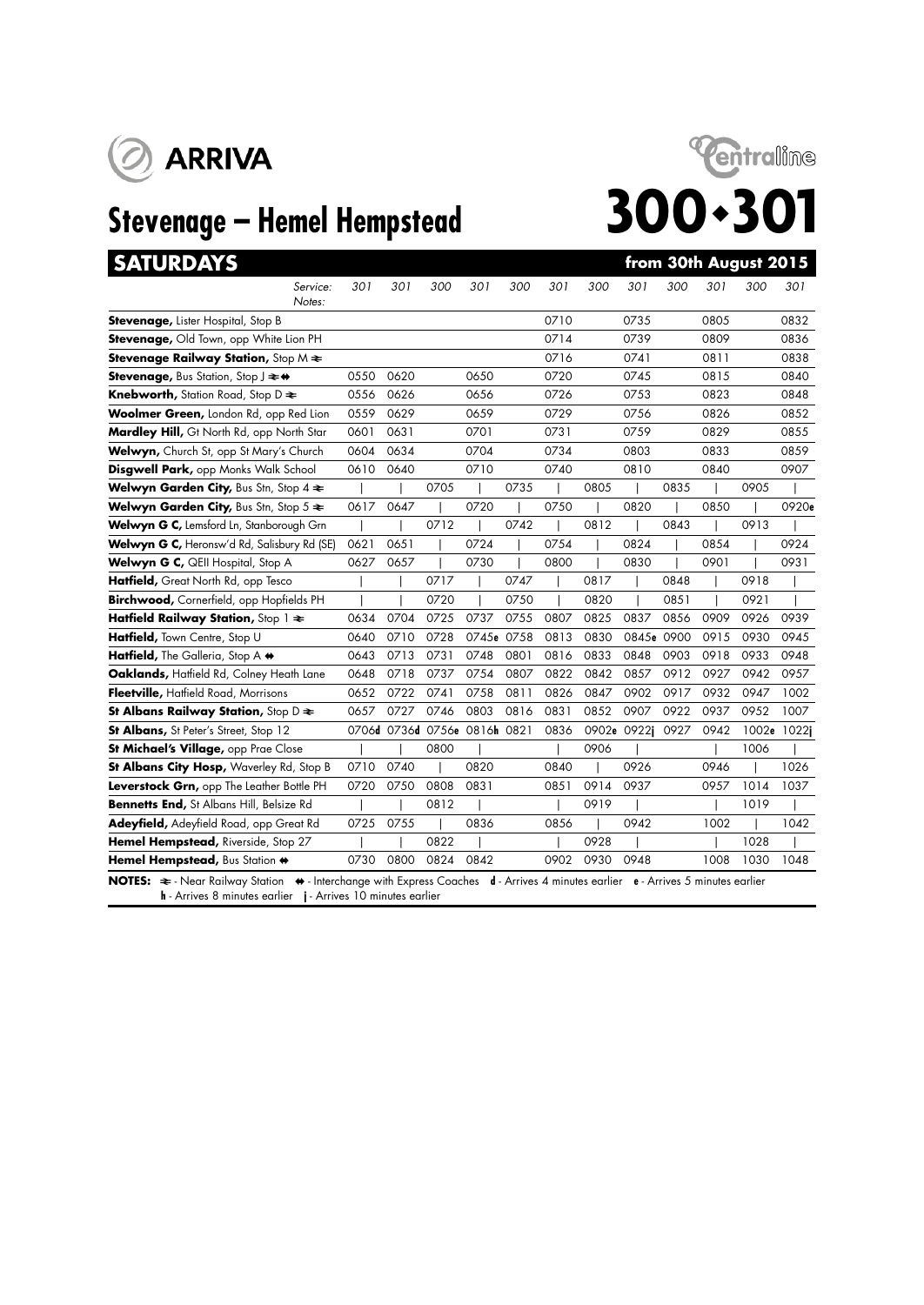ARRIVA

# Stevenage – Hemel Hempstead

Centraline

# 300•301

## SATURDAYS — from 30th August 2015

| Service: / Notes: | 301 | 301 | 300 | 301 | 300 | 301 | 300 | 301 | 300 | 301 | 300 | 301 |
|---|---|---|---|---|---|---|---|---|---|---|---|---|
| **Stevenage,** Lister Hospital, Stop B | | | | | | 0710 | | 0735 | | 0805 | | 0832 |
| **Stevenage,** Old Town, opp White Lion PH | | | | | | 0714 | | 0739 | | 0809 | | 0836 |
| **Stevenage Railway Station,** Stop M ≹ | | | | | | 0716 | | 0741 | | 0811 | | 0838 |
| **Stevenage,** Bus Station, Stop J ≹ ⇹ | 0550 | 0620 | | 0650 | | 0720 | | 0745 | | 0815 | | 0840 |
| **Knebworth,** Station Road, Stop D ≹ | 0556 | 0626 | | 0656 | | 0726 | | 0753 | | 0823 | | 0848 |
| **Woolmer Green,** London Rd, opp Red Lion | 0559 | 0629 | | 0659 | | 0729 | | 0756 | | 0826 | | 0852 |
| **Mardley Hill,** Gt North Rd, opp North Star | 0601 | 0631 | | 0701 | | 0731 | | 0759 | | 0829 | | 0855 |
| **Welwyn,** Church St, opp St Mary's Church | 0604 | 0634 | | 0704 | | 0734 | | 0803 | | 0833 | | 0859 |
| **Disgwell Park,** opp Monks Walk School | 0610 | 0640 | | 0710 | | 0740 | | 0810 | | 0840 | | 0907 |
| **Welwyn Garden City,** Bus Stn, Stop 4 ≹ | \| | \| | 0705 | \| | 0735 | \| | 0805 | \| | 0835 | \| | 0905 | \| |
| **Welwyn Garden City,** Bus Stn, Stop 5 ≹ | 0617 | 0647 | \| | 0720 | \| | 0750 | \| | 0820 | \| | 0850 | \| | 0920e |
| **Welwyn G C,** Lemsford Ln, Stanborough Grn | \| | \| | 0712 | \| | 0742 | \| | 0812 | \| | 0843 | \| | 0913 | \| |
| **Welwyn G C,** Heronsw'd Rd, Salisbury Rd (SE) | 0621 | 0651 | \| | 0724 | \| | 0754 | \| | 0824 | \| | 0854 | \| | 0924 |
| **Welwyn G C,** QEII Hospital, Stop A | 0627 | 0657 | \| | 0730 | \| | 0800 | \| | 0830 | \| | 0901 | \| | 0931 |
| **Hatfield,** Great North Rd, opp Tesco | \| | \| | 0717 | \| | 0747 | \| | 0817 | \| | 0848 | \| | 0918 | \| |
| **Birchwood,** Cornerfield, opp Hopfields PH | \| | \| | 0720 | \| | 0750 | \| | 0820 | \| | 0851 | \| | 0921 | \| |
| **Hatfield Railway Station,** Stop 1 ≹ | 0634 | 0704 | 0725 | 0737 | 0755 | 0807 | 0825 | 0837 | 0856 | 0909 | 0926 | 0939 |
| **Hatfield,** Town Centre, Stop U | 0640 | 0710 | 0728 | 0745e | 0758 | 0813 | 0830 | 0845e | 0900 | 0915 | 0930 | 0945 |
| **Hatfield,** The Galleria, Stop A ⇹ | 0643 | 0713 | 0731 | 0748 | 0801 | 0816 | 0833 | 0848 | 0903 | 0918 | 0933 | 0948 |
| **Oaklands,** Hatfield Rd, Colney Heath Lane | 0648 | 0718 | 0737 | 0754 | 0807 | 0822 | 0842 | 0857 | 0912 | 0927 | 0942 | 0957 |
| **Fleetville,** Hatfield Road, Morrisons | 0652 | 0722 | 0741 | 0758 | 0811 | 0826 | 0847 | 0902 | 0917 | 0932 | 0947 | 1002 |
| **St Albans Railway Station,** Stop D ≹ | 0657 | 0727 | 0746 | 0803 | 0816 | 0831 | 0852 | 0907 | 0922 | 0937 | 0952 | 1007 |
| **St Albans,** St Peter's Street, Stop 12 | 0706d | 0736d | 0756e | 0816h | 0821 | 0836 | 0902e | 0922j | 0927 | 0942 | 1002e | 1022j |
| **St Michael's Village,** opp Prae Close | \| | \| | 0800 | \| | | \| | 0906 | \| | | \| | 1006 | \| |
| **St Albans City Hosp,** Waverley Rd, Stop B | 0710 | 0740 | \| | 0820 | | 0840 | \| | 0926 | | 0946 | \| | 1026 |
| **Leverstock Grn,** opp The Leather Bottle PH | 0720 | 0750 | 0808 | 0831 | | 0851 | 0914 | 0937 | | 0957 | 1014 | 1037 |
| **Bennetts End,** St Albans Hill, Belsize Rd | \| | \| | 0812 | \| | | \| | 0919 | \| | | \| | 1019 | \| |
| **Adeyfield,** Adeyfield Road, opp Great Rd | 0725 | 0755 | \| | 0836 | | 0856 | \| | 0942 | | 1002 | \| | 1042 |
| **Hemel Hempstead,** Riverside, Stop 27 | \| | \| | 0822 | \| | | \| | 0928 | \| | | \| | 1028 | \| |
| **Hemel Hempstead,** Bus Station ⇹ | 0730 | 0800 | 0824 | 0842 | | 0902 | 0930 | 0948 | | 1008 | 1030 | 1048 |

**NOTES:** ≹ - Near Railway Station ⇹ - Interchange with Express Coaches **d** - Arrives 4 minutes earlier **e** - Arrives 5 minutes earlier **h** - Arrives 8 minutes earlier **j** - Arrives 10 minutes earlier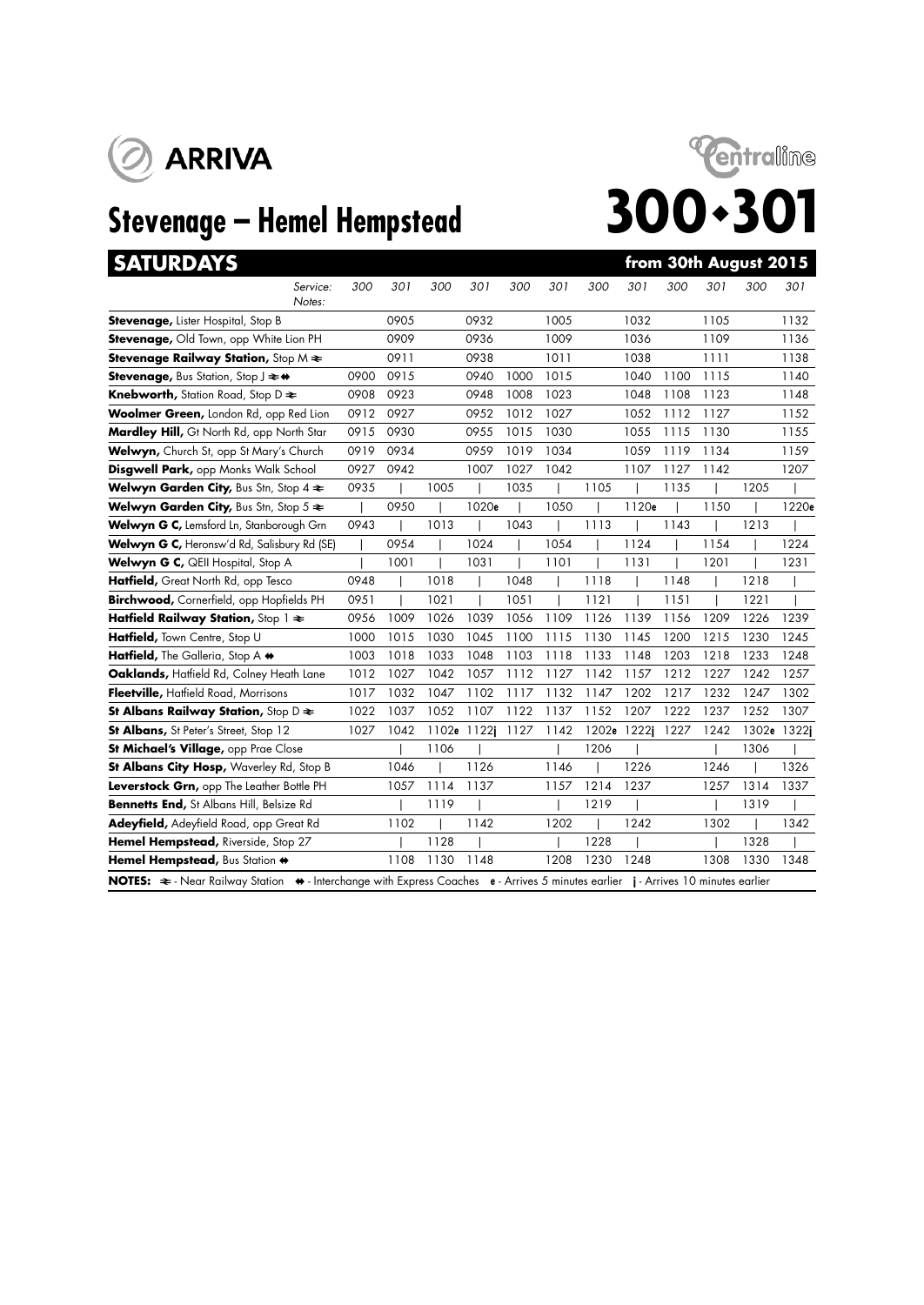ARRIVA

Centraline

# Stevenage – Hemel Hempstead

# 300•301

## SATURDAYS — from 30th August 2015

| Service: | 300 | 301 | 300 | 301 | 300 | 301 | 300 | 301 | 300 | 301 | 300 | 301 |
|---|---|---|---|---|---|---|---|---|---|---|---|---|
| Notes: | | | | | | | | | | | | |
| **Stevenage,** Lister Hospital, Stop B | | 0905 | | 0932 | | 1005 | | 1032 | | 1105 | | 1132 |
| **Stevenage,** Old Town, opp White Lion PH | | 0909 | | 0936 | | 1009 | | 1036 | | 1109 | | 1136 |
| **Stevenage Railway Station,** Stop M ⇌ | | 0911 | | 0938 | | 1011 | | 1038 | | 1111 | | 1138 |
| **Stevenage,** Bus Station, Stop J ⇌ ⇔ | 0900 | 0915 | | 0940 | 1000 | 1015 | | 1040 | 1100 | 1115 | | 1140 |
| **Knebworth,** Station Road, Stop D ⇌ | 0908 | 0923 | | 0948 | 1008 | 1023 | | 1048 | 1108 | 1123 | | 1148 |
| **Woolmer Green,** London Rd, opp Red Lion | 0912 | 0927 | | 0952 | 1012 | 1027 | | 1052 | 1112 | 1127 | | 1152 |
| **Mardley Hill,** Gt North Rd, opp North Star | 0915 | 0930 | | 0955 | 1015 | 1030 | | 1055 | 1115 | 1130 | | 1155 |
| **Welwyn,** Church St, opp St Mary's Church | 0919 | 0934 | | 0959 | 1019 | 1034 | | 1059 | 1119 | 1134 | | 1159 |
| **Disgwell Park,** opp Monks Walk School | 0927 | 0942 | | 1007 | 1027 | 1042 | | 1107 | 1127 | 1142 | | 1207 |
| **Welwyn Garden City,** Bus Stn, Stop 4 ⇌ | 0935 | \| | 1005 | \| | 1035 | \| | 1105 | \| | 1135 | \| | 1205 | \| |
| **Welwyn Garden City,** Bus Stn, Stop 5 ⇌ | \| | 0950 | \| | 1020e | \| | 1050 | \| | 1120e | \| | 1150 | \| | 1220e |
| **Welwyn G C,** Lemsford Ln, Stanborough Grn | 0943 | \| | 1013 | \| | 1043 | \| | 1113 | \| | 1143 | \| | 1213 | \| |
| **Welwyn G C,** Heronsw'd Rd, Salisbury Rd (SE) | \| | 0954 | \| | 1024 | \| | 1054 | \| | 1124 | \| | 1154 | \| | 1224 |
| **Welwyn G C,** QEII Hospital, Stop A | \| | 1001 | \| | 1031 | \| | 1101 | \| | 1131 | \| | 1201 | \| | 1231 |
| **Hatfield,** Great North Rd, opp Tesco | 0948 | \| | 1018 | \| | 1048 | \| | 1118 | \| | 1148 | \| | 1218 | \| |
| **Birchwood,** Cornerfield, opp Hopfields PH | 0951 | \| | 1021 | \| | 1051 | \| | 1121 | \| | 1151 | \| | 1221 | \| |
| **Hatfield Railway Station,** Stop 1 ⇌ | 0956 | 1009 | 1026 | 1039 | 1056 | 1109 | 1126 | 1139 | 1156 | 1209 | 1226 | 1239 |
| **Hatfield,** Town Centre, Stop U | 1000 | 1015 | 1030 | 1045 | 1100 | 1115 | 1130 | 1145 | 1200 | 1215 | 1230 | 1245 |
| **Hatfield,** The Galleria, Stop A ⇔ | 1003 | 1018 | 1033 | 1048 | 1103 | 1118 | 1133 | 1148 | 1203 | 1218 | 1233 | 1248 |
| **Oaklands,** Hatfield Rd, Colney Heath Lane | 1012 | 1027 | 1042 | 1057 | 1112 | 1127 | 1142 | 1157 | 1212 | 1227 | 1242 | 1257 |
| **Fleetville,** Hatfield Road, Morrisons | 1017 | 1032 | 1047 | 1102 | 1117 | 1132 | 1147 | 1202 | 1217 | 1232 | 1247 | 1302 |
| **St Albans Railway Station,** Stop D ⇌ | 1022 | 1037 | 1052 | 1107 | 1122 | 1137 | 1152 | 1207 | 1222 | 1237 | 1252 | 1307 |
| **St Albans,** St Peter's Street, Stop 12 | 1027 | 1042 | 1102e | 1122j | 1127 | 1142 | 1202e | 1222j | 1227 | 1242 | 1302e | 1322j |
| **St Michael's Village,** opp Prae Close | | \| | 1106 | \| | | \| | 1206 | \| | | \| | 1306 | \| |
| **St Albans City Hosp,** Waverley Rd, Stop B | | 1046 | \| | 1126 | | 1146 | \| | 1226 | | 1246 | \| | 1326 |
| **Leverstock Grn,** opp The Leather Bottle PH | | 1057 | 1114 | 1137 | | 1157 | 1214 | 1237 | | 1257 | 1314 | 1337 |
| **Bennetts End,** St Albans Hill, Belsize Rd | | \| | 1119 | \| | | \| | 1219 | \| | | \| | 1319 | \| |
| **Adeyfield,** Adeyfield Road, opp Great Rd | | 1102 | \| | 1142 | | 1202 | \| | 1242 | | 1302 | \| | 1342 |
| **Hemel Hempstead,** Riverside, Stop 27 | | \| | 1128 | \| | | \| | 1228 | \| | | \| | 1328 | \| |
| **Hemel Hempstead,** Bus Station ⇔ | | 1108 | 1130 | 1148 | | 1208 | 1230 | 1248 | | 1308 | 1330 | 1348 |

**NOTES:** ⇌ - Near Railway Station ⇔ - Interchange with Express Coaches **e** - Arrives 5 minutes earlier **j** - Arrives 10 minutes earlier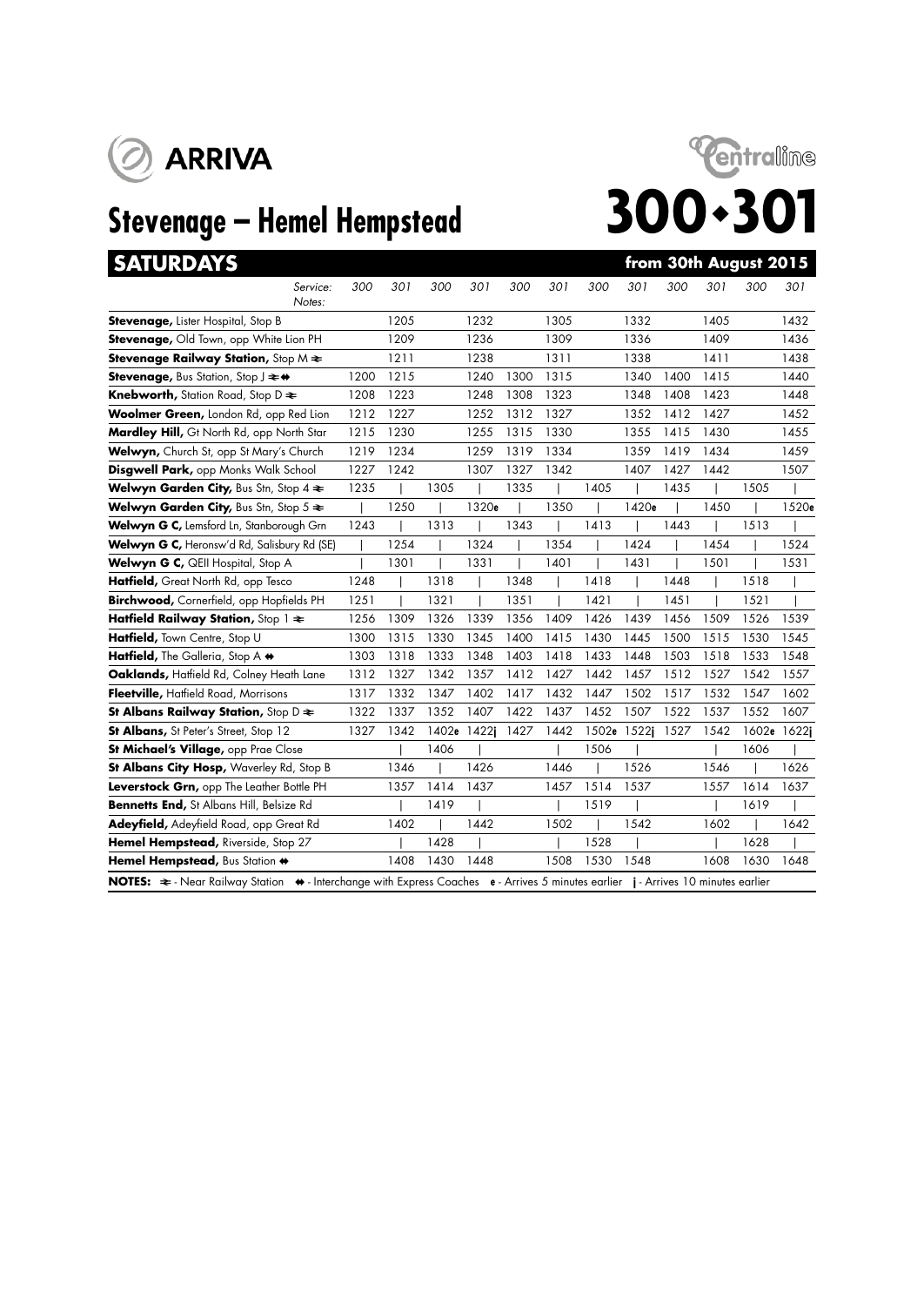ARRIVA

Centraline

# Stevenage – Hemel Hempstead

# 300•301

## SATURDAYS from 30th August 2015

| Service: / Notes: | 300 | 301 | 300 | 301 | 300 | 301 | 300 | 301 | 300 | 301 | 300 | 301 |
|---|---|---|---|---|---|---|---|---|---|---|---|---|
| **Stevenage,** Lister Hospital, Stop B | | 1205 | | 1232 | | 1305 | | 1332 | | 1405 | | 1432 |
| **Stevenage,** Old Town, opp White Lion PH | | 1209 | | 1236 | | 1309 | | 1336 | | 1409 | | 1436 |
| **Stevenage Railway Station,** Stop M ⥂ | | 1211 | | 1238 | | 1311 | | 1338 | | 1411 | | 1438 |
| **Stevenage,** Bus Station, Stop J ⥂ ⇹ | 1200 | 1215 | | 1240 | 1300 | 1315 | | 1340 | 1400 | 1415 | | 1440 |
| **Knebworth,** Station Road, Stop D ⥂ | 1208 | 1223 | | 1248 | 1308 | 1323 | | 1348 | 1408 | 1423 | | 1448 |
| **Woolmer Green,** London Rd, opp Red Lion | 1212 | 1227 | | 1252 | 1312 | 1327 | | 1352 | 1412 | 1427 | | 1452 |
| **Mardley Hill,** Gt North Rd, opp North Star | 1215 | 1230 | | 1255 | 1315 | 1330 | | 1355 | 1415 | 1430 | | 1455 |
| **Welwyn,** Church St, opp St Mary's Church | 1219 | 1234 | | 1259 | 1319 | 1334 | | 1359 | 1419 | 1434 | | 1459 |
| **Disgwell Park,** opp Monks Walk School | 1227 | 1242 | | 1307 | 1327 | 1342 | | 1407 | 1427 | 1442 | | 1507 |
| **Welwyn Garden City,** Bus Stn, Stop 4 ⥂ | 1235 | \| | 1305 | \| | 1335 | \| | 1405 | \| | 1435 | \| | 1505 | \| |
| **Welwyn Garden City,** Bus Stn, Stop 5 ⥂ | \| | 1250 | \| | 1320e | \| | 1350 | \| | 1420e | \| | 1450 | \| | 1520e |
| **Welwyn G C,** Lemsford Ln, Stanborough Grn | 1243 | \| | 1313 | \| | 1343 | \| | 1413 | \| | 1443 | \| | 1513 | \| |
| **Welwyn G C,** Heronsw'd Rd, Salisbury Rd (SE) | \| | 1254 | \| | 1324 | \| | 1354 | \| | 1424 | \| | 1454 | \| | 1524 |
| **Welwyn G C,** QEII Hospital, Stop A | \| | 1301 | \| | 1331 | \| | 1401 | \| | 1431 | \| | 1501 | \| | 1531 |
| **Hatfield,** Great North Rd, opp Tesco | 1248 | \| | 1318 | \| | 1348 | \| | 1418 | \| | 1448 | \| | 1518 | \| |
| **Birchwood,** Cornerfield, opp Hopfields PH | 1251 | \| | 1321 | \| | 1351 | \| | 1421 | \| | 1451 | \| | 1521 | \| |
| **Hatfield Railway Station,** Stop 1 ⥂ | 1256 | 1309 | 1326 | 1339 | 1356 | 1409 | 1426 | 1439 | 1456 | 1509 | 1526 | 1539 |
| **Hatfield,** Town Centre, Stop U | 1300 | 1315 | 1330 | 1345 | 1400 | 1415 | 1430 | 1445 | 1500 | 1515 | 1530 | 1545 |
| **Hatfield,** The Galleria, Stop A ⇹ | 1303 | 1318 | 1333 | 1348 | 1403 | 1418 | 1433 | 1448 | 1503 | 1518 | 1533 | 1548 |
| **Oaklands,** Hatfield Rd, Colney Heath Lane | 1312 | 1327 | 1342 | 1357 | 1412 | 1427 | 1442 | 1457 | 1512 | 1527 | 1542 | 1557 |
| **Fleetville,** Hatfield Road, Morrisons | 1317 | 1332 | 1347 | 1402 | 1417 | 1432 | 1447 | 1502 | 1517 | 1532 | 1547 | 1602 |
| **St Albans Railway Station,** Stop D ⥂ | 1322 | 1337 | 1352 | 1407 | 1422 | 1437 | 1452 | 1507 | 1522 | 1537 | 1552 | 1607 |
| **St Albans,** St Peter's Street, Stop 12 | 1327 | 1342 | 1402e | 1422j | 1427 | 1442 | 1502e | 1522j | 1527 | 1542 | 1602e | 1622j |
| **St Michael's Village,** opp Prae Close | | \| | 1406 | \| | | \| | 1506 | \| | | \| | 1606 | \| |
| **St Albans City Hosp,** Waverley Rd, Stop B | | 1346 | \| | 1426 | | 1446 | \| | 1526 | | 1546 | \| | 1626 |
| **Leverstock Grn,** opp The Leather Bottle PH | | 1357 | 1414 | 1437 | | 1457 | 1514 | 1537 | | 1557 | 1614 | 1637 |
| **Bennetts End,** St Albans Hill, Belsize Rd | | \| | 1419 | \| | | \| | 1519 | \| | | \| | 1619 | \| |
| **Adeyfield,** Adeyfield Road, opp Great Rd | | 1402 | \| | 1442 | | 1502 | \| | 1542 | | 1602 | \| | 1642 |
| **Hemel Hempstead,** Riverside, Stop 27 | | \| | 1428 | \| | | \| | 1528 | \| | | \| | 1628 | \| |
| **Hemel Hempstead,** Bus Station ⇹ | | 1408 | 1430 | 1448 | | 1508 | 1530 | 1548 | | 1608 | 1630 | 1648 |

**NOTES:** ⥂ - Near Railway Station ⇹ - Interchange with Express Coaches **e** - Arrives 5 minutes earlier **j** - Arrives 10 minutes earlier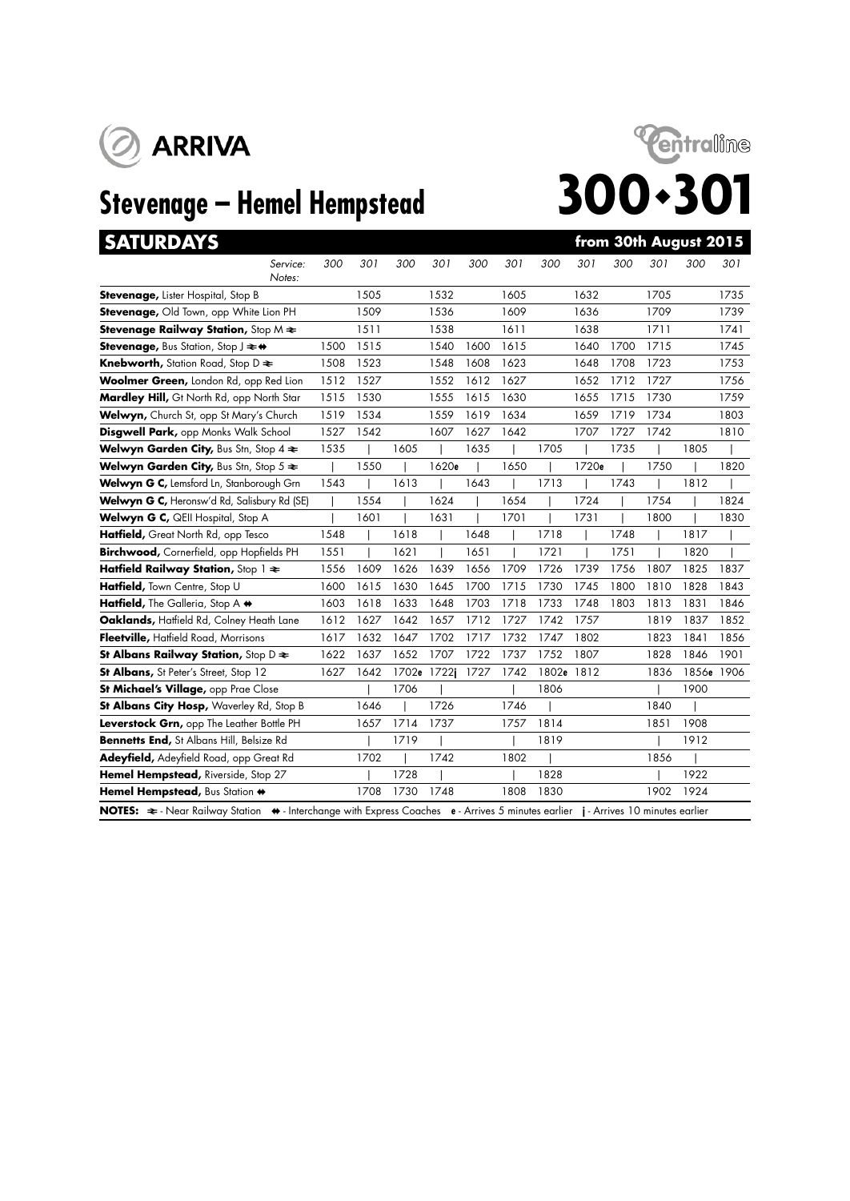ARRIVA

Centraline

# Stevenage – Hemel Hempstead

# 300•301

## SATURDAYS

**from 30th August 2015**

| Service: / Notes: | 300 | 301 | 300 | 301 | 300 | 301 | 300 | 301 | 300 | 301 | 300 | 301 |
|---|---|---|---|---|---|---|---|---|---|---|---|---|
| **Stevenage,** Lister Hospital, Stop B | | 1505 | | 1532 | | 1605 | | 1632 | | 1705 | | 1735 |
| **Stevenage,** Old Town, opp White Lion PH | | 1509 | | 1536 | | 1609 | | 1636 | | 1709 | | 1739 |
| **Stevenage Railway Station,** Stop M ≹ | | 1511 | | 1538 | | 1611 | | 1638 | | 1711 | | 1741 |
| **Stevenage,** Bus Station, Stop J ≹ ⇹ | 1500 | 1515 | | 1540 | 1600 | 1615 | | 1640 | 1700 | 1715 | | 1745 |
| **Knebworth,** Station Road, Stop D ≹ | 1508 | 1523 | | 1548 | 1608 | 1623 | | 1648 | 1708 | 1723 | | 1753 |
| **Woolmer Green,** London Rd, opp Red Lion | 1512 | 1527 | | 1552 | 1612 | 1627 | | 1652 | 1712 | 1727 | | 1756 |
| **Mardley Hill,** Gt North Rd, opp North Star | 1515 | 1530 | | 1555 | 1615 | 1630 | | 1655 | 1715 | 1730 | | 1759 |
| **Welwyn,** Church St, opp St Mary's Church | 1519 | 1534 | | 1559 | 1619 | 1634 | | 1659 | 1719 | 1734 | | 1803 |
| **Disgwell Park,** opp Monks Walk School | 1527 | 1542 | | 1607 | 1627 | 1642 | | 1707 | 1727 | 1742 | | 1810 |
| **Welwyn Garden City,** Bus Stn, Stop 4 ≹ | 1535 | \| | 1605 | \| | 1635 | \| | 1705 | \| | 1735 | \| | 1805 | \| |
| **Welwyn Garden City,** Bus Stn, Stop 5 ≹ | \| | 1550 | \| | 1620e | \| | 1650 | \| | 1720e | \| | 1750 | \| | 1820 |
| **Welwyn G C,** Lemsford Ln, Stanborough Grn | 1543 | \| | 1613 | \| | 1643 | \| | 1713 | \| | 1743 | \| | 1812 | \| |
| **Welwyn G C,** Heronsw'd Rd, Salisbury Rd (SE) | \| | 1554 | \| | 1624 | \| | 1654 | \| | 1724 | \| | 1754 | \| | 1824 |
| **Welwyn G C,** QEII Hospital, Stop A | \| | 1601 | \| | 1631 | \| | 1701 | \| | 1731 | \| | 1800 | \| | 1830 |
| **Hatfield,** Great North Rd, opp Tesco | 1548 | \| | 1618 | \| | 1648 | \| | 1718 | \| | 1748 | \| | 1817 | \| |
| **Birchwood,** Cornerfield, opp Hopfields PH | 1551 | \| | 1621 | \| | 1651 | \| | 1721 | \| | 1751 | \| | 1820 | \| |
| **Hatfield Railway Station,** Stop 1 ≹ | 1556 | 1609 | 1626 | 1639 | 1656 | 1709 | 1726 | 1739 | 1756 | 1807 | 1825 | 1837 |
| **Hatfield,** Town Centre, Stop U | 1600 | 1615 | 1630 | 1645 | 1700 | 1715 | 1730 | 1745 | 1800 | 1810 | 1828 | 1843 |
| **Hatfield,** The Galleria, Stop A ⇹ | 1603 | 1618 | 1633 | 1648 | 1703 | 1718 | 1733 | 1748 | 1803 | 1813 | 1831 | 1846 |
| **Oaklands,** Hatfield Rd, Colney Heath Lane | 1612 | 1627 | 1642 | 1657 | 1712 | 1727 | 1742 | 1757 | | 1819 | 1837 | 1852 |
| **Fleetville,** Hatfield Road, Morrisons | 1617 | 1632 | 1647 | 1702 | 1717 | 1732 | 1747 | 1802 | | 1823 | 1841 | 1856 |
| **St Albans Railway Station,** Stop D ≹ | 1622 | 1637 | 1652 | 1707 | 1722 | 1737 | 1752 | 1807 | | 1828 | 1846 | 1901 |
| **St Albans,** St Peter's Street, Stop 12 | 1627 | 1642 | 1702e | 1722j | 1727 | 1742 | 1802e | 1812 | | 1836 | 1856e | 1906 |
| **St Michael's Village,** opp Prae Close | | \| | 1706 | \| | | \| | 1806 | | | \| | 1900 | |
| **St Albans City Hosp,** Waverley Rd, Stop B | | 1646 | \| | 1726 | | 1746 | \| | | | 1840 | \| | |
| **Leverstock Grn,** opp The Leather Bottle PH | | 1657 | 1714 | 1737 | | 1757 | 1814 | | | 1851 | 1908 | |
| **Bennetts End,** St Albans Hill, Belsize Rd | | \| | 1719 | \| | | \| | 1819 | | | \| | 1912 | |
| **Adeyfield,** Adeyfield Road, opp Great Rd | | 1702 | \| | 1742 | | 1802 | \| | | | 1856 | \| | |
| **Hemel Hempstead,** Riverside, Stop 27 | | \| | 1728 | \| | | \| | 1828 | | | \| | 1922 | |
| **Hemel Hempstead,** Bus Station ⇹ | | 1708 | 1730 | 1748 | | 1808 | 1830 | | | 1902 | 1924 | |

**NOTES:** ≹ - Near Railway Station ⇹ - Interchange with Express Coaches **e** - Arrives 5 minutes earlier **j** - Arrives 10 minutes earlier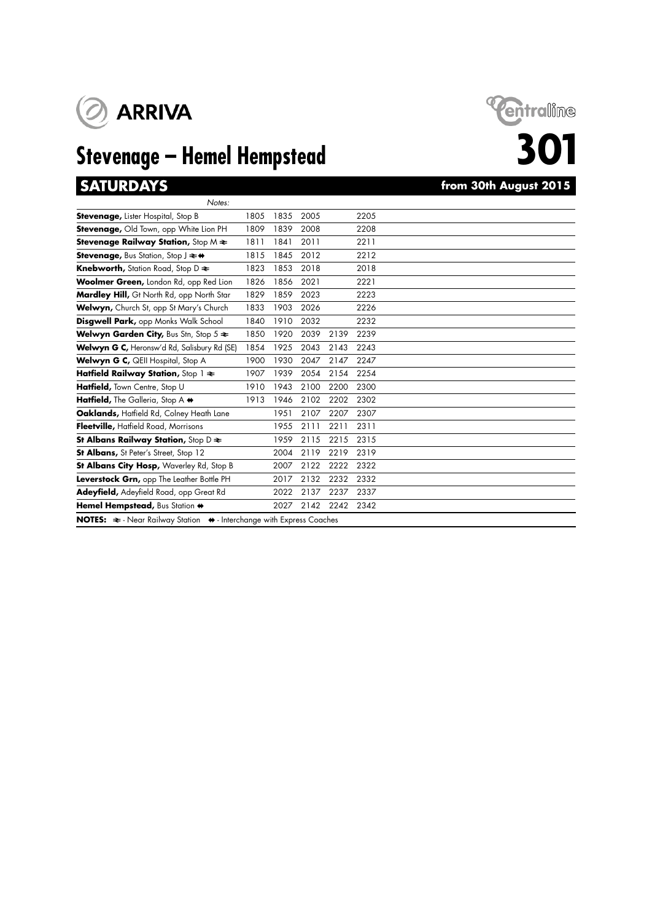**ARRIVA**

**Centraline**

# Stevenage – Hemel Hempstead

# 301

## SATURDAYS

**from 30th August 2015**

| *Notes:* | | | | | |
|---|---|---|---|---|---|
| **Stevenage,** Lister Hospital, Stop B | 1805 | 1835 | 2005 | | 2205 |
| **Stevenage,** Old Town, opp White Lion PH | 1809 | 1839 | 2008 | | 2208 |
| **Stevenage Railway Station,** Stop M ≋ | 1811 | 1841 | 2011 | | 2211 |
| **Stevenage,** Bus Station, Stop J ≋ ⇹ | 1815 | 1845 | 2012 | | 2212 |
| **Knebworth,** Station Road, Stop D ≋ | 1823 | 1853 | 2018 | | 2018 |
| **Woolmer Green,** London Rd, opp Red Lion | 1826 | 1856 | 2021 | | 2221 |
| **Mardley Hill,** Gt North Rd, opp North Star | 1829 | 1859 | 2023 | | 2223 |
| **Welwyn,** Church St, opp St Mary's Church | 1833 | 1903 | 2026 | | 2226 |
| **Disgwell Park,** opp Monks Walk School | 1840 | 1910 | 2032 | | 2232 |
| **Welwyn Garden City,** Bus Stn, Stop 5 ≋ | 1850 | 1920 | 2039 | 2139 | 2239 |
| **Welwyn G C,** Heronsw'd Rd, Salisbury Rd (SE) | 1854 | 1925 | 2043 | 2143 | 2243 |
| **Welwyn G C,** QEII Hospital, Stop A | 1900 | 1930 | 2047 | 2147 | 2247 |
| **Hatfield Railway Station,** Stop 1 ≋ | 1907 | 1939 | 2054 | 2154 | 2254 |
| **Hatfield,** Town Centre, Stop U | 1910 | 1943 | 2100 | 2200 | 2300 |
| **Hatfield,** The Galleria, Stop A ⇹ | 1913 | 1946 | 2102 | 2202 | 2302 |
| **Oaklands,** Hatfield Rd, Colney Heath Lane | | 1951 | 2107 | 2207 | 2307 |
| **Fleetville,** Hatfield Road, Morrisons | | 1955 | 2111 | 2211 | 2311 |
| **St Albans Railway Station,** Stop D ≋ | | 1959 | 2115 | 2215 | 2315 |
| **St Albans,** St Peter's Street, Stop 12 | | 2004 | 2119 | 2219 | 2319 |
| **St Albans City Hosp,** Waverley Rd, Stop B | | 2007 | 2122 | 2222 | 2322 |
| **Leverstock Grn,** opp The Leather Bottle PH | | 2017 | 2132 | 2232 | 2332 |
| **Adeyfield,** Adeyfield Road, opp Great Rd | | 2022 | 2137 | 2237 | 2337 |
| **Hemel Hempstead,** Bus Station ⇹ | | 2027 | 2142 | 2242 | 2342 |

**NOTES:** ≋ - Near Railway Station ⇹ - Interchange with Express Coaches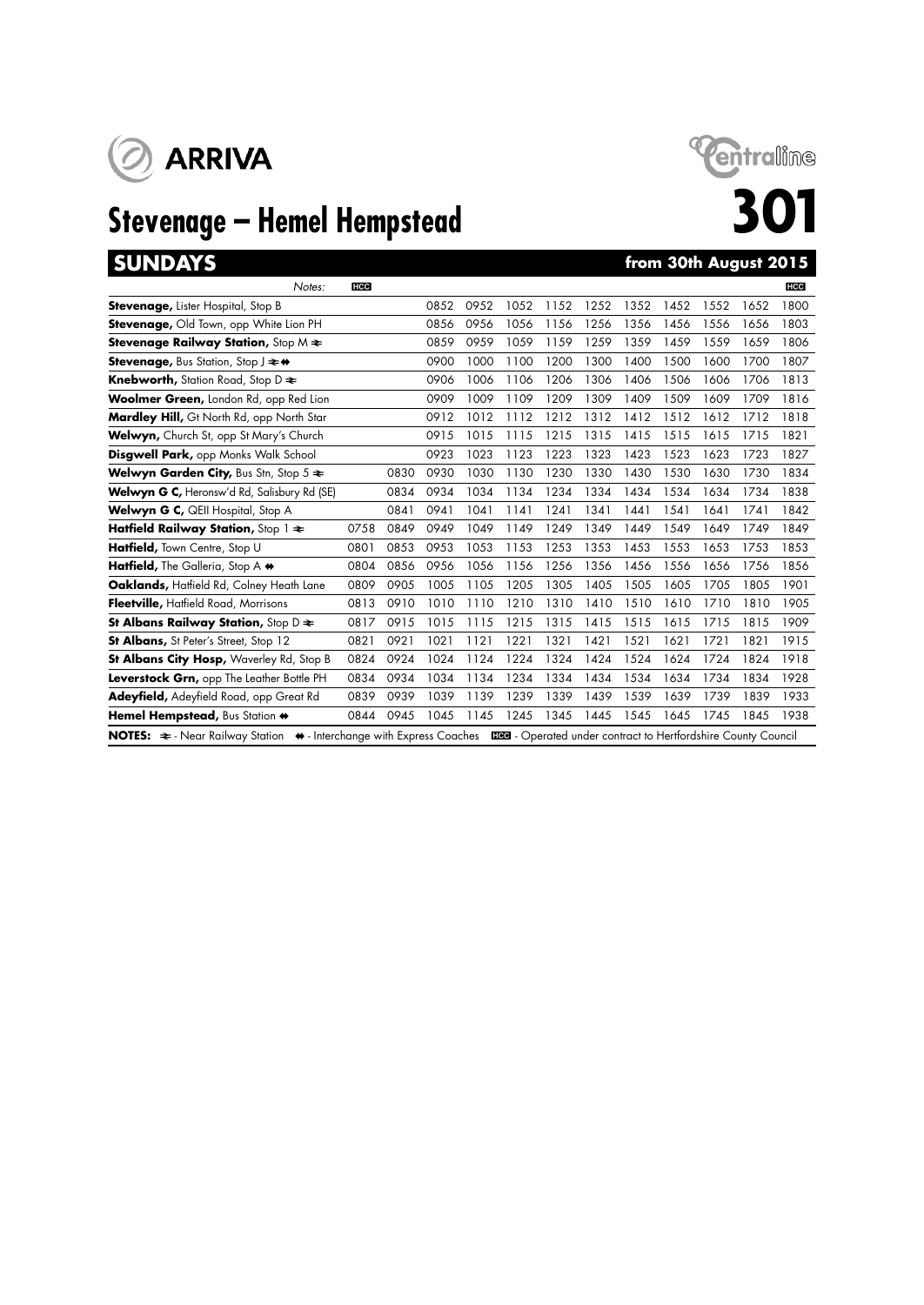ARRIVA

Centraline

# Stevenage – Hemel Hempstead

# 301

## SUNDAYS

**from 30th August 2015**

| *Notes:* | HCC | | | | | | | | | | | HCC |
|---|---|---|---|---|---|---|---|---|---|---|---|---|
| **Stevenage,** Lister Hospital, Stop B | | | 0852 | 0952 | 1052 | 1152 | 1252 | 1352 | 1452 | 1552 | 1652 | 1800 |
| **Stevenage,** Old Town, opp White Lion PH | | | 0856 | 0956 | 1056 | 1156 | 1256 | 1356 | 1456 | 1556 | 1656 | 1803 |
| **Stevenage Railway Station,** Stop M ⇌ | | | 0859 | 0959 | 1059 | 1159 | 1259 | 1359 | 1459 | 1559 | 1659 | 1806 |
| **Stevenage,** Bus Station, Stop J ⇌ ⇼ | | | 0900 | 1000 | 1100 | 1200 | 1300 | 1400 | 1500 | 1600 | 1700 | 1807 |
| **Knebworth,** Station Road, Stop D ⇌ | | | 0906 | 1006 | 1106 | 1206 | 1306 | 1406 | 1506 | 1606 | 1706 | 1813 |
| **Woolmer Green,** London Rd, opp Red Lion | | | 0909 | 1009 | 1109 | 1209 | 1309 | 1409 | 1509 | 1609 | 1709 | 1816 |
| **Mardley Hill,** Gt North Rd, opp North Star | | | 0912 | 1012 | 1112 | 1212 | 1312 | 1412 | 1512 | 1612 | 1712 | 1818 |
| **Welwyn,** Church St, opp St Mary's Church | | | 0915 | 1015 | 1115 | 1215 | 1315 | 1415 | 1515 | 1615 | 1715 | 1821 |
| **Disgwell Park,** opp Monks Walk School | | | 0923 | 1023 | 1123 | 1223 | 1323 | 1423 | 1523 | 1623 | 1723 | 1827 |
| **Welwyn Garden City,** Bus Stn, Stop 5 ⇌ | | 0830 | 0930 | 1030 | 1130 | 1230 | 1330 | 1430 | 1530 | 1630 | 1730 | 1834 |
| **Welwyn G C,** Heronsw'd Rd, Salisbury Rd (SE) | | 0834 | 0934 | 1034 | 1134 | 1234 | 1334 | 1434 | 1534 | 1634 | 1734 | 1838 |
| **Welwyn G C,** QEII Hospital, Stop A | | 0841 | 0941 | 1041 | 1141 | 1241 | 1341 | 1441 | 1541 | 1641 | 1741 | 1842 |
| **Hatfield Railway Station,** Stop 1 ⇌ | 0758 | 0849 | 0949 | 1049 | 1149 | 1249 | 1349 | 1449 | 1549 | 1649 | 1749 | 1849 |
| **Hatfield,** Town Centre, Stop U | 0801 | 0853 | 0953 | 1053 | 1153 | 1253 | 1353 | 1453 | 1553 | 1653 | 1753 | 1853 |
| **Hatfield,** The Galleria, Stop A ⇼ | 0804 | 0856 | 0956 | 1056 | 1156 | 1256 | 1356 | 1456 | 1556 | 1656 | 1756 | 1856 |
| **Oaklands,** Hatfield Rd, Colney Heath Lane | 0809 | 0905 | 1005 | 1105 | 1205 | 1305 | 1405 | 1505 | 1605 | 1705 | 1805 | 1901 |
| **Fleetville,** Hatfield Road, Morrisons | 0813 | 0910 | 1010 | 1110 | 1210 | 1310 | 1410 | 1510 | 1610 | 1710 | 1810 | 1905 |
| **St Albans Railway Station,** Stop D ⇌ | 0817 | 0915 | 1015 | 1115 | 1215 | 1315 | 1415 | 1515 | 1615 | 1715 | 1815 | 1909 |
| **St Albans,** St Peter's Street, Stop 12 | 0821 | 0921 | 1021 | 1121 | 1221 | 1321 | 1421 | 1521 | 1621 | 1721 | 1821 | 1915 |
| **St Albans City Hosp,** Waverley Rd, Stop B | 0824 | 0924 | 1024 | 1124 | 1224 | 1324 | 1424 | 1524 | 1624 | 1724 | 1824 | 1918 |
| **Leverstock Grn,** opp The Leather Bottle PH | 0834 | 0934 | 1034 | 1134 | 1234 | 1334 | 1434 | 1534 | 1634 | 1734 | 1834 | 1928 |
| **Adeyfield,** Adeyfield Road, opp Great Rd | 0839 | 0939 | 1039 | 1139 | 1239 | 1339 | 1439 | 1539 | 1639 | 1739 | 1839 | 1933 |
| **Hemel Hempstead,** Bus Station ⇼ | 0844 | 0945 | 1045 | 1145 | 1245 | 1345 | 1445 | 1545 | 1645 | 1745 | 1845 | 1938 |

**NOTES:** ⇌ - Near Railway Station ⇼ - Interchange with Express Coaches HCC - Operated under contract to Hertfordshire County Council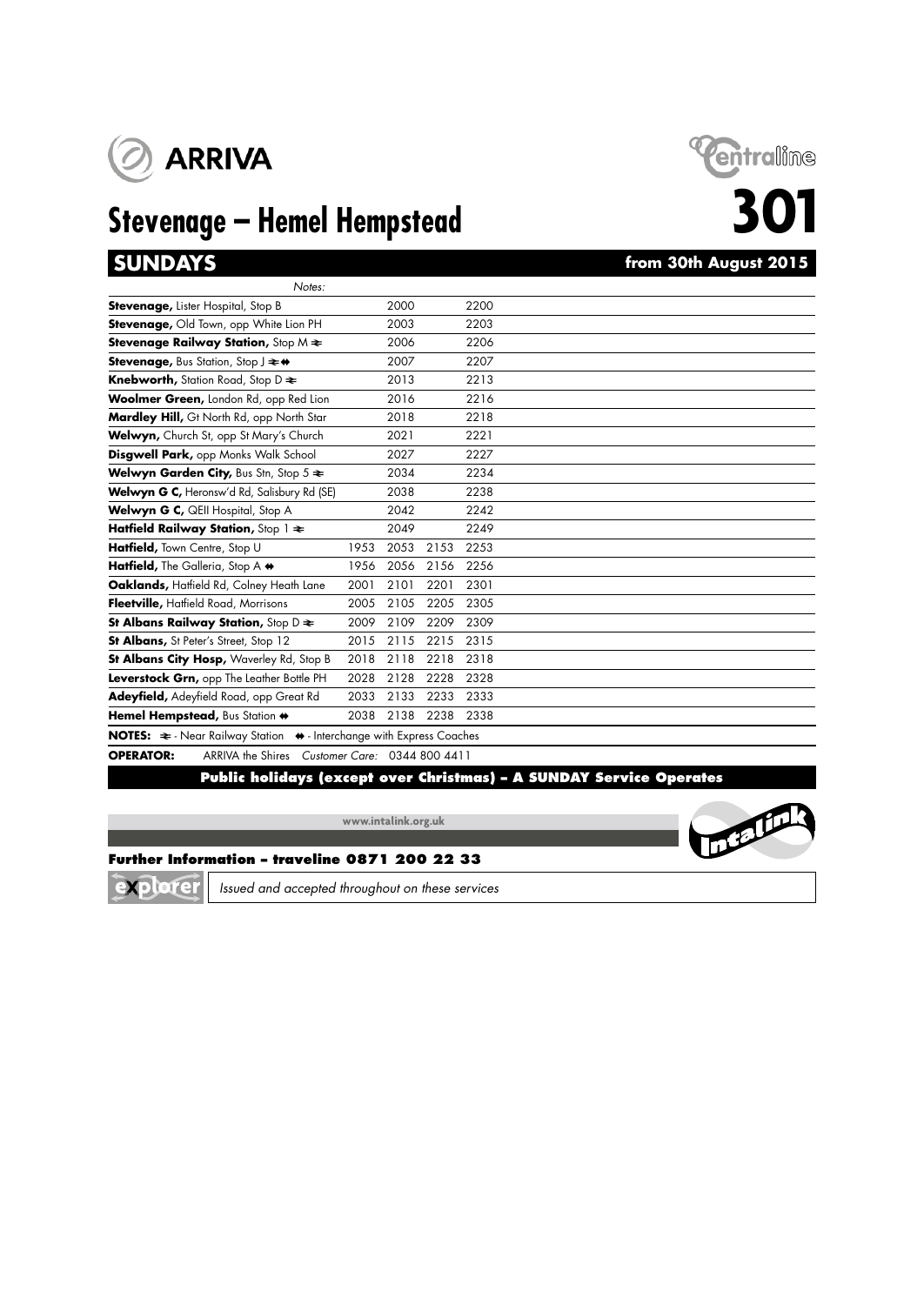ARRIVA

Centraline

# Stevenage – Hemel Hempstead

# 301

## SUNDAYS

**from 30th August 2015**

| *Notes:* | | | | |
|---|---|---|---|---|
| **Stevenage,** Lister Hospital, Stop B | | 2000 | | 2200 |
| **Stevenage,** Old Town, opp White Lion PH | | 2003 | | 2203 |
| **Stevenage Railway Station,** Stop M ⇌ | | 2006 | | 2206 |
| **Stevenage,** Bus Station, Stop J ⇌ ⇼ | | 2007 | | 2207 |
| **Knebworth,** Station Road, Stop D ⇌ | | 2013 | | 2213 |
| **Woolmer Green,** London Rd, opp Red Lion | | 2016 | | 2216 |
| **Mardley Hill,** Gt North Rd, opp North Star | | 2018 | | 2218 |
| **Welwyn,** Church St, opp St Mary's Church | | 2021 | | 2221 |
| **Disgwell Park,** opp Monks Walk School | | 2027 | | 2227 |
| **Welwyn Garden City,** Bus Stn, Stop 5 ⇌ | | 2034 | | 2234 |
| **Welwyn G C,** Heronsw'd Rd, Salisbury Rd (SE) | | 2038 | | 2238 |
| **Welwyn G C,** QEII Hospital, Stop A | | 2042 | | 2242 |
| **Hatfield Railway Station,** Stop 1 ⇌ | | 2049 | | 2249 |
| **Hatfield,** Town Centre, Stop U | 1953 | 2053 | 2153 | 2253 |
| **Hatfield,** The Galleria, Stop A ⇼ | 1956 | 2056 | 2156 | 2256 |
| **Oaklands,** Hatfield Rd, Colney Heath Lane | 2001 | 2101 | 2201 | 2301 |
| **Fleetville,** Hatfield Road, Morrisons | 2005 | 2105 | 2205 | 2305 |
| **St Albans Railway Station,** Stop D ⇌ | 2009 | 2109 | 2209 | 2309 |
| **St Albans,** St Peter's Street, Stop 12 | 2015 | 2115 | 2215 | 2315 |
| **St Albans City Hosp,** Waverley Rd, Stop B | 2018 | 2118 | 2218 | 2318 |
| **Leverstock Grn,** opp The Leather Bottle PH | 2028 | 2128 | 2228 | 2328 |
| **Adeyfield,** Adeyfield Road, opp Great Rd | 2033 | 2133 | 2233 | 2333 |
| **Hemel Hempstead,** Bus Station ⇼ | 2038 | 2138 | 2238 | 2338 |

**NOTES:** ⇌ - Near Railway Station ⇼ - Interchange with Express Coaches

**OPERATOR:** ARRIVA the Shires *Customer Care:* 0344 800 4411

**Public holidays (except over Christmas) – A SUNDAY Service Operates**

www.intalink.org.uk

Intalink

**Further Information – traveline 0871 200 22 33**

explorer *Issued and accepted throughout on these services*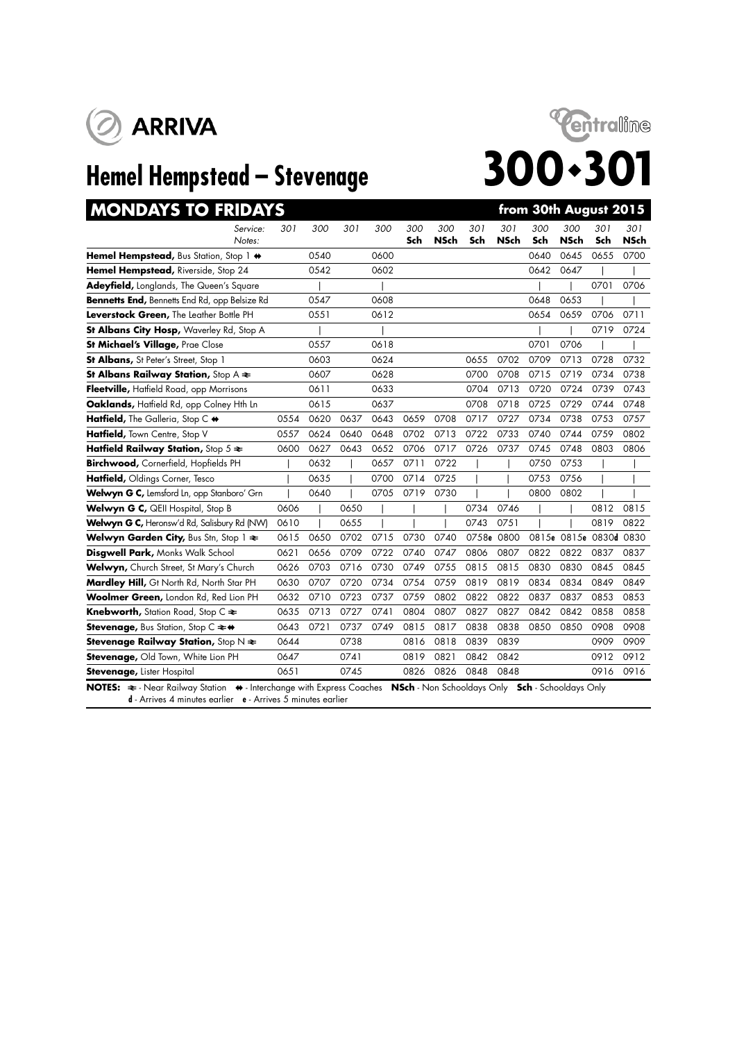ARRIVA

Centraline

# Hemel Hempstead – Stevenage

# 300•301

## MONDAYS TO FRIDAYS — from 30th August 2015

| Service: | 301 | 300 | 301 | 300 | 300 | 300 | 301 | 301 | 300 | 300 | 301 | 301 |
|---|---|---|---|---|---|---|---|---|---|---|---|---|
| Notes: | | | | | Sch | NSch | Sch | NSch | Sch | NSch | Sch | NSch |
| **Hemel Hempstead,** Bus Station, Stop 1 ⇼ | | 0540 | | 0600 | | | | | 0640 | 0645 | 0655 | 0700 |
| **Hemel Hempstead,** Riverside, Stop 24 | | 0542 | | 0602 | | | | | 0642 | 0647 | \| | \| |
| **Adeyfield,** Longlands, The Queen's Square | | \| | | \| | | | | | \| | \| | 0701 | 0706 |
| **Bennetts End,** Bennetts End Rd, opp Belsize Rd | | 0547 | | 0608 | | | | | 0648 | 0653 | \| | \| |
| **Leverstock Green,** The Leather Bottle PH | | 0551 | | 0612 | | | | | 0654 | 0659 | 0706 | 0711 |
| **St Albans City Hosp,** Waverley Rd, Stop A | | \| | | \| | | | | | \| | \| | 0719 | 0724 |
| **St Michael's Village,** Prae Close | | 0557 | | 0618 | | | | | 0701 | 0706 | \| | \| |
| **St Albans,** St Peter's Street, Stop 1 | | 0603 | | 0624 | | | 0655 | 0702 | 0709 | 0713 | 0728 | 0732 |
| **St Albans Railway Station,** Stop A ⇌ | | 0607 | | 0628 | | | 0700 | 0708 | 0715 | 0719 | 0734 | 0738 |
| **Fleetville,** Hatfield Road, opp Morrisons | | 0611 | | 0633 | | | 0704 | 0713 | 0720 | 0724 | 0739 | 0743 |
| **Oaklands,** Hatfield Rd, opp Colney Hth Ln | | 0615 | | 0637 | | | 0708 | 0718 | 0725 | 0729 | 0744 | 0748 |
| **Hatfield,** The Galleria, Stop C ⇼ | 0554 | 0620 | 0637 | 0643 | 0659 | 0708 | 0717 | 0727 | 0734 | 0738 | 0753 | 0757 |
| **Hatfield,** Town Centre, Stop V | 0557 | 0624 | 0640 | 0648 | 0702 | 0713 | 0722 | 0733 | 0740 | 0744 | 0759 | 0802 |
| **Hatfield Railway Station,** Stop 5 ⇌ | 0600 | 0627 | 0643 | 0652 | 0706 | 0717 | 0726 | 0737 | 0745 | 0748 | 0803 | 0806 |
| **Birchwood,** Cornerfield, Hopfields PH | \| | 0632 | \| | 0657 | 0711 | 0722 | \| | \| | 0750 | 0753 | \| | \| |
| **Hatfield,** Oldings Corner, Tesco | \| | 0635 | \| | 0700 | 0714 | 0725 | \| | \| | 0753 | 0756 | \| | \| |
| **Welwyn G C,** Lemsford Ln, opp Stanboro' Grn | \| | 0640 | \| | 0705 | 0719 | 0730 | \| | \| | 0800 | 0802 | \| | \| |
| **Welwyn G C,** QEII Hospital, Stop B | 0606 | \| | 0650 | \| | \| | \| | 0734 | 0746 | \| | \| | 0812 | 0815 |
| **Welwyn G C,** Heronsw'd Rd, Salisbury Rd (NW) | 0610 | \| | 0655 | \| | \| | \| | 0743 | 0751 | \| | \| | 0819 | 0822 |
| **Welwyn Garden City,** Bus Stn, Stop 1 ⇌ | 0615 | 0650 | 0702 | 0715 | 0730 | 0740 | 0758e | 0800 | 0815e | 0815e | 0830d | 0830 |
| **Disgwell Park,** Monks Walk School | 0621 | 0656 | 0709 | 0722 | 0740 | 0747 | 0806 | 0807 | 0822 | 0822 | 0837 | 0837 |
| **Welwyn,** Church Street, St Mary's Church | 0626 | 0703 | 0716 | 0730 | 0749 | 0755 | 0815 | 0815 | 0830 | 0830 | 0845 | 0845 |
| **Mardley Hill,** Gt North Rd, North Star PH | 0630 | 0707 | 0720 | 0734 | 0754 | 0759 | 0819 | 0819 | 0834 | 0834 | 0849 | 0849 |
| **Woolmer Green,** London Rd, Red Lion PH | 0632 | 0710 | 0723 | 0737 | 0759 | 0802 | 0822 | 0822 | 0837 | 0837 | 0853 | 0853 |
| **Knebworth,** Station Road, Stop C ⇌ | 0635 | 0713 | 0727 | 0741 | 0804 | 0807 | 0827 | 0827 | 0842 | 0842 | 0858 | 0858 |
| **Stevenage,** Bus Station, Stop C ⇌⇼ | 0643 | 0721 | 0737 | 0749 | 0815 | 0817 | 0838 | 0838 | 0850 | 0850 | 0908 | 0908 |
| **Stevenage Railway Station,** Stop N ⇌ | 0644 | | 0738 | | 0816 | 0818 | 0839 | 0839 | | | 0909 | 0909 |
| **Stevenage,** Old Town, White Lion PH | 0647 | | 0741 | | 0819 | 0821 | 0842 | 0842 | | | 0912 | 0912 |
| **Stevenage,** Lister Hospital | 0651 | | 0745 | | 0826 | 0826 | 0848 | 0848 | | | 0916 | 0916 |

**NOTES:** ⇌ - Near Railway Station ⇼ - Interchange with Express Coaches **NSch** - Non Schooldays Only **Sch** - Schooldays Only
**d** - Arrives 4 minutes earlier **e** - Arrives 5 minutes earlier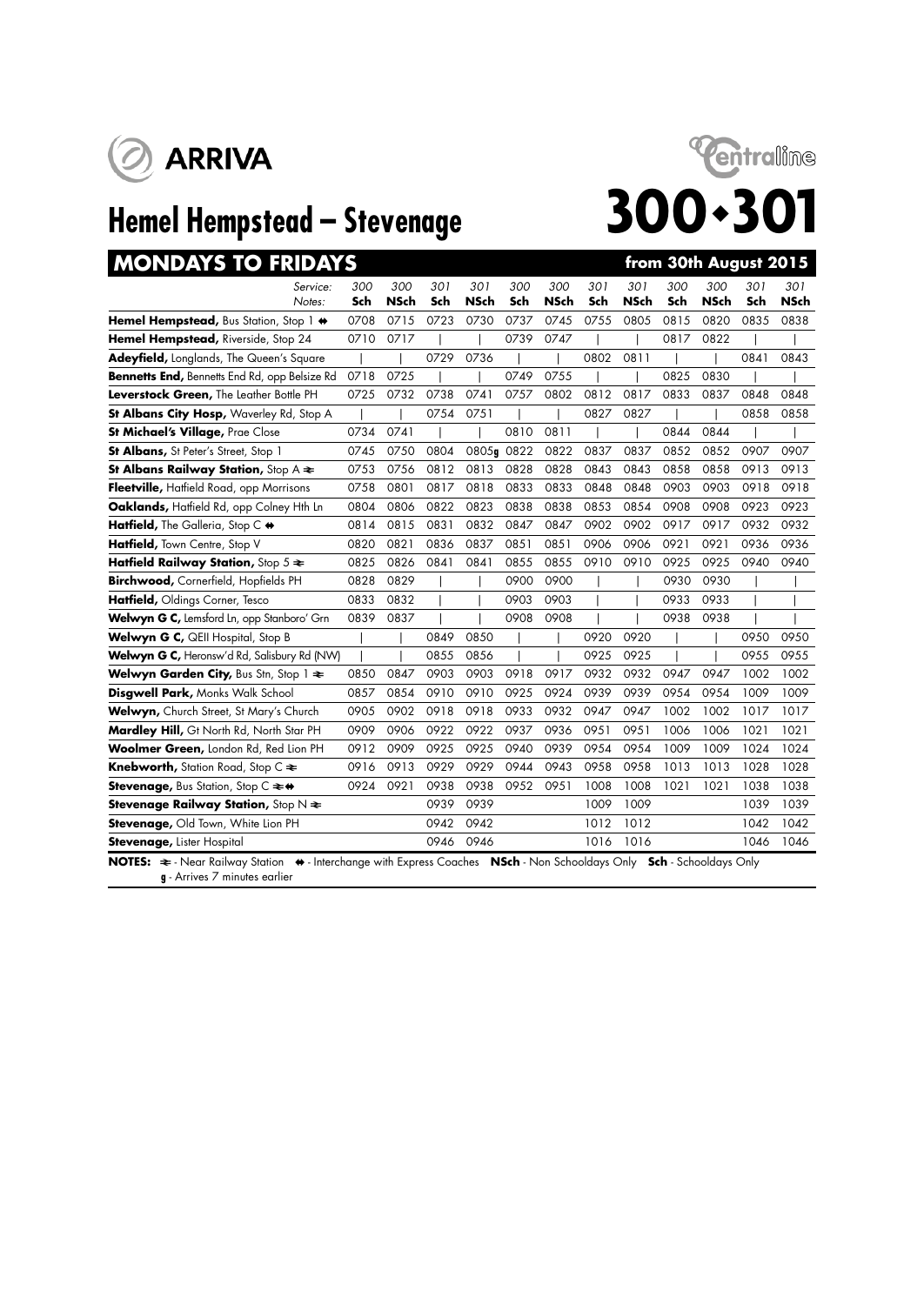ARRIVA

Centraline

# Hemel Hempstead – Stevenage

# 300•301

## MONDAYS TO FRIDAYS

**from 30th August 2015**

| Service: | 300 | 300 | 301 | 301 | 300 | 300 | 301 | 301 | 300 | 300 | 301 | 301 |
|---|---|---|---|---|---|---|---|---|---|---|---|---|
| Notes: | Sch | NSch | Sch | NSch | Sch | NSch | Sch | NSch | Sch | NSch | Sch | NSch |
| **Hemel Hempstead,** Bus Station, Stop 1 ⇹ | 0708 | 0715 | 0723 | 0730 | 0737 | 0745 | 0755 | 0805 | 0815 | 0820 | 0835 | 0838 |
| **Hemel Hempstead,** Riverside, Stop 24 | 0710 | 0717 | \| | \| | 0739 | 0747 | \| | \| | 0817 | 0822 | \| | \| |
| **Adeyfield,** Longlands, The Queen's Square | \| | \| | 0729 | 0736 | \| | \| | 0802 | 0811 | \| | \| | 0841 | 0843 |
| **Bennetts End,** Bennetts End Rd, opp Belsize Rd | 0718 | 0725 | \| | \| | 0749 | 0755 | \| | \| | 0825 | 0830 | \| | \| |
| **Leverstock Green,** The Leather Bottle PH | 0725 | 0732 | 0738 | 0741 | 0757 | 0802 | 0812 | 0817 | 0833 | 0837 | 0848 | 0848 |
| **St Albans City Hosp,** Waverley Rd, Stop A | \| | \| | 0754 | 0751 | \| | \| | 0827 | 0827 | \| | \| | 0858 | 0858 |
| **St Michael's Village,** Prae Close | 0734 | 0741 | \| | \| | 0810 | 0811 | \| | \| | 0844 | 0844 | \| | \| |
| **St Albans,** St Peter's Street, Stop 1 | 0745 | 0750 | 0804 | 0805g | 0822 | 0822 | 0837 | 0837 | 0852 | 0852 | 0907 | 0907 |
| **St Albans Railway Station,** Stop A ⇌ | 0753 | 0756 | 0812 | 0813 | 0828 | 0828 | 0843 | 0843 | 0858 | 0858 | 0913 | 0913 |
| **Fleetville,** Hatfield Road, opp Morrisons | 0758 | 0801 | 0817 | 0818 | 0833 | 0833 | 0848 | 0848 | 0903 | 0903 | 0918 | 0918 |
| **Oaklands,** Hatfield Rd, opp Colney Hth Ln | 0804 | 0806 | 0822 | 0823 | 0838 | 0838 | 0853 | 0854 | 0908 | 0908 | 0923 | 0923 |
| **Hatfield,** The Galleria, Stop C ⇹ | 0814 | 0815 | 0831 | 0832 | 0847 | 0847 | 0902 | 0902 | 0917 | 0917 | 0932 | 0932 |
| **Hatfield,** Town Centre, Stop V | 0820 | 0821 | 0836 | 0837 | 0851 | 0851 | 0906 | 0906 | 0921 | 0921 | 0936 | 0936 |
| **Hatfield Railway Station,** Stop 5 ⇌ | 0825 | 0826 | 0841 | 0841 | 0855 | 0855 | 0910 | 0910 | 0925 | 0925 | 0940 | 0940 |
| **Birchwood,** Cornerfield, Hopfields PH | 0828 | 0829 | \| | \| | 0900 | 0900 | \| | \| | 0930 | 0930 | \| | \| |
| **Hatfield,** Oldings Corner, Tesco | 0833 | 0832 | \| | \| | 0903 | 0903 | \| | \| | 0933 | 0933 | \| | \| |
| **Welwyn G C,** Lemsford Ln, opp Stanboro' Grn | 0839 | 0837 | \| | \| | 0908 | 0908 | \| | \| | 0938 | 0938 | \| | \| |
| **Welwyn G C,** QEII Hospital, Stop B | \| | \| | 0849 | 0850 | \| | \| | 0920 | 0920 | \| | \| | 0950 | 0950 |
| **Welwyn G C,** Heronsw'd Rd, Salisbury Rd (NW) | \| | \| | 0855 | 0856 | \| | \| | 0925 | 0925 | \| | \| | 0955 | 0955 |
| **Welwyn Garden City,** Bus Stn, Stop 1 ⇌ | 0850 | 0847 | 0903 | 0903 | 0918 | 0917 | 0932 | 0932 | 0947 | 0947 | 1002 | 1002 |
| **Disgwell Park,** Monks Walk School | 0857 | 0854 | 0910 | 0910 | 0925 | 0924 | 0939 | 0939 | 0954 | 0954 | 1009 | 1009 |
| **Welwyn,** Church Street, St Mary's Church | 0905 | 0902 | 0918 | 0918 | 0933 | 0932 | 0947 | 0947 | 1002 | 1002 | 1017 | 1017 |
| **Mardley Hill,** Gt North Rd, North Star PH | 0909 | 0906 | 0922 | 0922 | 0937 | 0936 | 0951 | 0951 | 1006 | 1006 | 1021 | 1021 |
| **Woolmer Green,** London Rd, Red Lion PH | 0912 | 0909 | 0925 | 0925 | 0940 | 0939 | 0954 | 0954 | 1009 | 1009 | 1024 | 1024 |
| **Knebworth,** Station Road, Stop C ⇌ | 0916 | 0913 | 0929 | 0929 | 0944 | 0943 | 0958 | 0958 | 1013 | 1013 | 1028 | 1028 |
| **Stevenage,** Bus Station, Stop C ⇌⇹ | 0924 | 0921 | 0938 | 0938 | 0952 | 0951 | 1008 | 1008 | 1021 | 1021 | 1038 | 1038 |
| **Stevenage Railway Station,** Stop N ⇌ | | | 0939 | 0939 | | | 1009 | 1009 | | | 1039 | 1039 |
| **Stevenage,** Old Town, White Lion PH | | | 0942 | 0942 | | | 1012 | 1012 | | | 1042 | 1042 |
| **Stevenage,** Lister Hospital | | | 0946 | 0946 | | | 1016 | 1016 | | | 1046 | 1046 |

**NOTES:** ⇌ - Near Railway Station ⇹ - Interchange with Express Coaches **NSch** - Non Schooldays Only **Sch** - Schooldays Only
g - Arrives 7 minutes earlier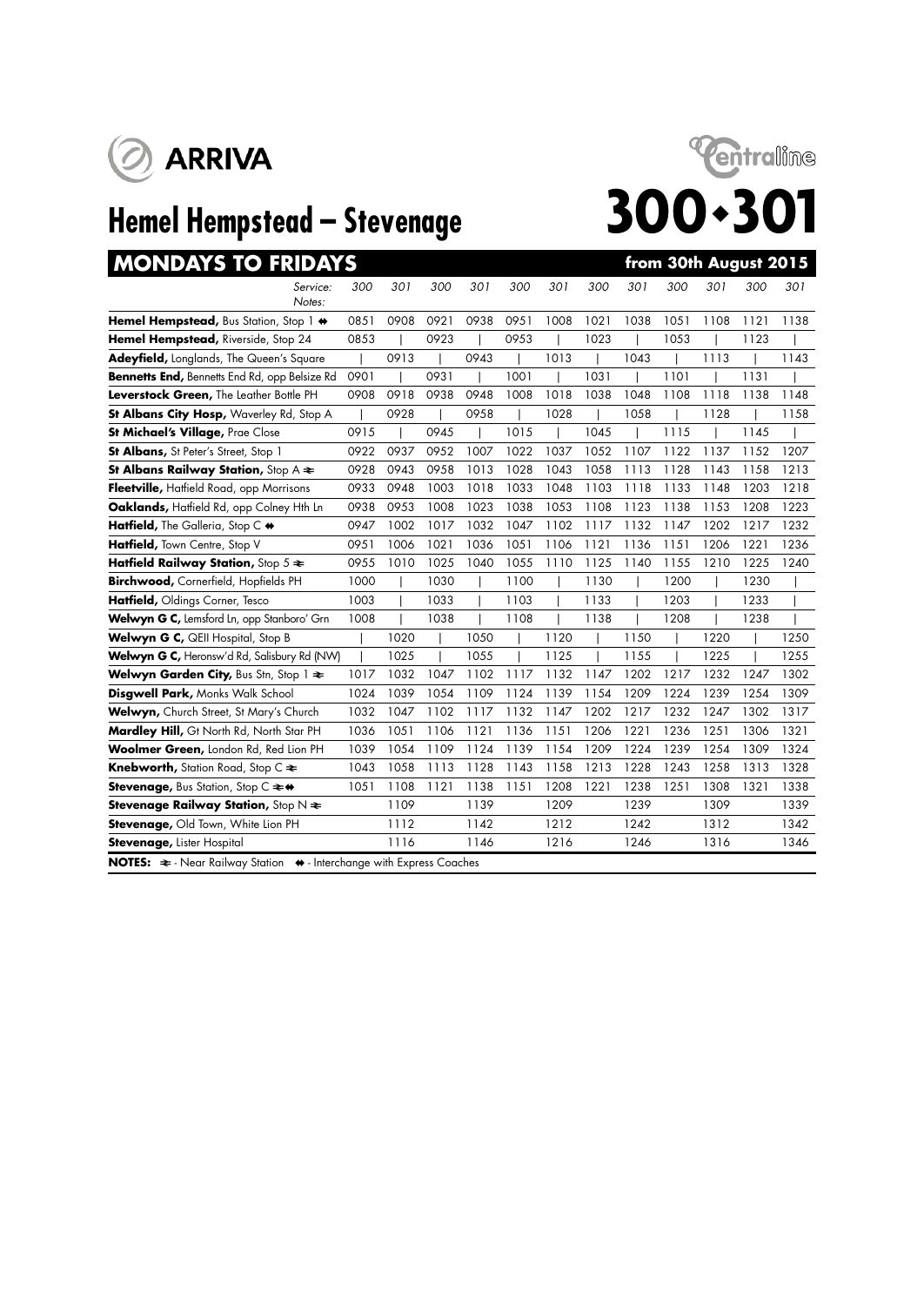ARRIVA

Centraline

# Hemel Hempstead – Stevenage

# 300•301

## MONDAYS TO FRIDAYS — from 30th August 2015

| Service: / Notes: | 300 | 301 | 300 | 301 | 300 | 301 | 300 | 301 | 300 | 301 | 300 | 301 |
|---|---|---|---|---|---|---|---|---|---|---|---|---|
| **Hemel Hempstead,** Bus Station, Stop 1 ⇹ | 0851 | 0908 | 0921 | 0938 | 0951 | 1008 | 1021 | 1038 | 1051 | 1108 | 1121 | 1138 |
| **Hemel Hempstead,** Riverside, Stop 24 | 0853 | \| | 0923 | \| | 0953 | \| | 1023 | \| | 1053 | \| | 1123 | \| |
| **Adeyfield,** Longlands, The Queen's Square | \| | 0913 | \| | 0943 | \| | 1013 | \| | 1043 | \| | 1113 | \| | 1143 |
| **Bennetts End,** Bennetts End Rd, opp Belsize Rd | 0901 | \| | 0931 | \| | 1001 | \| | 1031 | \| | 1101 | \| | 1131 | \| |
| **Leverstock Green,** The Leather Bottle PH | 0908 | 0918 | 0938 | 0948 | 1008 | 1018 | 1038 | 1048 | 1108 | 1118 | 1138 | 1148 |
| **St Albans City Hosp,** Waverley Rd, Stop A | \| | 0928 | \| | 0958 | \| | 1028 | \| | 1058 | \| | 1128 | \| | 1158 |
| **St Michael's Village,** Prae Close | 0915 | \| | 0945 | \| | 1015 | \| | 1045 | \| | 1115 | \| | 1145 | \| |
| **St Albans,** St Peter's Street, Stop 1 | 0922 | 0937 | 0952 | 1007 | 1022 | 1037 | 1052 | 1107 | 1122 | 1137 | 1152 | 1207 |
| **St Albans Railway Station,** Stop A ≷ | 0928 | 0943 | 0958 | 1013 | 1028 | 1043 | 1058 | 1113 | 1128 | 1143 | 1158 | 1213 |
| **Fleetville,** Hatfield Road, opp Morrisons | 0933 | 0948 | 1003 | 1018 | 1033 | 1048 | 1103 | 1118 | 1133 | 1148 | 1203 | 1218 |
| **Oaklands,** Hatfield Rd, opp Colney Hth Ln | 0938 | 0953 | 1008 | 1023 | 1038 | 1053 | 1108 | 1123 | 1138 | 1153 | 1208 | 1223 |
| **Hatfield,** The Galleria, Stop C ⇹ | 0947 | 1002 | 1017 | 1032 | 1047 | 1102 | 1117 | 1132 | 1147 | 1202 | 1217 | 1232 |
| **Hatfield,** Town Centre, Stop V | 0951 | 1006 | 1021 | 1036 | 1051 | 1106 | 1121 | 1136 | 1151 | 1206 | 1221 | 1236 |
| **Hatfield Railway Station,** Stop 5 ≷ | 0955 | 1010 | 1025 | 1040 | 1055 | 1110 | 1125 | 1140 | 1155 | 1210 | 1225 | 1240 |
| **Birchwood,** Cornerfield, Hopfields PH | 1000 | \| | 1030 | \| | 1100 | \| | 1130 | \| | 1200 | \| | 1230 | \| |
| **Hatfield,** Oldings Corner, Tesco | 1003 | \| | 1033 | \| | 1103 | \| | 1133 | \| | 1203 | \| | 1233 | \| |
| **Welwyn G C,** Lemsford Ln, opp Stanboro' Grn | 1008 | \| | 1038 | \| | 1108 | \| | 1138 | \| | 1208 | \| | 1238 | \| |
| **Welwyn G C,** QEII Hospital, Stop B | \| | 1020 | \| | 1050 | \| | 1120 | \| | 1150 | \| | 1220 | \| | 1250 |
| **Welwyn G C,** Heronsw'd Rd, Salisbury Rd (NW) | \| | 1025 | \| | 1055 | \| | 1125 | \| | 1155 | \| | 1225 | \| | 1255 |
| **Welwyn Garden City,** Bus Stn, Stop 1 ≷ | 1017 | 1032 | 1047 | 1102 | 1117 | 1132 | 1147 | 1202 | 1217 | 1232 | 1247 | 1302 |
| **Disgwell Park,** Monks Walk School | 1024 | 1039 | 1054 | 1109 | 1124 | 1139 | 1154 | 1209 | 1224 | 1239 | 1254 | 1309 |
| **Welwyn,** Church Street, St Mary's Church | 1032 | 1047 | 1102 | 1117 | 1132 | 1147 | 1202 | 1217 | 1232 | 1247 | 1302 | 1317 |
| **Mardley Hill,** Gt North Rd, North Star PH | 1036 | 1051 | 1106 | 1121 | 1136 | 1151 | 1206 | 1221 | 1236 | 1251 | 1306 | 1321 |
| **Woolmer Green,** London Rd, Red Lion PH | 1039 | 1054 | 1109 | 1124 | 1139 | 1154 | 1209 | 1224 | 1239 | 1254 | 1309 | 1324 |
| **Knebworth,** Station Road, Stop C ≷ | 1043 | 1058 | 1113 | 1128 | 1143 | 1158 | 1213 | 1228 | 1243 | 1258 | 1313 | 1328 |
| **Stevenage,** Bus Station, Stop C ≷⇹ | 1051 | 1108 | 1121 | 1138 | 1151 | 1208 | 1221 | 1238 | 1251 | 1308 | 1321 | 1338 |
| **Stevenage Railway Station,** Stop N ≷ | | 1109 | | 1139 | | 1209 | | 1239 | | 1309 | | 1339 |
| **Stevenage,** Old Town, White Lion PH | | 1112 | | 1142 | | 1212 | | 1242 | | 1312 | | 1342 |
| **Stevenage,** Lister Hospital | | 1116 | | 1146 | | 1216 | | 1246 | | 1316 | | 1346 |

**NOTES:** ≷ - Near Railway Station ⇹ - Interchange with Express Coaches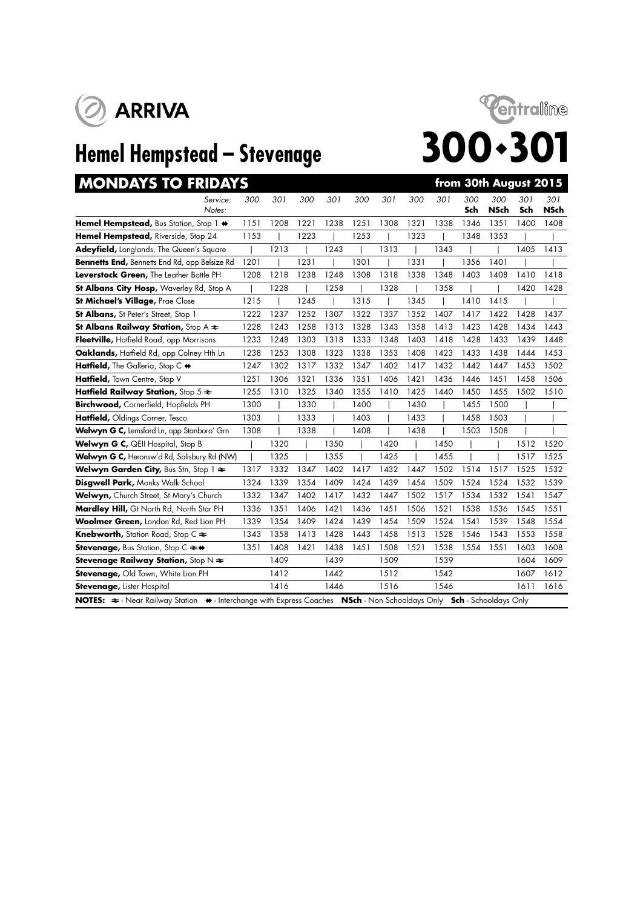ARRIVA

Centraline

# Hemel Hempstead – Stevenage

# 300•301

## MONDAYS TO FRIDAYS

**from 30th August 2015**

| Service: Notes: | 300 | 301 | 300 | 301 | 300 | 301 | 300 | 301 | 300 Sch | 300 NSch | 301 Sch | 301 NSch |
|---|---|---|---|---|---|---|---|---|---|---|---|---|
| **Hemel Hempstead,** Bus Station, Stop 1 ⇼ | 1151 | 1208 | 1221 | 1238 | 1251 | 1308 | 1321 | 1338 | 1346 | 1351 | 1400 | 1408 |
| **Hemel Hempstead,** Riverside, Stop 24 | 1153 | \| | 1223 | \| | 1253 | \| | 1323 | \| | 1348 | 1353 | \| | \| |
| **Adeyfield,** Longlands, The Queen's Square | \| | 1213 | \| | 1243 | \| | 1313 | \| | 1343 | \| | \| | 1405 | 1413 |
| **Bennetts End,** Bennetts End Rd, opp Belsize Rd | 1201 | \| | 1231 | \| | 1301 | \| | 1331 | \| | 1356 | 1401 | \| | \| |
| **Leverstock Green,** The Leather Bottle PH | 1208 | 1218 | 1238 | 1248 | 1308 | 1318 | 1338 | 1348 | 1403 | 1408 | 1410 | 1418 |
| **St Albans City Hosp,** Waverley Rd, Stop A | \| | 1228 | \| | 1258 | \| | 1328 | \| | 1358 | \| | \| | 1420 | 1428 |
| **St Michael's Village,** Prae Close | 1215 | \| | 1245 | \| | 1315 | \| | 1345 | \| | 1410 | 1415 | \| | \| |
| **St Albans,** St Peter's Street, Stop 1 | 1222 | 1237 | 1252 | 1307 | 1322 | 1337 | 1352 | 1407 | 1417 | 1422 | 1428 | 1437 |
| **St Albans Railway Station,** Stop A ⇌ | 1228 | 1243 | 1258 | 1313 | 1328 | 1343 | 1358 | 1413 | 1423 | 1428 | 1434 | 1443 |
| **Fleetville,** Hatfield Road, opp Morrisons | 1233 | 1248 | 1303 | 1318 | 1333 | 1348 | 1403 | 1418 | 1428 | 1433 | 1439 | 1448 |
| **Oaklands,** Hatfield Rd, opp Colney Hth Ln | 1238 | 1253 | 1308 | 1323 | 1338 | 1353 | 1408 | 1423 | 1433 | 1438 | 1444 | 1453 |
| **Hatfield,** The Galleria, Stop C ⇼ | 1247 | 1302 | 1317 | 1332 | 1347 | 1402 | 1417 | 1432 | 1442 | 1447 | 1453 | 1502 |
| **Hatfield,** Town Centre, Stop V | 1251 | 1306 | 1321 | 1336 | 1351 | 1406 | 1421 | 1436 | 1446 | 1451 | 1458 | 1506 |
| **Hatfield Railway Station,** Stop 5 ⇌ | 1255 | 1310 | 1325 | 1340 | 1355 | 1410 | 1425 | 1440 | 1450 | 1455 | 1502 | 1510 |
| **Birchwood,** Cornerfield, Hopfields PH | 1300 | \| | 1330 | \| | 1400 | \| | 1430 | \| | 1455 | 1500 | \| | \| |
| **Hatfield,** Oldings Corner, Tesco | 1303 | \| | 1333 | \| | 1403 | \| | 1433 | \| | 1458 | 1503 | \| | \| |
| **Welwyn G C,** Lemsford Ln, opp Stanboro' Grn | 1308 | \| | 1338 | \| | 1408 | \| | 1438 | \| | 1503 | 1508 | \| | \| |
| **Welwyn G C,** QEII Hospital, Stop B | \| | 1320 | \| | 1350 | \| | 1420 | \| | 1450 | \| | \| | 1512 | 1520 |
| **Welwyn G C,** Heronsw'd Rd, Salisbury Rd (NW) | \| | 1325 | \| | 1355 | \| | 1425 | \| | 1455 | \| | \| | 1517 | 1525 |
| **Welwyn Garden City,** Bus Stn, Stop 1 ⇌ | 1317 | 1332 | 1347 | 1402 | 1417 | 1432 | 1447 | 1502 | 1514 | 1517 | 1525 | 1532 |
| **Disgwell Park,** Monks Walk School | 1324 | 1339 | 1354 | 1409 | 1424 | 1439 | 1454 | 1509 | 1524 | 1524 | 1532 | 1539 |
| **Welwyn,** Church Street, St Mary's Church | 1332 | 1347 | 1402 | 1417 | 1432 | 1447 | 1502 | 1517 | 1534 | 1532 | 1541 | 1547 |
| **Mardley Hill,** Gt North Rd, North Star PH | 1336 | 1351 | 1406 | 1421 | 1436 | 1451 | 1506 | 1521 | 1538 | 1536 | 1545 | 1551 |
| **Woolmer Green,** London Rd, Red Lion PH | 1339 | 1354 | 1409 | 1424 | 1439 | 1454 | 1509 | 1524 | 1541 | 1539 | 1548 | 1554 |
| **Knebworth,** Station Road, Stop C ⇌ | 1343 | 1358 | 1413 | 1428 | 1443 | 1458 | 1513 | 1528 | 1546 | 1543 | 1553 | 1558 |
| **Stevenage,** Bus Station, Stop C ⇌⇼ | 1351 | 1408 | 1421 | 1438 | 1451 | 1508 | 1521 | 1538 | 1554 | 1551 | 1603 | 1608 |
| **Stevenage Railway Station,** Stop N ⇌ | | 1409 | | 1439 | | 1509 | | 1539 | | | 1604 | 1609 |
| **Stevenage,** Old Town, White Lion PH | | 1412 | | 1442 | | 1512 | | 1542 | | | 1607 | 1612 |
| **Stevenage,** Lister Hospital | | 1416 | | 1446 | | 1516 | | 1546 | | | 1611 | 1616 |

**NOTES:** ⇌ - Near Railway Station ⇼ - Interchange with Express Coaches **NSch** - Non Schooldays Only **Sch** - Schooldays Only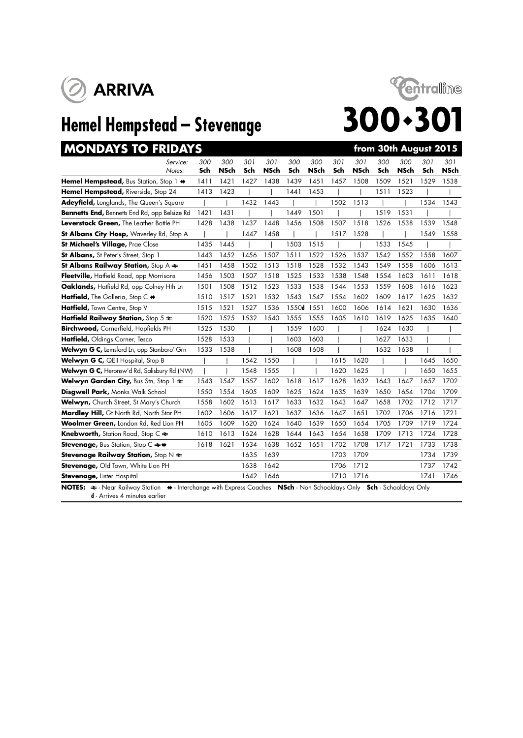# ARRIVA

# Hemel Hempstead – Stevenage

# 300•301

Centraline

## MONDAYS TO FRIDAYS — from 30th August 2015

| Service: / Notes: | 300 Sch | 300 NSch | 301 Sch | 301 NSch | 300 Sch | 300 NSch | 301 Sch | 301 NSch | 300 Sch | 300 NSch | 301 Sch | 301 NSch |
|---|---|---|---|---|---|---|---|---|---|---|---|---|
| **Hemel Hempstead,** Bus Station, Stop 1 ⇔ | 1411 | 1421 | 1427 | 1438 | 1439 | 1451 | 1457 | 1508 | 1509 | 1521 | 1529 | 1538 |
| **Hemel Hempstead,** Riverside, Stop 24 | 1413 | 1423 | \| | \| | 1441 | 1453 | \| | \| | 1511 | 1523 | \| | \| |
| **Adeyfield,** Longlands, The Queen's Square | \| | \| | 1432 | 1443 | \| | \| | 1502 | 1513 | \| | \| | 1534 | 1543 |
| **Bennetts End,** Bennetts End Rd, opp Belsize Rd | 1421 | 1431 | \| | \| | 1449 | 1501 | \| | \| | 1519 | 1531 | \| | \| |
| **Leverstock Green,** The Leather Bottle PH | 1428 | 1438 | 1437 | 1448 | 1456 | 1508 | 1507 | 1518 | 1526 | 1538 | 1539 | 1548 |
| **St Albans City Hosp,** Waverley Rd, Stop A | \| | \| | 1447 | 1458 | \| | \| | 1517 | 1528 | \| | \| | 1549 | 1558 |
| **St Michael's Village,** Prae Close | 1435 | 1445 | \| | \| | 1503 | 1515 | \| | \| | 1533 | 1545 | \| | \| |
| **St Albans,** St Peter's Street, Stop 1 | 1443 | 1452 | 1456 | 1507 | 1511 | 1522 | 1526 | 1537 | 1542 | 1552 | 1558 | 1607 |
| **St Albans Railway Station,** Stop A ⇌ | 1451 | 1458 | 1502 | 1513 | 1518 | 1528 | 1532 | 1543 | 1549 | 1558 | 1606 | 1613 |
| **Fleetville,** Hatfield Road, opp Morrisons | 1456 | 1503 | 1507 | 1518 | 1525 | 1533 | 1538 | 1548 | 1554 | 1603 | 1611 | 1618 |
| **Oaklands,** Hatfield Rd, opp Colney Hth Ln | 1501 | 1508 | 1512 | 1523 | 1533 | 1538 | 1544 | 1553 | 1559 | 1608 | 1616 | 1623 |
| **Hatfield,** The Galleria, Stop C ⇔ | 1510 | 1517 | 1521 | 1532 | 1543 | 1547 | 1554 | 1602 | 1609 | 1617 | 1625 | 1632 |
| **Hatfield,** Town Centre, Stop V | 1515 | 1521 | 1527 | 1536 | 1550**d** | 1551 | 1600 | 1606 | 1614 | 1621 | 1630 | 1636 |
| **Hatfield Railway Station,** Stop 5 ⇌ | 1520 | 1525 | 1532 | 1540 | 1555 | 1555 | 1605 | 1610 | 1619 | 1625 | 1635 | 1640 |
| **Birchwood,** Cornerfield, Hopfields PH | 1525 | 1530 | \| | \| | 1559 | 1600 | \| | \| | 1624 | 1630 | \| | \| |
| **Hatfield,** Oldings Corner, Tesco | 1528 | 1533 | \| | \| | 1603 | 1603 | \| | \| | 1627 | 1633 | \| | \| |
| **Welwyn G C,** Lemsford Ln, opp Stanboro' Grn | 1533 | 1538 | \| | \| | 1608 | 1608 | \| | \| | 1632 | 1638 | \| | \| |
| **Welwyn G C,** QEII Hospital, Stop B | \| | \| | 1542 | 1550 | \| | \| | 1615 | 1620 | \| | \| | 1645 | 1650 |
| **Welwyn G C,** Heronsw'd Rd, Salisbury Rd (NW) | \| | \| | 1548 | 1555 | \| | \| | 1620 | 1625 | \| | \| | 1650 | 1655 |
| **Welwyn Garden City,** Bus Stn, Stop 1 ⇌ | 1543 | 1547 | 1557 | 1602 | 1618 | 1617 | 1628 | 1632 | 1643 | 1647 | 1657 | 1702 |
| **Disgwell Park,** Monks Walk School | 1550 | 1554 | 1605 | 1609 | 1625 | 1624 | 1635 | 1639 | 1650 | 1654 | 1704 | 1709 |
| **Welwyn,** Church Street, St Mary's Church | 1558 | 1602 | 1613 | 1617 | 1633 | 1632 | 1643 | 1647 | 1658 | 1702 | 1712 | 1717 |
| **Mardley Hill,** Gt North Rd, North Star PH | 1602 | 1606 | 1617 | 1621 | 1637 | 1636 | 1647 | 1651 | 1702 | 1706 | 1716 | 1721 |
| **Woolmer Green,** London Rd, Red Lion PH | 1605 | 1609 | 1620 | 1624 | 1640 | 1639 | 1650 | 1654 | 1705 | 1709 | 1719 | 1724 |
| **Knebworth,** Station Road, Stop C ⇌ | 1610 | 1613 | 1624 | 1628 | 1644 | 1643 | 1654 | 1658 | 1709 | 1713 | 1724 | 1728 |
| **Stevenage,** Bus Station, Stop C ⇌⇔ | 1618 | 1621 | 1634 | 1638 | 1652 | 1651 | 1702 | 1708 | 1717 | 1721 | 1733 | 1738 |
| **Stevenage Railway Station,** Stop N ⇌ | | | 1635 | 1639 | | | 1703 | 1709 | | | 1734 | 1739 |
| **Stevenage,** Old Town, White Lion PH | | | 1638 | 1642 | | | 1706 | 1712 | | | 1737 | 1742 |
| **Stevenage,** Lister Hospital | | | 1642 | 1646 | | | 1710 | 1716 | | | 1741 | 1746 |

**NOTES:** ⇌ - Near Railway Station ⇔ - Interchange with Express Coaches **NSch** - Non Schooldays Only **Sch** - Schooldays Only
**d** - Arrives 4 minutes earlier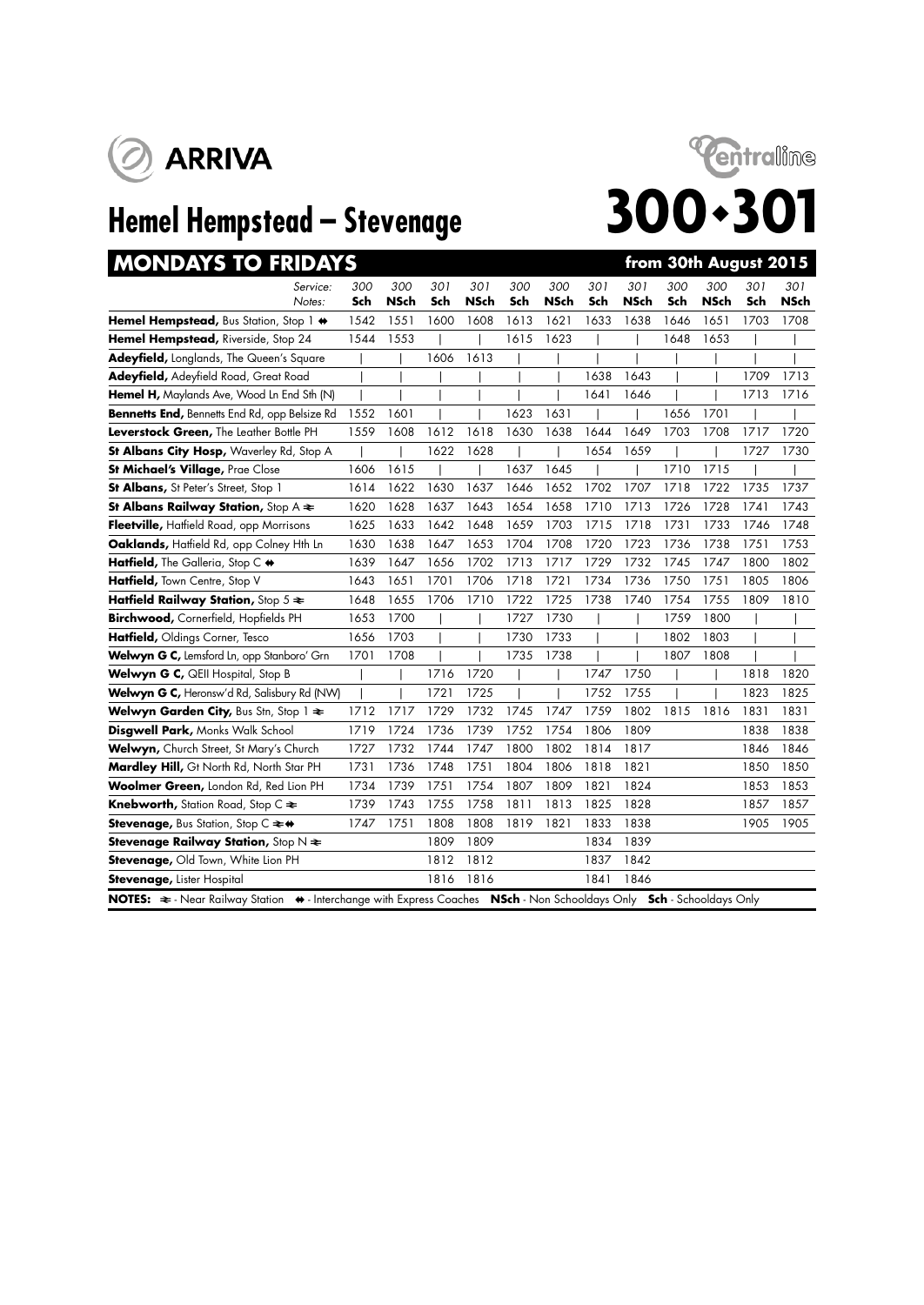ARRIVA

Centraline

# Hemel Hempstead – Stevenage

# 300•301

## MONDAYS TO FRIDAYS

**from 30th August 2015**

| Service: / Notes: | 300 Sch | 300 NSch | 301 Sch | 301 NSch | 300 Sch | 300 NSch | 301 Sch | 301 NSch | 300 Sch | 300 NSch | 301 Sch | 301 NSch |
|---|---|---|---|---|---|---|---|---|---|---|---|---|
| **Hemel Hempstead,** Bus Station, Stop 1 ⇹ | 1542 | 1551 | 1600 | 1608 | 1613 | 1621 | 1633 | 1638 | 1646 | 1651 | 1703 | 1708 |
| **Hemel Hempstead,** Riverside, Stop 24 | 1544 | 1553 | \| | \| | 1615 | 1623 | \| | \| | 1648 | 1653 | \| | \| |
| **Adeyfield,** Longlands, The Queen's Square | \| | \| | 1606 | 1613 | \| | \| | \| | \| | \| | \| | \| | \| |
| **Adeyfield,** Adeyfield Road, Great Road | \| | \| | \| | \| | \| | \| | 1638 | 1643 | \| | \| | 1709 | 1713 |
| **Hemel H,** Maylands Ave, Wood Ln End Sth (N) | \| | \| | \| | \| | \| | \| | 1641 | 1646 | \| | \| | 1713 | 1716 |
| **Bennetts End,** Bennetts End Rd, opp Belsize Rd | 1552 | 1601 | \| | \| | 1623 | 1631 | \| | \| | 1656 | 1701 | \| | \| |
| **Leverstock Green,** The Leather Bottle PH | 1559 | 1608 | 1612 | 1618 | 1630 | 1638 | 1644 | 1649 | 1703 | 1708 | 1717 | 1720 |
| **St Albans City Hosp,** Waverley Rd, Stop A | \| | \| | 1622 | 1628 | \| | \| | 1654 | 1659 | \| | \| | 1727 | 1730 |
| **St Michael's Village,** Prae Close | 1606 | 1615 | \| | \| | 1637 | 1645 | \| | \| | 1710 | 1715 | \| | \| |
| **St Albans,** St Peter's Street, Stop 1 | 1614 | 1622 | 1630 | 1637 | 1646 | 1652 | 1702 | 1707 | 1718 | 1722 | 1735 | 1737 |
| **St Albans Railway Station,** Stop A ⇌ | 1620 | 1628 | 1637 | 1643 | 1654 | 1658 | 1710 | 1713 | 1726 | 1728 | 1741 | 1743 |
| **Fleetville,** Hatfield Road, opp Morrisons | 1625 | 1633 | 1642 | 1648 | 1659 | 1703 | 1715 | 1718 | 1731 | 1733 | 1746 | 1748 |
| **Oaklands,** Hatfield Rd, opp Colney Hth Ln | 1630 | 1638 | 1647 | 1653 | 1704 | 1708 | 1720 | 1723 | 1736 | 1738 | 1751 | 1753 |
| **Hatfield,** The Galleria, Stop C ⇹ | 1639 | 1647 | 1656 | 1702 | 1713 | 1717 | 1729 | 1732 | 1745 | 1747 | 1800 | 1802 |
| **Hatfield,** Town Centre, Stop V | 1643 | 1651 | 1701 | 1706 | 1718 | 1721 | 1734 | 1736 | 1750 | 1751 | 1805 | 1806 |
| **Hatfield Railway Station,** Stop 5 ⇌ | 1648 | 1655 | 1706 | 1710 | 1722 | 1725 | 1738 | 1740 | 1754 | 1755 | 1809 | 1810 |
| **Birchwood,** Cornerfield, Hopfields PH | 1653 | 1700 | \| | \| | 1727 | 1730 | \| | \| | 1759 | 1800 | \| | \| |
| **Hatfield,** Oldings Corner, Tesco | 1656 | 1703 | \| | \| | 1730 | 1733 | \| | \| | 1802 | 1803 | \| | \| |
| **Welwyn G C,** Lemsford Ln, opp Stanboro' Grn | 1701 | 1708 | \| | \| | 1735 | 1738 | \| | \| | 1807 | 1808 | \| | \| |
| **Welwyn G C,** QEII Hospital, Stop B | \| | \| | 1716 | 1720 | \| | \| | 1747 | 1750 | \| | \| | 1818 | 1820 |
| **Welwyn G C,** Heronsw'd Rd, Salisbury Rd (NW) | \| | \| | 1721 | 1725 | \| | \| | 1752 | 1755 | \| | \| | 1823 | 1825 |
| **Welwyn Garden City,** Bus Stn, Stop 1 ⇌ | 1712 | 1717 | 1729 | 1732 | 1745 | 1747 | 1759 | 1802 | 1815 | 1816 | 1831 | 1831 |
| **Disgwell Park,** Monks Walk School | 1719 | 1724 | 1736 | 1739 | 1752 | 1754 | 1806 | 1809 | | | 1838 | 1838 |
| **Welwyn,** Church Street, St Mary's Church | 1727 | 1732 | 1744 | 1747 | 1800 | 1802 | 1814 | 1817 | | | 1846 | 1846 |
| **Mardley Hill,** Gt North Rd, North Star PH | 1731 | 1736 | 1748 | 1751 | 1804 | 1806 | 1818 | 1821 | | | 1850 | 1850 |
| **Woolmer Green,** London Rd, Red Lion PH | 1734 | 1739 | 1751 | 1754 | 1807 | 1809 | 1821 | 1824 | | | 1853 | 1853 |
| **Knebworth,** Station Road, Stop C ⇌ | 1739 | 1743 | 1755 | 1758 | 1811 | 1813 | 1825 | 1828 | | | 1857 | 1857 |
| **Stevenage,** Bus Station, Stop C ⇌⇹ | 1747 | 1751 | 1808 | 1808 | 1819 | 1821 | 1833 | 1838 | | | 1905 | 1905 |
| **Stevenage Railway Station,** Stop N ⇌ | | | 1809 | 1809 | | | 1834 | 1839 | | | | |
| **Stevenage,** Old Town, White Lion PH | | | 1812 | 1812 | | | 1837 | 1842 | | | | |
| **Stevenage,** Lister Hospital | | | 1816 | 1816 | | | 1841 | 1846 | | | | |

**NOTES:** ⇌ - Near Railway Station ⇹ - Interchange with Express Coaches **NSch** - Non Schooldays Only **Sch** - Schooldays Only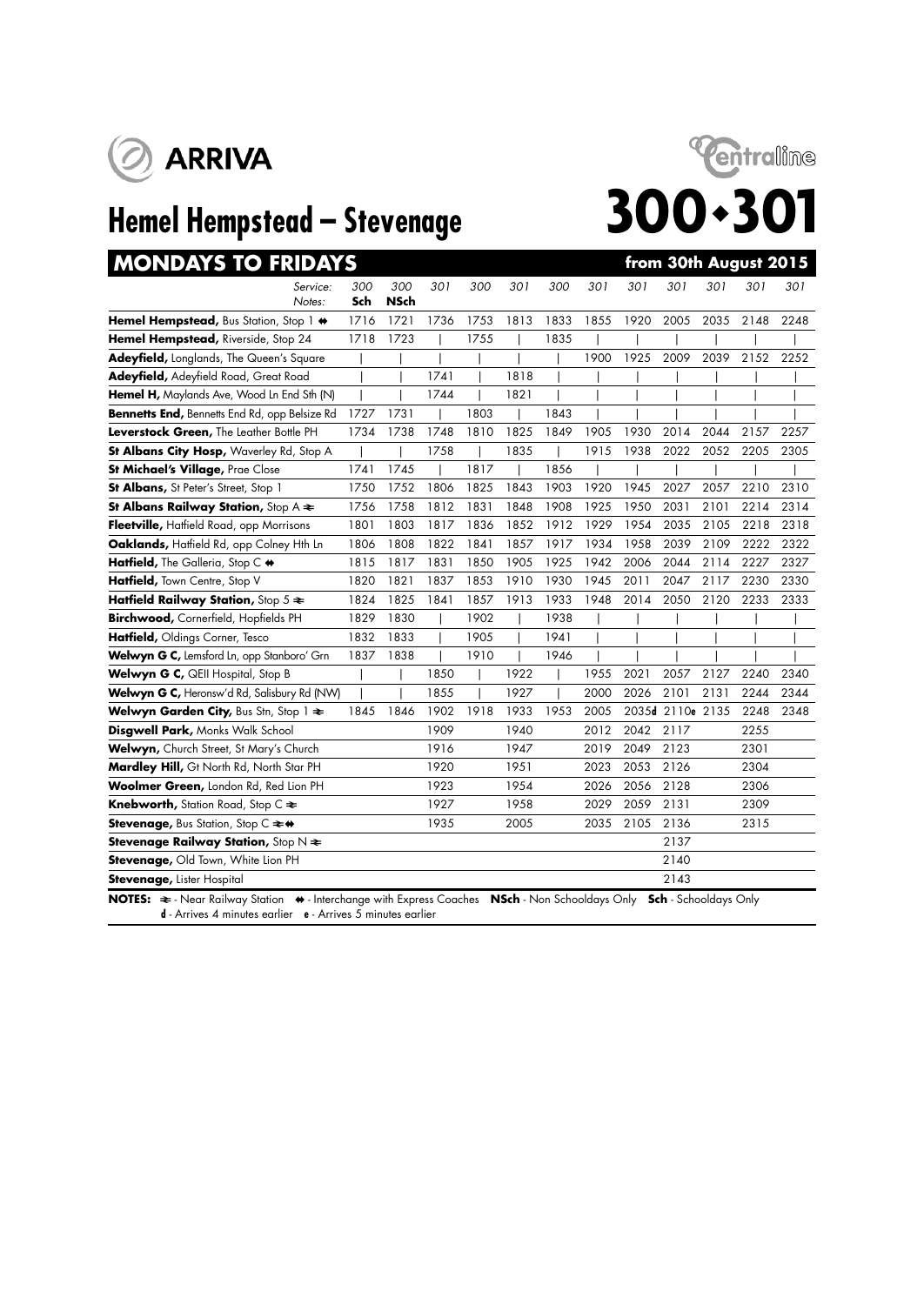ARRIVA

Centraline

# Hemel Hempstead – Stevenage

# 300•301

## MONDAYS TO FRIDAYS

**from 30th August 2015**

| Service: / Notes: | 300 Sch | 300 NSch | 301 | 300 | 301 | 300 | 301 | 301 | 301 | 301 | 301 | 301 |
|---|---|---|---|---|---|---|---|---|---|---|---|---|
| **Hemel Hempstead,** Bus Station, Stop 1 ⇼ | 1716 | 1721 | 1736 | 1753 | 1813 | 1833 | 1855 | 1920 | 2005 | 2035 | 2148 | 2248 |
| **Hemel Hempstead,** Riverside, Stop 24 | 1718 | 1723 | \| | 1755 | \| | 1835 | \| | \| | \| | \| | \| | \| |
| **Adeyfield,** Longlands, The Queen's Square | \| | \| | \| | \| | \| | \| | 1900 | 1925 | 2009 | 2039 | 2152 | 2252 |
| **Adeyfield,** Adeyfield Road, Great Road | \| | \| | 1741 | \| | 1818 | \| | \| | \| | \| | \| | \| | \| |
| **Hemel H,** Maylands Ave, Wood Ln End Sth (N) | \| | \| | 1744 | \| | 1821 | \| | \| | \| | \| | \| | \| | \| |
| **Bennetts End,** Bennetts End Rd, opp Belsize Rd | 1727 | 1731 | \| | 1803 | \| | 1843 | \| | \| | \| | \| | \| | \| |
| **Leverstock Green,** The Leather Bottle PH | 1734 | 1738 | 1748 | 1810 | 1825 | 1849 | 1905 | 1930 | 2014 | 2044 | 2157 | 2257 |
| **St Albans City Hosp,** Waverley Rd, Stop A | \| | \| | 1758 | \| | 1835 | \| | 1915 | 1938 | 2022 | 2052 | 2205 | 2305 |
| **St Michael's Village,** Prae Close | 1741 | 1745 | \| | 1817 | \| | 1856 | \| | \| | \| | \| | \| | \| |
| **St Albans,** St Peter's Street, Stop 1 | 1750 | 1752 | 1806 | 1825 | 1843 | 1903 | 1920 | 1945 | 2027 | 2057 | 2210 | 2310 |
| **St Albans Railway Station,** Stop A ⇌ | 1756 | 1758 | 1812 | 1831 | 1848 | 1908 | 1925 | 1950 | 2031 | 2101 | 2214 | 2314 |
| **Fleetville,** Hatfield Road, opp Morrisons | 1801 | 1803 | 1817 | 1836 | 1852 | 1912 | 1929 | 1954 | 2035 | 2105 | 2218 | 2318 |
| **Oaklands,** Hatfield Rd, opp Colney Hth Ln | 1806 | 1808 | 1822 | 1841 | 1857 | 1917 | 1934 | 1958 | 2039 | 2109 | 2222 | 2322 |
| **Hatfield,** The Galleria, Stop C ⇼ | 1815 | 1817 | 1831 | 1850 | 1905 | 1925 | 1942 | 2006 | 2044 | 2114 | 2227 | 2327 |
| **Hatfield,** Town Centre, Stop V | 1820 | 1821 | 1837 | 1853 | 1910 | 1930 | 1945 | 2011 | 2047 | 2117 | 2230 | 2330 |
| **Hatfield Railway Station,** Stop 5 ⇌ | 1824 | 1825 | 1841 | 1857 | 1913 | 1933 | 1948 | 2014 | 2050 | 2120 | 2233 | 2333 |
| **Birchwood,** Cornerfield, Hopfields PH | 1829 | 1830 | \| | 1902 | \| | 1938 | \| | \| | \| | \| | \| | \| |
| **Hatfield,** Oldings Corner, Tesco | 1832 | 1833 | \| | 1905 | \| | 1941 | \| | \| | \| | \| | \| | \| |
| **Welwyn G C,** Lemsford Ln, opp Stanboro' Grn | 1837 | 1838 | \| | 1910 | \| | 1946 | \| | \| | \| | \| | \| | \| |
| **Welwyn G C,** QEII Hospital, Stop B | \| | \| | 1850 | \| | 1922 | \| | 1955 | 2021 | 2057 | 2127 | 2240 | 2340 |
| **Welwyn G C,** Heronsw'd Rd, Salisbury Rd (NW) | \| | \| | 1855 | \| | 1927 | \| | 2000 | 2026 | 2101 | 2131 | 2244 | 2344 |
| **Welwyn Garden City,** Bus Stn, Stop 1 ⇌ | 1845 | 1846 | 1902 | 1918 | 1933 | 1953 | 2005 | 2035d | 2110e | 2135 | 2248 | 2348 |
| **Disgwell Park,** Monks Walk School | | | 1909 | | 1940 | | 2012 | 2042 | 2117 | | 2255 | |
| **Welwyn,** Church Street, St Mary's Church | | | 1916 | | 1947 | | 2019 | 2049 | 2123 | | 2301 | |
| **Mardley Hill,** Gt North Rd, North Star PH | | | 1920 | | 1951 | | 2023 | 2053 | 2126 | | 2304 | |
| **Woolmer Green,** London Rd, Red Lion PH | | | 1923 | | 1954 | | 2026 | 2056 | 2128 | | 2306 | |
| **Knebworth,** Station Road, Stop C ⇌ | | | 1927 | | 1958 | | 2029 | 2059 | 2131 | | 2309 | |
| **Stevenage,** Bus Station, Stop C ⇌⇼ | | | 1935 | | 2005 | | 2035 | 2105 | 2136 | | 2315 | |
| **Stevenage Railway Station,** Stop N ⇌ | | | | | | | | | 2137 | | | |
| **Stevenage,** Old Town, White Lion PH | | | | | | | | | 2140 | | | |
| **Stevenage,** Lister Hospital | | | | | | | | | 2143 | | | |

**NOTES:** ⇌ - Near Railway Station ⇼ - Interchange with Express Coaches **NSch** - Non Schooldays Only **Sch** - Schooldays Only
d - Arrives 4 minutes earlier e - Arrives 5 minutes earlier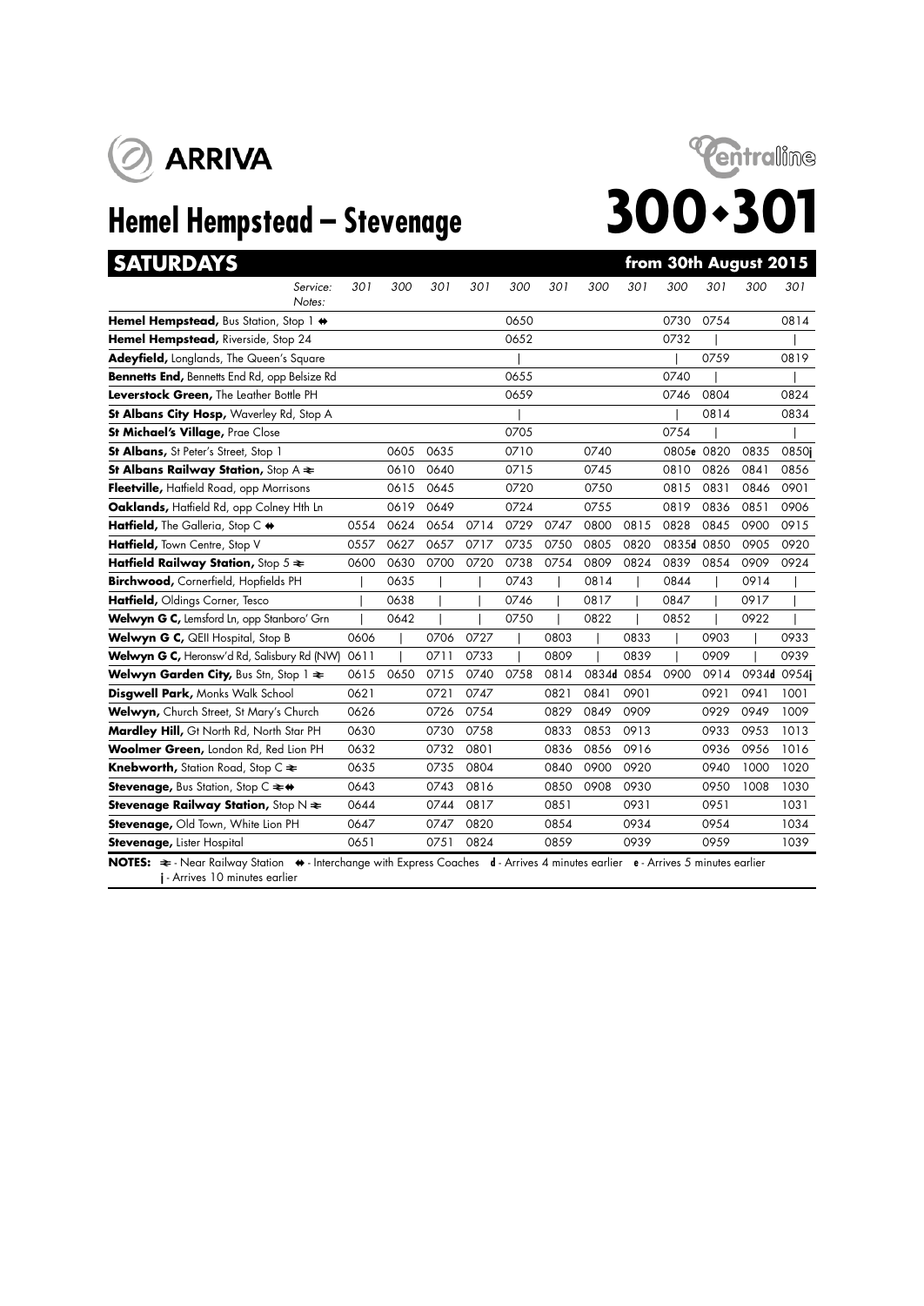ARRIVA

Centraline

# Hemel Hempstead – Stevenage

# 300•301

## SATURDAYS — from 30th August 2015

| Service: | 301 | 300 | 301 | 301 | 300 | 301 | 300 | 301 | 300 | 301 | 300 | 301 |
|---|---|---|---|---|---|---|---|---|---|---|---|---|
| Notes: | | | | | | | | | | | | |
| **Hemel Hempstead,** Bus Station, Stop 1 ⇹ | | | | | 0650 | | | | 0730 | 0754 | | 0814 |
| **Hemel Hempstead,** Riverside, Stop 24 | | | | | 0652 | | | | 0732 | \| | | \| |
| **Adeyfield,** Longlands, The Queen's Square | | | | | \| | | | | \| | 0759 | | 0819 |
| **Bennetts End,** Bennetts End Rd, opp Belsize Rd | | | | | 0655 | | | | 0740 | \| | | \| |
| **Leverstock Green,** The Leather Bottle PH | | | | | 0659 | | | | 0746 | 0804 | | 0824 |
| **St Albans City Hosp,** Waverley Rd, Stop A | | | | | \| | | | | \| | 0814 | | 0834 |
| **St Michael's Village,** Prae Close | | | | | 0705 | | | | 0754 | \| | | \| |
| **St Albans,** St Peter's Street, Stop 1 | | 0605 | 0635 | | 0710 | | 0740 | | 0805e | 0820 | 0835 | 0850j |
| **St Albans Railway Station,** Stop A ⇌ | | 0610 | 0640 | | 0715 | | 0745 | | 0810 | 0826 | 0841 | 0856 |
| **Fleetville,** Hatfield Road, opp Morrisons | | 0615 | 0645 | | 0720 | | 0750 | | 0815 | 0831 | 0846 | 0901 |
| **Oaklands,** Hatfield Rd, opp Colney Hth Ln | | 0619 | 0649 | | 0724 | | 0755 | | 0819 | 0836 | 0851 | 0906 |
| **Hatfield,** The Galleria, Stop C ⇹ | 0554 | 0624 | 0654 | 0714 | 0729 | 0747 | 0800 | 0815 | 0828 | 0845 | 0900 | 0915 |
| **Hatfield,** Town Centre, Stop V | 0557 | 0627 | 0657 | 0717 | 0735 | 0750 | 0805 | 0820 | 0835d | 0850 | 0905 | 0920 |
| **Hatfield Railway Station,** Stop 5 ⇌ | 0600 | 0630 | 0700 | 0720 | 0738 | 0754 | 0809 | 0824 | 0839 | 0854 | 0909 | 0924 |
| **Birchwood,** Cornerfield, Hopfields PH | \| | 0635 | \| | \| | 0743 | \| | 0814 | \| | 0844 | \| | 0914 | \| |
| **Hatfield,** Oldings Corner, Tesco | \| | 0638 | \| | \| | 0746 | \| | 0817 | \| | 0847 | \| | 0917 | \| |
| **Welwyn G C,** Lemsford Ln, opp Stanboro' Grn | \| | 0642 | \| | \| | 0750 | \| | 0822 | \| | 0852 | \| | 0922 | \| |
| **Welwyn G C,** QEII Hospital, Stop B | 0606 | \| | 0706 | 0727 | \| | 0803 | \| | 0833 | \| | 0903 | \| | 0933 |
| **Welwyn G C,** Heronsw'd Rd, Salisbury Rd (NW) | 0611 | \| | 0711 | 0733 | \| | 0809 | \| | 0839 | \| | 0909 | \| | 0939 |
| **Welwyn Garden City,** Bus Stn, Stop 1 ⇌ | 0615 | 0650 | 0715 | 0740 | 0758 | 0814 | 0834d | 0854 | 0900 | 0914 | 0934d | 0954j |
| **Disgwell Park,** Monks Walk School | 0621 | | 0721 | 0747 | | 0821 | 0841 | 0901 | | 0921 | 0941 | 1001 |
| **Welwyn,** Church Street, St Mary's Church | 0626 | | 0726 | 0754 | | 0829 | 0849 | 0909 | | 0929 | 0949 | 1009 |
| **Mardley Hill,** Gt North Rd, North Star PH | 0630 | | 0730 | 0758 | | 0833 | 0853 | 0913 | | 0933 | 0953 | 1013 |
| **Woolmer Green,** London Rd, Red Lion PH | 0632 | | 0732 | 0801 | | 0836 | 0856 | 0916 | | 0936 | 0956 | 1016 |
| **Knebworth,** Station Road, Stop C ⇌ | 0635 | | 0735 | 0804 | | 0840 | 0900 | 0920 | | 0940 | 1000 | 1020 |
| **Stevenage,** Bus Station, Stop C ⇌⇹ | 0643 | | 0743 | 0816 | | 0850 | 0908 | 0930 | | 0950 | 1008 | 1030 |
| **Stevenage Railway Station,** Stop N ⇌ | 0644 | | 0744 | 0817 | | 0851 | | 0931 | | 0951 | | 1031 |
| **Stevenage,** Old Town, White Lion PH | 0647 | | 0747 | 0820 | | 0854 | | 0934 | | 0954 | | 1034 |
| **Stevenage,** Lister Hospital | 0651 | | 0751 | 0824 | | 0859 | | 0939 | | 0959 | | 1039 |

**NOTES:** ⇌ - Near Railway Station ⇹ - Interchange with Express Coaches **d** - Arrives 4 minutes earlier **e** - Arrives 5 minutes earlier **j** - Arrives 10 minutes earlier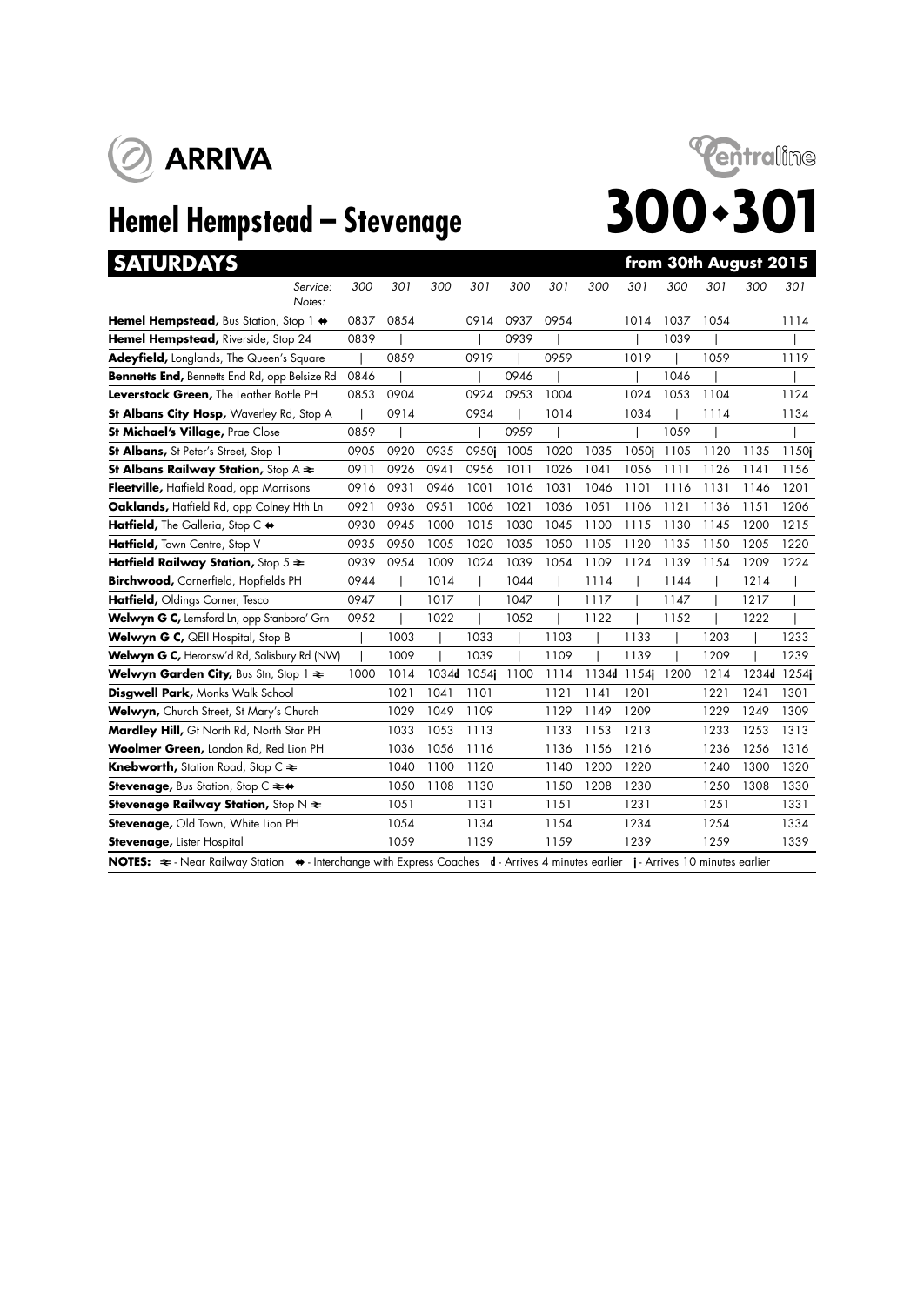ARRIVA

Centraline

# Hemel Hempstead – Stevenage

# 300•301

## SATURDAYS

**from 30th August 2015**

| Service: / Notes: | 300 | 301 | 300 | 301 | 300 | 301 | 300 | 301 | 300 | 301 | 300 | 301 |
|---|---|---|---|---|---|---|---|---|---|---|---|---|
| **Hemel Hempstead,** Bus Station, Stop 1 ⇼ | 0837 | 0854 | | 0914 | 0937 | 0954 | | 1014 | 1037 | 1054 | | 1114 |
| **Hemel Hempstead,** Riverside, Stop 24 | 0839 | \| | | \| | 0939 | \| | | \| | 1039 | \| | | \| |
| **Adeyfield,** Longlands, The Queen's Square | \| | 0859 | | 0919 | \| | 0959 | | 1019 | \| | 1059 | | 1119 |
| **Bennetts End,** Bennetts End Rd, opp Belsize Rd | 0846 | \| | | \| | 0946 | \| | | \| | 1046 | \| | | \| |
| **Leverstock Green,** The Leather Bottle PH | 0853 | 0904 | | 0924 | 0953 | 1004 | | 1024 | 1053 | 1104 | | 1124 |
| **St Albans City Hosp,** Waverley Rd, Stop A | \| | 0914 | | 0934 | \| | 1014 | | 1034 | \| | 1114 | | 1134 |
| **St Michael's Village,** Prae Close | 0859 | \| | | \| | 0959 | \| | | \| | 1059 | \| | | \| |
| **St Albans,** St Peter's Street, Stop 1 | 0905 | 0920 | 0935 | 0950j | 1005 | 1020 | 1035 | 1050j | 1105 | 1120 | 1135 | 1150j |
| **St Albans Railway Station,** Stop A ⇌ | 0911 | 0926 | 0941 | 0956 | 1011 | 1026 | 1041 | 1056 | 1111 | 1126 | 1141 | 1156 |
| **Fleetville,** Hatfield Road, opp Morrisons | 0916 | 0931 | 0946 | 1001 | 1016 | 1031 | 1046 | 1101 | 1116 | 1131 | 1146 | 1201 |
| **Oaklands,** Hatfield Rd, opp Colney Hth Ln | 0921 | 0936 | 0951 | 1006 | 1021 | 1036 | 1051 | 1106 | 1121 | 1136 | 1151 | 1206 |
| **Hatfield,** The Galleria, Stop C ⇼ | 0930 | 0945 | 1000 | 1015 | 1030 | 1045 | 1100 | 1115 | 1130 | 1145 | 1200 | 1215 |
| **Hatfield,** Town Centre, Stop V | 0935 | 0950 | 1005 | 1020 | 1035 | 1050 | 1105 | 1120 | 1135 | 1150 | 1205 | 1220 |
| **Hatfield Railway Station,** Stop 5 ⇌ | 0939 | 0954 | 1009 | 1024 | 1039 | 1054 | 1109 | 1124 | 1139 | 1154 | 1209 | 1224 |
| **Birchwood,** Cornerfield, Hopfields PH | 0944 | \| | 1014 | \| | 1044 | \| | 1114 | \| | 1144 | \| | 1214 | \| |
| **Hatfield,** Oldings Corner, Tesco | 0947 | \| | 1017 | \| | 1047 | \| | 1117 | \| | 1147 | \| | 1217 | \| |
| **Welwyn G C,** Lemsford Ln, opp Stanboro' Grn | 0952 | \| | 1022 | \| | 1052 | \| | 1122 | \| | 1152 | \| | 1222 | \| |
| **Welwyn G C,** QEII Hospital, Stop B | \| | 1003 | \| | 1033 | \| | 1103 | \| | 1133 | \| | 1203 | \| | 1233 |
| **Welwyn G C,** Heronsw'd Rd, Salisbury Rd (NW) | \| | 1009 | \| | 1039 | \| | 1109 | \| | 1139 | \| | 1209 | \| | 1239 |
| **Welwyn Garden City,** Bus Stn, Stop 1 ⇌ | 1000 | 1014 | 1034d | 1054j | 1100 | 1114 | 1134d | 1154j | 1200 | 1214 | 1234d | 1254j |
| **Disgwell Park,** Monks Walk School | | 1021 | 1041 | 1101 | | 1121 | 1141 | 1201 | | 1221 | 1241 | 1301 |
| **Welwyn,** Church Street, St Mary's Church | | 1029 | 1049 | 1109 | | 1129 | 1149 | 1209 | | 1229 | 1249 | 1309 |
| **Mardley Hill,** Gt North Rd, North Star PH | | 1033 | 1053 | 1113 | | 1133 | 1153 | 1213 | | 1233 | 1253 | 1313 |
| **Woolmer Green,** London Rd, Red Lion PH | | 1036 | 1056 | 1116 | | 1136 | 1156 | 1216 | | 1236 | 1256 | 1316 |
| **Knebworth,** Station Road, Stop C ⇌ | | 1040 | 1100 | 1120 | | 1140 | 1200 | 1220 | | 1240 | 1300 | 1320 |
| **Stevenage,** Bus Station, Stop C ⇌⇼ | | 1050 | 1108 | 1130 | | 1150 | 1208 | 1230 | | 1250 | 1308 | 1330 |
| **Stevenage Railway Station,** Stop N ⇌ | | 1051 | | 1131 | | 1151 | | 1231 | | 1251 | | 1331 |
| **Stevenage,** Old Town, White Lion PH | | 1054 | | 1134 | | 1154 | | 1234 | | 1254 | | 1334 |
| **Stevenage,** Lister Hospital | | 1059 | | 1139 | | 1159 | | 1239 | | 1259 | | 1339 |

**NOTES:** ⇌ - Near Railway Station ⇼ - Interchange with Express Coaches **d** - Arrives 4 minutes earlier **j** - Arrives 10 minutes earlier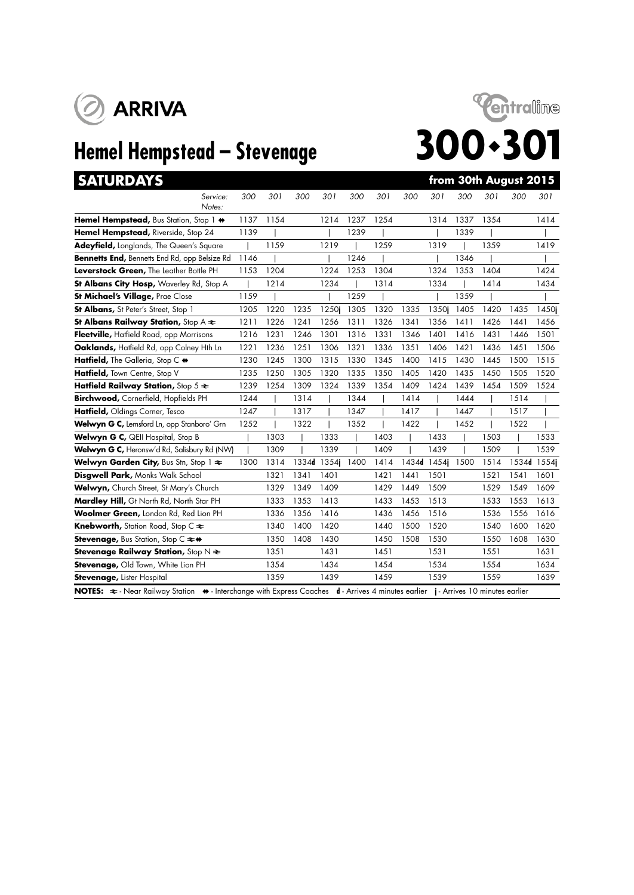ARRIVA

Centraline

# Hemel Hempstead – Stevenage

# 300•301

## SATURDAYS

**from 30th August 2015**

| Service: | 300 | 301 | 300 | 301 | 300 | 301 | 300 | 301 | 300 | 301 | 300 | 301 |
|---|---|---|---|---|---|---|---|---|---|---|---|---|
| Notes: | | | | | | | | | | | | |
| **Hemel Hempstead,** Bus Station, Stop 1 ⇹ | 1137 | 1154 | | 1214 | 1237 | 1254 | | 1314 | 1337 | 1354 | | 1414 |
| **Hemel Hempstead,** Riverside, Stop 24 | 1139 | \| | | \| | 1239 | \| | | \| | 1339 | \| | | \| |
| **Adeyfield,** Longlands, The Queen's Square | \| | 1159 | | 1219 | \| | 1259 | | 1319 | \| | 1359 | | 1419 |
| **Bennetts End,** Bennetts End Rd, opp Belsize Rd | 1146 | \| | | \| | 1246 | \| | | \| | 1346 | \| | | \| |
| **Leverstock Green,** The Leather Bottle PH | 1153 | 1204 | | 1224 | 1253 | 1304 | | 1324 | 1353 | 1404 | | 1424 |
| **St Albans City Hosp,** Waverley Rd, Stop A | \| | 1214 | | 1234 | \| | 1314 | | 1334 | \| | 1414 | | 1434 |
| **St Michael's Village,** Prae Close | 1159 | \| | | \| | 1259 | \| | | \| | 1359 | \| | | \| |
| **St Albans,** St Peter's Street, Stop 1 | 1205 | 1220 | 1235 | 1250j | 1305 | 1320 | 1335 | 1350j | 1405 | 1420 | 1435 | 1450j |
| **St Albans Railway Station,** Stop A ⇌ | 1211 | 1226 | 1241 | 1256 | 1311 | 1326 | 1341 | 1356 | 1411 | 1426 | 1441 | 1456 |
| **Fleetville,** Hatfield Road, opp Morrisons | 1216 | 1231 | 1246 | 1301 | 1316 | 1331 | 1346 | 1401 | 1416 | 1431 | 1446 | 1501 |
| **Oaklands,** Hatfield Rd, opp Colney Hth Ln | 1221 | 1236 | 1251 | 1306 | 1321 | 1336 | 1351 | 1406 | 1421 | 1436 | 1451 | 1506 |
| **Hatfield,** The Galleria, Stop C ⇹ | 1230 | 1245 | 1300 | 1315 | 1330 | 1345 | 1400 | 1415 | 1430 | 1445 | 1500 | 1515 |
| **Hatfield,** Town Centre, Stop V | 1235 | 1250 | 1305 | 1320 | 1335 | 1350 | 1405 | 1420 | 1435 | 1450 | 1505 | 1520 |
| **Hatfield Railway Station,** Stop 5 ⇌ | 1239 | 1254 | 1309 | 1324 | 1339 | 1354 | 1409 | 1424 | 1439 | 1454 | 1509 | 1524 |
| **Birchwood,** Cornerfield, Hopfields PH | 1244 | \| | 1314 | \| | 1344 | \| | 1414 | \| | 1444 | \| | 1514 | \| |
| **Hatfield,** Oldings Corner, Tesco | 1247 | \| | 1317 | \| | 1347 | \| | 1417 | \| | 1447 | \| | 1517 | \| |
| **Welwyn G C,** Lemsford Ln, opp Stanboro' Grn | 1252 | \| | 1322 | \| | 1352 | \| | 1422 | \| | 1452 | \| | 1522 | \| |
| **Welwyn G C,** QEII Hospital, Stop B | \| | 1303 | \| | 1333 | \| | 1403 | \| | 1433 | \| | 1503 | \| | 1533 |
| **Welwyn G C,** Heronsw'd Rd, Salisbury Rd (NW) | \| | 1309 | \| | 1339 | \| | 1409 | \| | 1439 | \| | 1509 | \| | 1539 |
| **Welwyn Garden City,** Bus Stn, Stop 1 ⇌ | 1300 | 1314 | 1334d | 1354j | 1400 | 1414 | 1434d | 1454j | 1500 | 1514 | 1534d | 1554j |
| **Disgwell Park,** Monks Walk School | | 1321 | 1341 | 1401 | | 1421 | 1441 | 1501 | | 1521 | 1541 | 1601 |
| **Welwyn,** Church Street, St Mary's Church | | 1329 | 1349 | 1409 | | 1429 | 1449 | 1509 | | 1529 | 1549 | 1609 |
| **Mardley Hill,** Gt North Rd, North Star PH | | 1333 | 1353 | 1413 | | 1433 | 1453 | 1513 | | 1533 | 1553 | 1613 |
| **Woolmer Green,** London Rd, Red Lion PH | | 1336 | 1356 | 1416 | | 1436 | 1456 | 1516 | | 1536 | 1556 | 1616 |
| **Knebworth,** Station Road, Stop C ⇌ | | 1340 | 1400 | 1420 | | 1440 | 1500 | 1520 | | 1540 | 1600 | 1620 |
| **Stevenage,** Bus Station, Stop C ⇌⇹ | | 1350 | 1408 | 1430 | | 1450 | 1508 | 1530 | | 1550 | 1608 | 1630 |
| **Stevenage Railway Station,** Stop N ⇌ | | 1351 | | 1431 | | 1451 | | 1531 | | 1551 | | 1631 |
| **Stevenage,** Old Town, White Lion PH | | 1354 | | 1434 | | 1454 | | 1534 | | 1554 | | 1634 |
| **Stevenage,** Lister Hospital | | 1359 | | 1439 | | 1459 | | 1539 | | 1559 | | 1639 |

**NOTES:** ⇌ - Near Railway Station ⇹ - Interchange with Express Coaches **d** - Arrives 4 minutes earlier **j** - Arrives 10 minutes earlier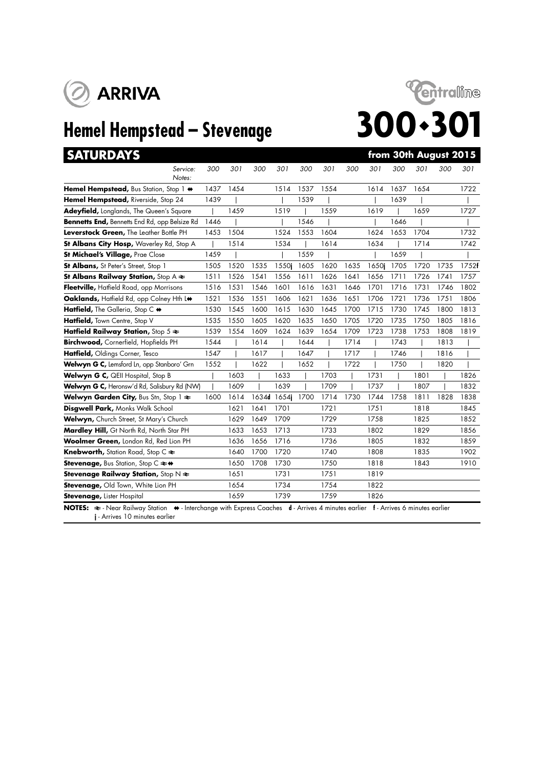ARRIVA

Centraline

# Hemel Hempstead – Stevenage

# 300 • 301

## SATURDAYS — from 30th August 2015

| Service: | 300 | 301 | 300 | 301 | 300 | 301 | 300 | 301 | 300 | 301 | 300 | 301 |
|---|---|---|---|---|---|---|---|---|---|---|---|---|
| Notes: | | | | | | | | | | | | |
| **Hemel Hempstead,** Bus Station, Stop 1 ⇼ | 1437 | 1454 | | 1514 | 1537 | 1554 | | 1614 | 1637 | 1654 | | 1722 |
| **Hemel Hempstead,** Riverside, Stop 24 | 1439 | \| | | \| | 1539 | \| | | \| | 1639 | \| | | \| |
| **Adeyfield,** Longlands, The Queen's Square | \| | 1459 | | 1519 | \| | 1559 | | 1619 | \| | 1659 | | 1727 |
| **Bennetts End,** Bennetts End Rd, opp Belsize Rd | 1446 | \| | | \| | 1546 | \| | | \| | 1646 | \| | | \| |
| **Leverstock Green,** The Leather Bottle PH | 1453 | 1504 | | 1524 | 1553 | 1604 | | 1624 | 1653 | 1704 | | 1732 |
| **St Albans City Hosp,** Waverley Rd, Stop A | \| | 1514 | | 1534 | \| | 1614 | | 1634 | \| | 1714 | | 1742 |
| **St Michael's Village,** Prae Close | 1459 | \| | | \| | 1559 | \| | | \| | 1659 | \| | | \| |
| **St Albans,** St Peter's Street, Stop 1 | 1505 | 1520 | 1535 | 1550j | 1605 | 1620 | 1635 | 1650j | 1705 | 1720 | 1735 | 1752f |
| **St Albans Railway Station,** Stop A ⇌ | 1511 | 1526 | 1541 | 1556 | 1611 | 1626 | 1641 | 1656 | 1711 | 1726 | 1741 | 1757 |
| **Fleetville,** Hatfield Road, opp Morrisons | 1516 | 1531 | 1546 | 1601 | 1616 | 1631 | 1646 | 1701 | 1716 | 1731 | 1746 | 1802 |
| **Oaklands,** Hatfield Rd, opp Colney Hth L⇼ | 1521 | 1536 | 1551 | 1606 | 1621 | 1636 | 1651 | 1706 | 1721 | 1736 | 1751 | 1806 |
| **Hatfield,** The Galleria, Stop C ⇼ | 1530 | 1545 | 1600 | 1615 | 1630 | 1645 | 1700 | 1715 | 1730 | 1745 | 1800 | 1813 |
| **Hatfield,** Town Centre, Stop V | 1535 | 1550 | 1605 | 1620 | 1635 | 1650 | 1705 | 1720 | 1735 | 1750 | 1805 | 1816 |
| **Hatfield Railway Station,** Stop 5 ⇌ | 1539 | 1554 | 1609 | 1624 | 1639 | 1654 | 1709 | 1723 | 1738 | 1753 | 1808 | 1819 |
| **Birchwood,** Cornerfield, Hopfields PH | 1544 | \| | 1614 | \| | 1644 | \| | 1714 | \| | 1743 | \| | 1813 | \| |
| **Hatfield,** Oldings Corner, Tesco | 1547 | \| | 1617 | \| | 1647 | \| | 1717 | \| | 1746 | \| | 1816 | \| |
| **Welwyn G C,** Lemsford Ln, opp Stanboro' Grn | 1552 | \| | 1622 | \| | 1652 | \| | 1722 | \| | 1750 | \| | 1820 | \| |
| **Welwyn G C,** QEII Hospital, Stop B | \| | 1603 | \| | 1633 | \| | 1703 | \| | 1731 | \| | 1801 | \| | 1826 |
| **Welwyn G C,** Heronsw'd Rd, Salisbury Rd (NW) | \| | 1609 | \| | 1639 | \| | 1709 | \| | 1737 | \| | 1807 | \| | 1832 |
| **Welwyn Garden City,** Bus Stn, Stop 1 ⇌ | 1600 | 1614 | 1634d | 1654j | 1700 | 1714 | 1730 | 1744 | 1758 | 1811 | 1828 | 1838 |
| **Disgwell Park,** Monks Walk School | | 1621 | 1641 | 1701 | | 1721 | | 1751 | | 1818 | | 1845 |
| **Welwyn,** Church Street, St Mary's Church | | 1629 | 1649 | 1709 | | 1729 | | 1758 | | 1825 | | 1852 |
| **Mardley Hill,** Gt North Rd, North Star PH | | 1633 | 1653 | 1713 | | 1733 | | 1802 | | 1829 | | 1856 |
| **Woolmer Green,** London Rd, Red Lion PH | | 1636 | 1656 | 1716 | | 1736 | | 1805 | | 1832 | | 1859 |
| **Knebworth,** Station Road, Stop C ⇌ | | 1640 | 1700 | 1720 | | 1740 | | 1808 | | 1835 | | 1902 |
| **Stevenage,** Bus Station, Stop C ⇌⇼ | | 1650 | 1708 | 1730 | | 1750 | | 1818 | | 1843 | | 1910 |
| **Stevenage Railway Station,** Stop N ⇌ | | 1651 | | 1731 | | 1751 | | 1819 | | | | |
| **Stevenage,** Old Town, White Lion PH | | 1654 | | 1734 | | 1754 | | 1822 | | | | |
| **Stevenage,** Lister Hospital | | 1659 | | 1739 | | 1759 | | 1826 | | | | |

**NOTES:** ⇌ - Near Railway Station ⇼ - Interchange with Express Coaches **d** - Arrives 4 minutes earlier **f** - Arrives 6 minutes earlier **j** - Arrives 10 minutes earlier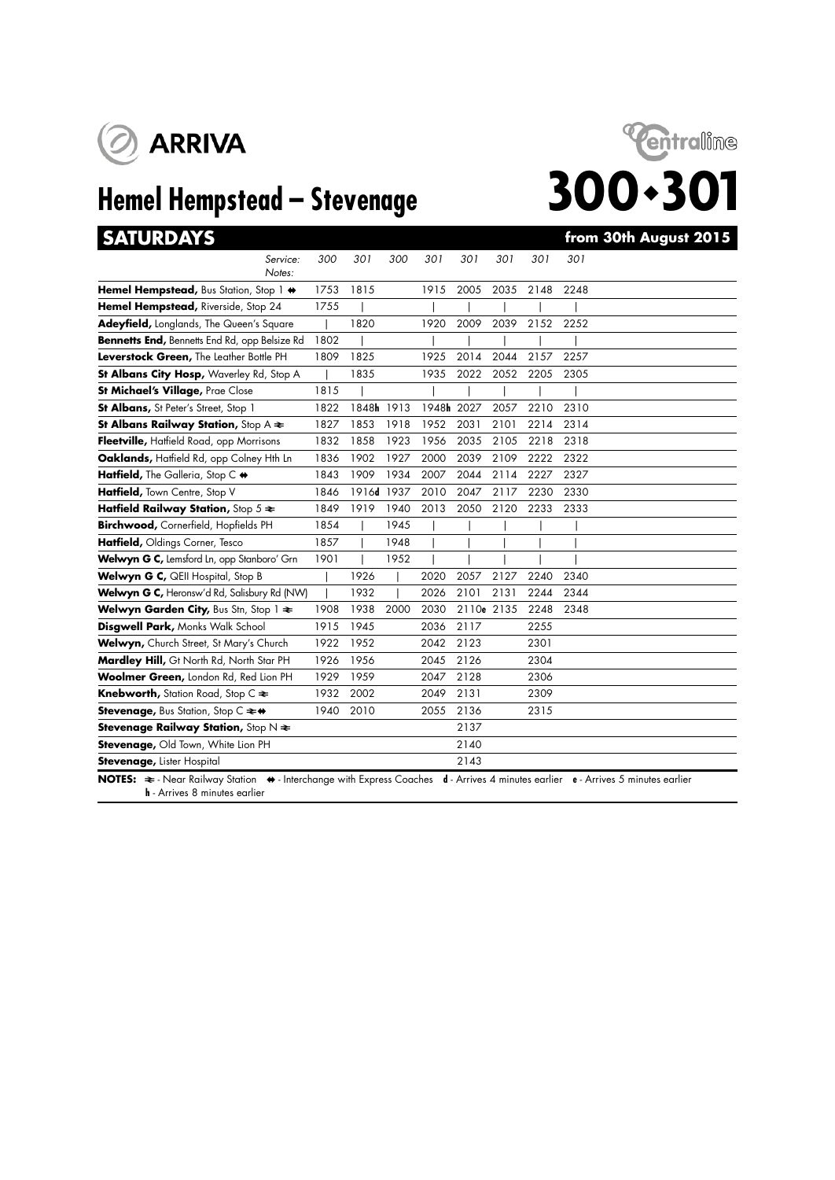ARRIVA

Centraline

# Hemel Hempstead – Stevenage

# 300•301

## SATURDAYS

**from 30th August 2015**

| Service: / Notes: | 300 | 301 | 300 | 301 | 301 | 301 | 301 | 301 |
|---|---|---|---|---|---|---|---|---|
| **Hemel Hempstead,** Bus Station, Stop 1 ⇹ | 1753 | 1815 | | 1915 | 2005 | 2035 | 2148 | 2248 |
| **Hemel Hempstead,** Riverside, Stop 24 | 1755 | \| | | \| | \| | \| | \| | \| |
| **Adeyfield,** Longlands, The Queen's Square | \| | 1820 | | 1920 | 2009 | 2039 | 2152 | 2252 |
| **Bennetts End,** Bennetts End Rd, opp Belsize Rd | 1802 | \| | | \| | \| | \| | \| | \| |
| **Leverstock Green,** The Leather Bottle PH | 1809 | 1825 | | 1925 | 2014 | 2044 | 2157 | 2257 |
| **St Albans City Hosp,** Waverley Rd, Stop A | \| | 1835 | | 1935 | 2022 | 2052 | 2205 | 2305 |
| **St Michael's Village,** Prae Close | 1815 | \| | | \| | \| | \| | \| | \| |
| **St Albans,** St Peter's Street, Stop 1 | 1822 | 1848**h** | 1913 | 1948**h** | 2027 | 2057 | 2210 | 2310 |
| **St Albans Railway Station,** Stop A ⇌ | 1827 | 1853 | 1918 | 1952 | 2031 | 2101 | 2214 | 2314 |
| **Fleetville,** Hatfield Road, opp Morrisons | 1832 | 1858 | 1923 | 1956 | 2035 | 2105 | 2218 | 2318 |
| **Oaklands,** Hatfield Rd, opp Colney Hth Ln | 1836 | 1902 | 1927 | 2000 | 2039 | 2109 | 2222 | 2322 |
| **Hatfield,** The Galleria, Stop C ⇹ | 1843 | 1909 | 1934 | 2007 | 2044 | 2114 | 2227 | 2327 |
| **Hatfield,** Town Centre, Stop V | 1846 | 1916**d** | 1937 | 2010 | 2047 | 2117 | 2230 | 2330 |
| **Hatfield Railway Station,** Stop 5 ⇌ | 1849 | 1919 | 1940 | 2013 | 2050 | 2120 | 2233 | 2333 |
| **Birchwood,** Cornerfield, Hopfields PH | 1854 | \| | 1945 | \| | \| | \| | \| | \| |
| **Hatfield,** Oldings Corner, Tesco | 1857 | \| | 1948 | \| | \| | \| | \| | \| |
| **Welwyn G C,** Lemsford Ln, opp Stanboro' Grn | 1901 | \| | 1952 | \| | \| | \| | \| | \| |
| **Welwyn G C,** QEII Hospital, Stop B | \| | 1926 | \| | 2020 | 2057 | 2127 | 2240 | 2340 |
| **Welwyn G C,** Heronsw'd Rd, Salisbury Rd (NW) | \| | 1932 | \| | 2026 | 2101 | 2131 | 2244 | 2344 |
| **Welwyn Garden City,** Bus Stn, Stop 1 ⇌ | 1908 | 1938 | 2000 | 2030 | 2110**e** | 2135 | 2248 | 2348 |
| **Disgwell Park,** Monks Walk School | 1915 | 1945 | | 2036 | 2117 | | 2255 | |
| **Welwyn,** Church Street, St Mary's Church | 1922 | 1952 | | 2042 | 2123 | | 2301 | |
| **Mardley Hill,** Gt North Rd, North Star PH | 1926 | 1956 | | 2045 | 2126 | | 2304 | |
| **Woolmer Green,** London Rd, Red Lion PH | 1929 | 1959 | | 2047 | 2128 | | 2306 | |
| **Knebworth,** Station Road, Stop C ⇌ | 1932 | 2002 | | 2049 | 2131 | | 2309 | |
| **Stevenage,** Bus Station, Stop C ⇌⇹ | 1940 | 2010 | | 2055 | 2136 | | 2315 | |
| **Stevenage Railway Station,** Stop N ⇌ | | | | | 2137 | | | |
| **Stevenage,** Old Town, White Lion PH | | | | | 2140 | | | |
| **Stevenage,** Lister Hospital | | | | | 2143 | | | |

**NOTES:** ⇌ - Near Railway Station ⇹ - Interchange with Express Coaches **d** - Arrives 4 minutes earlier **e** - Arrives 5 minutes earlier **h** - Arrives 8 minutes earlier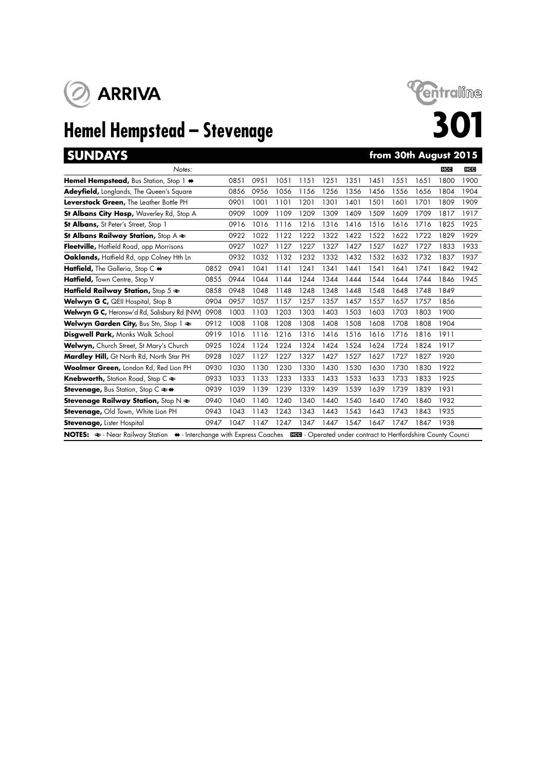ARRIVA

Centraline

# Hemel Hempstead – Stevenage

# 301

## SUNDAYS

**from 30th August 2015**

| *Notes:* | | | | | | | | | | | HCC | HCC |
|---|---|---|---|---|---|---|---|---|---|---|---|---|
| **Hemel Hempstead,** Bus Station, Stop 1 ⇹ | | 0851 | 0951 | 1051 | 1151 | 1251 | 1351 | 1451 | 1551 | 1651 | 1800 | 1900 |
| **Adeyfield,** Longlands, The Queen's Square | | 0856 | 0956 | 1056 | 1156 | 1256 | 1356 | 1456 | 1556 | 1656 | 1804 | 1904 |
| **Leverstock Green,** The Leather Bottle PH | | 0901 | 1001 | 1101 | 1201 | 1301 | 1401 | 1501 | 1601 | 1701 | 1809 | 1909 |
| **St Albans City Hosp,** Waverley Rd, Stop A | | 0909 | 1009 | 1109 | 1209 | 1309 | 1409 | 1509 | 1609 | 1709 | 1817 | 1917 |
| **St Albans,** St Peter's Street, Stop 1 | | 0916 | 1016 | 1116 | 1216 | 1316 | 1416 | 1516 | 1616 | 1716 | 1825 | 1925 |
| **St Albans Railway Station,** Stop A ⇌ | | 0922 | 1022 | 1122 | 1222 | 1322 | 1422 | 1522 | 1622 | 1722 | 1829 | 1929 |
| **Fleetville,** Hatfield Road, opp Morrisons | | 0927 | 1027 | 1127 | 1227 | 1327 | 1427 | 1527 | 1627 | 1727 | 1833 | 1933 |
| **Oaklands,** Hatfield Rd, opp Colney Hth Ln | | 0932 | 1032 | 1132 | 1232 | 1332 | 1432 | 1532 | 1632 | 1732 | 1837 | 1937 |
| **Hatfield,** The Galleria, Stop C ⇹ | 0852 | 0941 | 1041 | 1141 | 1241 | 1341 | 1441 | 1541 | 1641 | 1741 | 1842 | 1942 |
| **Hatfield,** Town Centre, Stop V | 0855 | 0944 | 1044 | 1144 | 1244 | 1344 | 1444 | 1544 | 1644 | 1744 | 1846 | 1945 |
| **Hatfield Railway Station,** Stop 5 ⇌ | 0858 | 0948 | 1048 | 1148 | 1248 | 1348 | 1448 | 1548 | 1648 | 1748 | 1849 | |
| **Welwyn G C,** QEII Hospital, Stop B | 0904 | 0957 | 1057 | 1157 | 1257 | 1357 | 1457 | 1557 | 1657 | 1757 | 1856 | |
| **Welwyn G C,** Heronsw'd Rd, Salisbury Rd (NW) | 0908 | 1003 | 1103 | 1203 | 1303 | 1403 | 1503 | 1603 | 1703 | 1803 | 1900 | |
| **Welwyn Garden City,** Bus Stn, Stop 1 ⇌ | 0912 | 1008 | 1108 | 1208 | 1308 | 1408 | 1508 | 1608 | 1708 | 1808 | 1904 | |
| **Disgwell Park,** Monks Walk School | 0919 | 1016 | 1116 | 1216 | 1316 | 1416 | 1516 | 1616 | 1716 | 1816 | 1911 | |
| **Welwyn,** Church Street, St Mary's Church | 0925 | 1024 | 1124 | 1224 | 1324 | 1424 | 1524 | 1624 | 1724 | 1824 | 1917 | |
| **Mardley Hill,** Gt North Rd, North Star PH | 0928 | 1027 | 1127 | 1227 | 1327 | 1427 | 1527 | 1627 | 1727 | 1827 | 1920 | |
| **Woolmer Green,** London Rd, Red Lion PH | 0930 | 1030 | 1130 | 1230 | 1330 | 1430 | 1530 | 1630 | 1730 | 1830 | 1922 | |
| **Knebworth,** Station Road, Stop C ⇌ | 0933 | 1033 | 1133 | 1233 | 1333 | 1433 | 1533 | 1633 | 1733 | 1833 | 1925 | |
| **Stevenage,** Bus Station, Stop C ⇌⇹ | 0939 | 1039 | 1139 | 1239 | 1339 | 1439 | 1539 | 1639 | 1739 | 1839 | 1931 | |
| **Stevenage Railway Station,** Stop N ⇌ | 0940 | 1040 | 1140 | 1240 | 1340 | 1440 | 1540 | 1640 | 1740 | 1840 | 1932 | |
| **Stevenage,** Old Town, White Lion PH | 0943 | 1043 | 1143 | 1243 | 1343 | 1443 | 1543 | 1643 | 1743 | 1843 | 1935 | |
| **Stevenage,** Lister Hospital | 0947 | 1047 | 1147 | 1247 | 1347 | 1447 | 1547 | 1647 | 1747 | 1847 | 1938 | |

**NOTES:** ⇌ - Near Railway Station ⇹ - Interchange with Express Coaches HCC - Operated under contract to Hertfordshire County Counci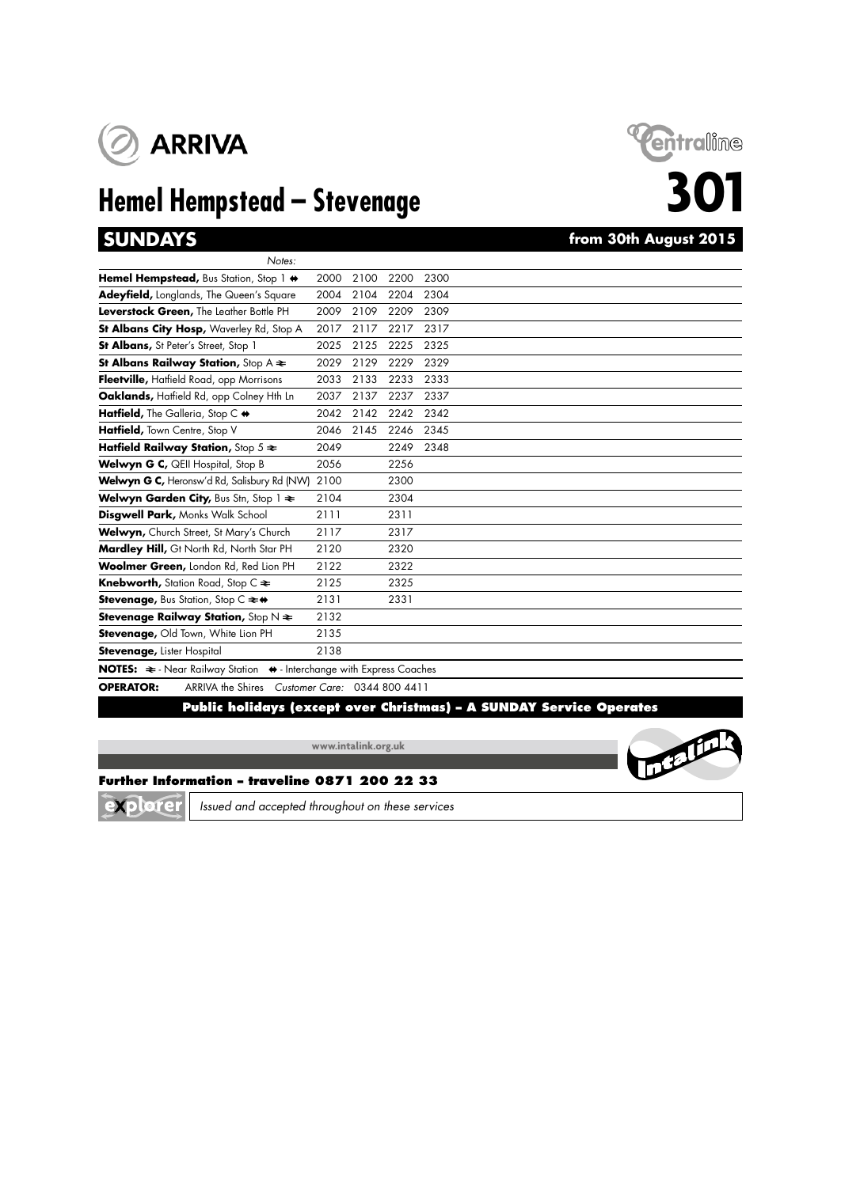ARRIVA

Centraline

# Hemel Hempstead – Stevenage

# 301

## SUNDAYS

**from 30th August 2015**

| Notes: | | | | |
|---|---|---|---|---|
| **Hemel Hempstead,** Bus Station, Stop 1 ⇹ | 2000 | 2100 | 2200 | 2300 |
| **Adeyfield,** Longlands, The Queen's Square | 2004 | 2104 | 2204 | 2304 |
| **Leverstock Green,** The Leather Bottle PH | 2009 | 2109 | 2209 | 2309 |
| **St Albans City Hosp,** Waverley Rd, Stop A | 2017 | 2117 | 2217 | 2317 |
| **St Albans,** St Peter's Street, Stop 1 | 2025 | 2125 | 2225 | 2325 |
| **St Albans Railway Station,** Stop A ≷ | 2029 | 2129 | 2229 | 2329 |
| **Fleetville,** Hatfield Road, opp Morrisons | 2033 | 2133 | 2233 | 2333 |
| **Oaklands,** Hatfield Rd, opp Colney Hth Ln | 2037 | 2137 | 2237 | 2337 |
| **Hatfield,** The Galleria, Stop C ⇹ | 2042 | 2142 | 2242 | 2342 |
| **Hatfield,** Town Centre, Stop V | 2046 | 2145 | 2246 | 2345 |
| **Hatfield Railway Station,** Stop 5 ≷ | 2049 | | 2249 | 2348 |
| **Welwyn G C,** QEII Hospital, Stop B | 2056 | | 2256 | |
| **Welwyn G C,** Heronsw'd Rd, Salisbury Rd (NW) | 2100 | | 2300 | |
| **Welwyn Garden City,** Bus Stn, Stop 1 ≷ | 2104 | | 2304 | |
| **Disgwell Park,** Monks Walk School | 2111 | | 2311 | |
| **Welwyn,** Church Street, St Mary's Church | 2117 | | 2317 | |
| **Mardley Hill,** Gt North Rd, North Star PH | 2120 | | 2320 | |
| **Woolmer Green,** London Rd, Red Lion PH | 2122 | | 2322 | |
| **Knebworth,** Station Road, Stop C ≷ | 2125 | | 2325 | |
| **Stevenage,** Bus Station, Stop C ≷⇹ | 2131 | | 2331 | |
| **Stevenage Railway Station,** Stop N ≷ | 2132 | | | |
| **Stevenage,** Old Town, White Lion PH | 2135 | | | |
| **Stevenage,** Lister Hospital | 2138 | | | |

**NOTES:** ≷ - Near Railway Station ⇹ - Interchange with Express Coaches

**OPERATOR:** ARRIVA the Shires *Customer Care:* 0344 800 4411

**Public holidays (except over Christmas) – A SUNDAY Service Operates**

www.intalink.org.uk

Intalink

**Further Information – traveline 0871 200 22 33**

explorer *Issued and accepted throughout on these services*